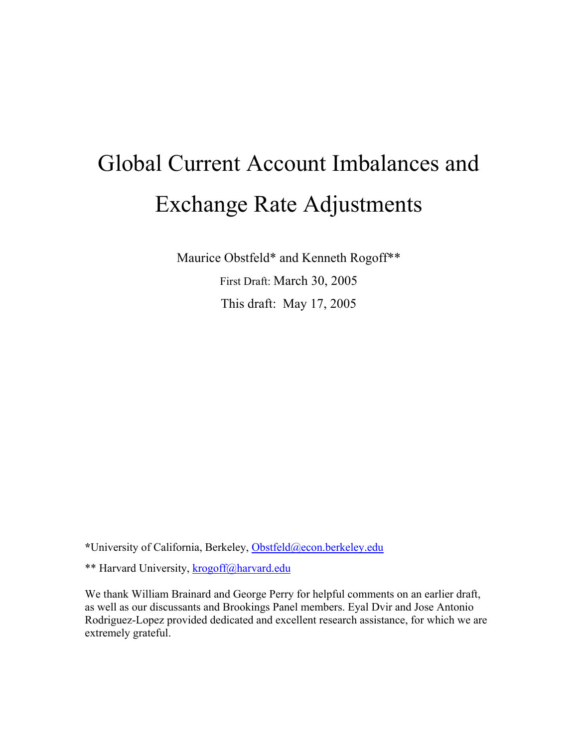# Global Current Account Imbalances and Exchange Rate Adjustments

Maurice Obstfeld* and Kenneth Rogoff**

First Draft: March 30, 2005

This draft: May 17, 2005

*University of California, Berkeley, Obstfeld@econ.berkeley.edu

** Harvard University, krogoff@harvard.edu

We thank William Brainard and George Perry for helpful comments on an earlier draft, as well as our discussants and Brookings Panel members. Eyal Dvir and Jose Antonio Rodriguez-Lopez provided dedicated and excellent research assistance, for which we are extremely grateful.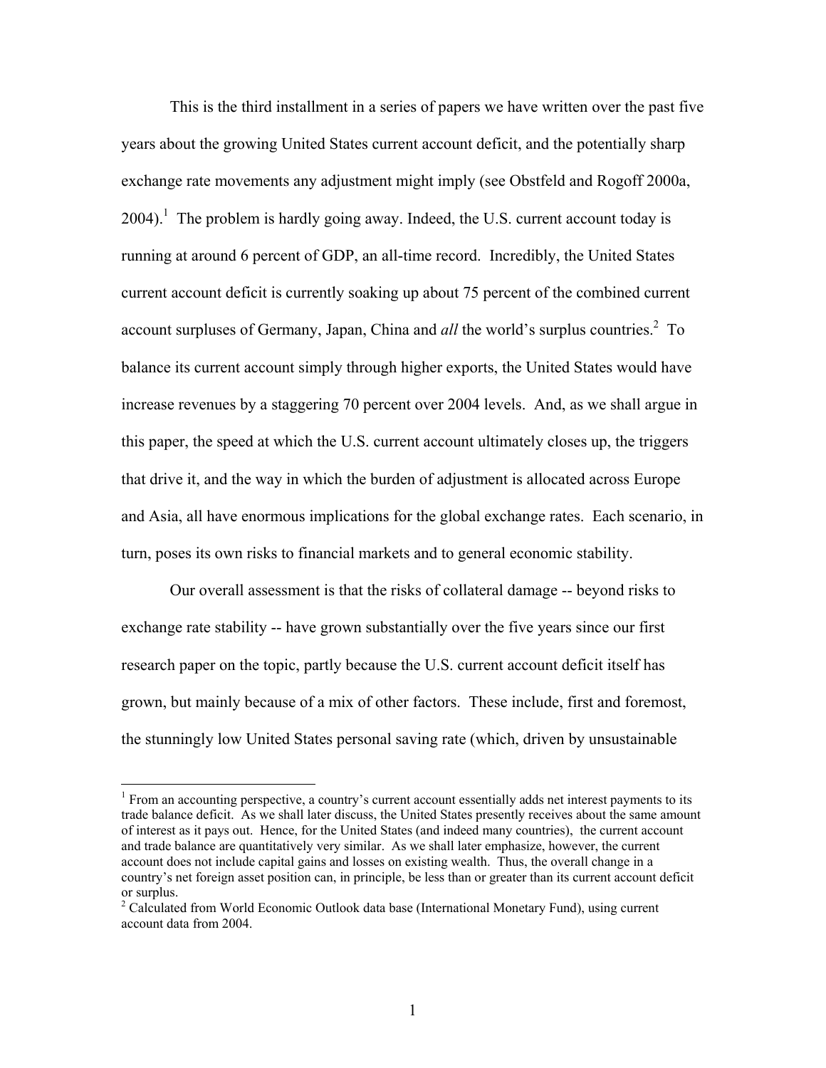This is the third installment in a series of papers we have written over the past five years about the growing United States current account deficit, and the potentially sharp exchange rate movements any adjustment might imply (see Obstfeld and Rogoff 2000a, 2004).[1] The problem is hardly going away. Indeed, the U.S. current account today is running at around 6 percent of GDP, an all-time record. Incredibly, the United States current account deficit is currently soaking up about 75 percent of the combined current account surpluses of Germany, Japan, China and *all* the world's surplus countries.[2] To balance its current account simply through higher exports, the United States would have increase revenues by a staggering 70 percent over 2004 levels. And, as we shall argue in this paper, the speed at which the U.S. current account ultimately closes up, the triggers that drive it, and the way in which the burden of adjustment is allocated across Europe and Asia, all have enormous implications for the global exchange rates. Each scenario, in turn, poses its own risks to financial markets and to general economic stability.

Our overall assessment is that the risks of collateral damage -- beyond risks to exchange rate stability -- have grown substantially over the five years since our first research paper on the topic, partly because the U.S. current account deficit itself has grown, but mainly because of a mix of other factors. These include, first and foremost, the stunningly low United States personal saving rate (which, driven by unsustainable

---

[1] From an accounting perspective, a country's current account essentially adds net interest payments to its trade balance deficit. As we shall later discuss, the United States presently receives about the same amount of interest as it pays out. Hence, for the United States (and indeed many countries), the current account and trade balance are quantitatively very similar. As we shall later emphasize, however, the current account does not include capital gains and losses on existing wealth. Thus, the overall change in a country's net foreign asset position can, in principle, be less than or greater than its current account deficit or surplus.

[2] Calculated from World Economic Outlook data base (International Monetary Fund), using current account data from 2004.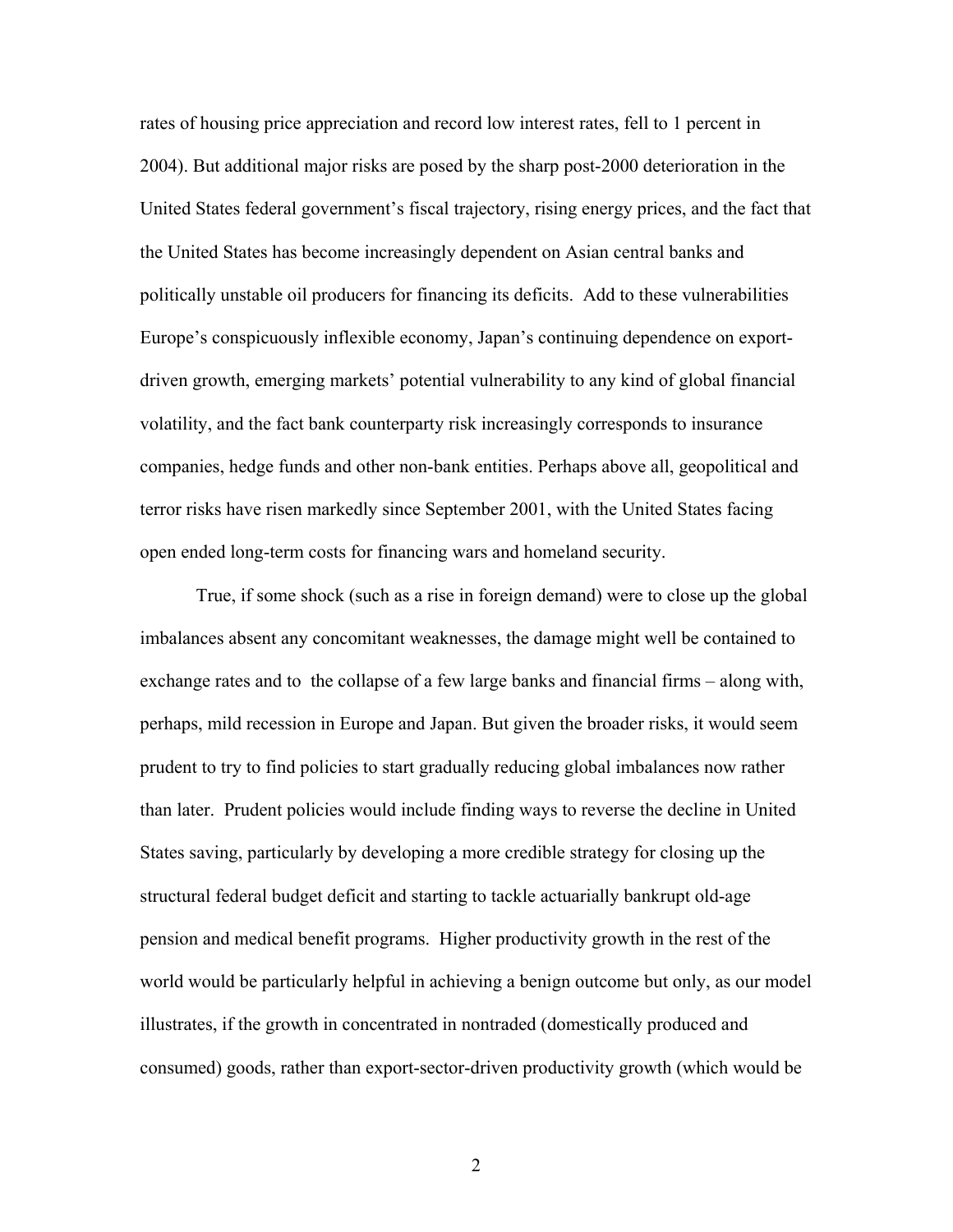rates of housing price appreciation and record low interest rates, fell to 1 percent in 2004). But additional major risks are posed by the sharp post-2000 deterioration in the United States federal government's fiscal trajectory, rising energy prices, and the fact that the United States has become increasingly dependent on Asian central banks and politically unstable oil producers for financing its deficits. Add to these vulnerabilities Europe's conspicuously inflexible economy, Japan's continuing dependence on export-driven growth, emerging markets' potential vulnerability to any kind of global financial volatility, and the fact bank counterparty risk increasingly corresponds to insurance companies, hedge funds and other non-bank entities. Perhaps above all, geopolitical and terror risks have risen markedly since September 2001, with the United States facing open ended long-term costs for financing wars and homeland security.

True, if some shock (such as a rise in foreign demand) were to close up the global imbalances absent any concomitant weaknesses, the damage might well be contained to exchange rates and to the collapse of a few large banks and financial firms – along with, perhaps, mild recession in Europe and Japan. But given the broader risks, it would seem prudent to try to find policies to start gradually reducing global imbalances now rather than later. Prudent policies would include finding ways to reverse the decline in United States saving, particularly by developing a more credible strategy for closing up the structural federal budget deficit and starting to tackle actuarially bankrupt old-age pension and medical benefit programs. Higher productivity growth in the rest of the world would be particularly helpful in achieving a benign outcome but only, as our model illustrates, if the growth in concentrated in nontraded (domestically produced and consumed) goods, rather than export-sector-driven productivity growth (which would be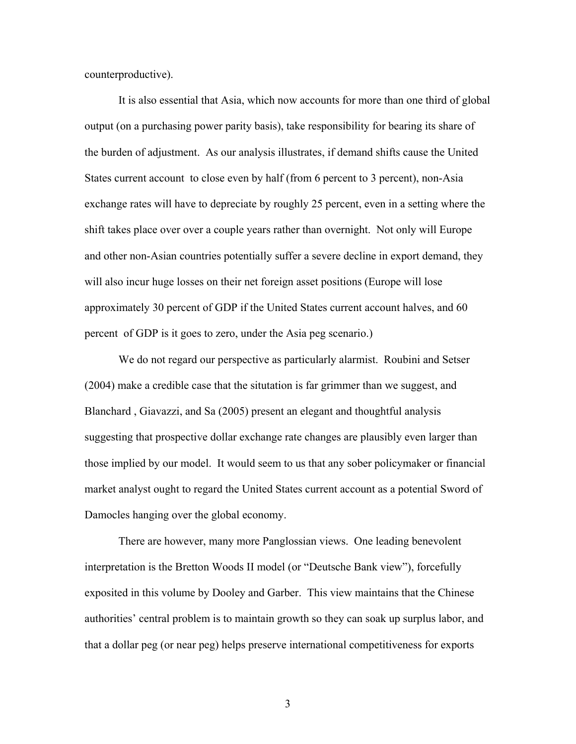counterproductive).

It is also essential that Asia, which now accounts for more than one third of global output (on a purchasing power parity basis), take responsibility for bearing its share of the burden of adjustment. As our analysis illustrates, if demand shifts cause the United States current account to close even by half (from 6 percent to 3 percent), non-Asia exchange rates will have to depreciate by roughly 25 percent, even in a setting where the shift takes place over over a couple years rather than overnight. Not only will Europe and other non-Asian countries potentially suffer a severe decline in export demand, they will also incur huge losses on their net foreign asset positions (Europe will lose approximately 30 percent of GDP if the United States current account halves, and 60 percent of GDP is it goes to zero, under the Asia peg scenario.)

We do not regard our perspective as particularly alarmist. Roubini and Setser (2004) make a credible case that the situtation is far grimmer than we suggest, and Blanchard , Giavazzi, and Sa (2005) present an elegant and thoughtful analysis suggesting that prospective dollar exchange rate changes are plausibly even larger than those implied by our model. It would seem to us that any sober policymaker or financial market analyst ought to regard the United States current account as a potential Sword of Damocles hanging over the global economy.

There are however, many more Panglossian views. One leading benevolent interpretation is the Bretton Woods II model (or "Deutsche Bank view"), forcefully exposited in this volume by Dooley and Garber. This view maintains that the Chinese authorities' central problem is to maintain growth so they can soak up surplus labor, and that a dollar peg (or near peg) helps preserve international competitiveness for exports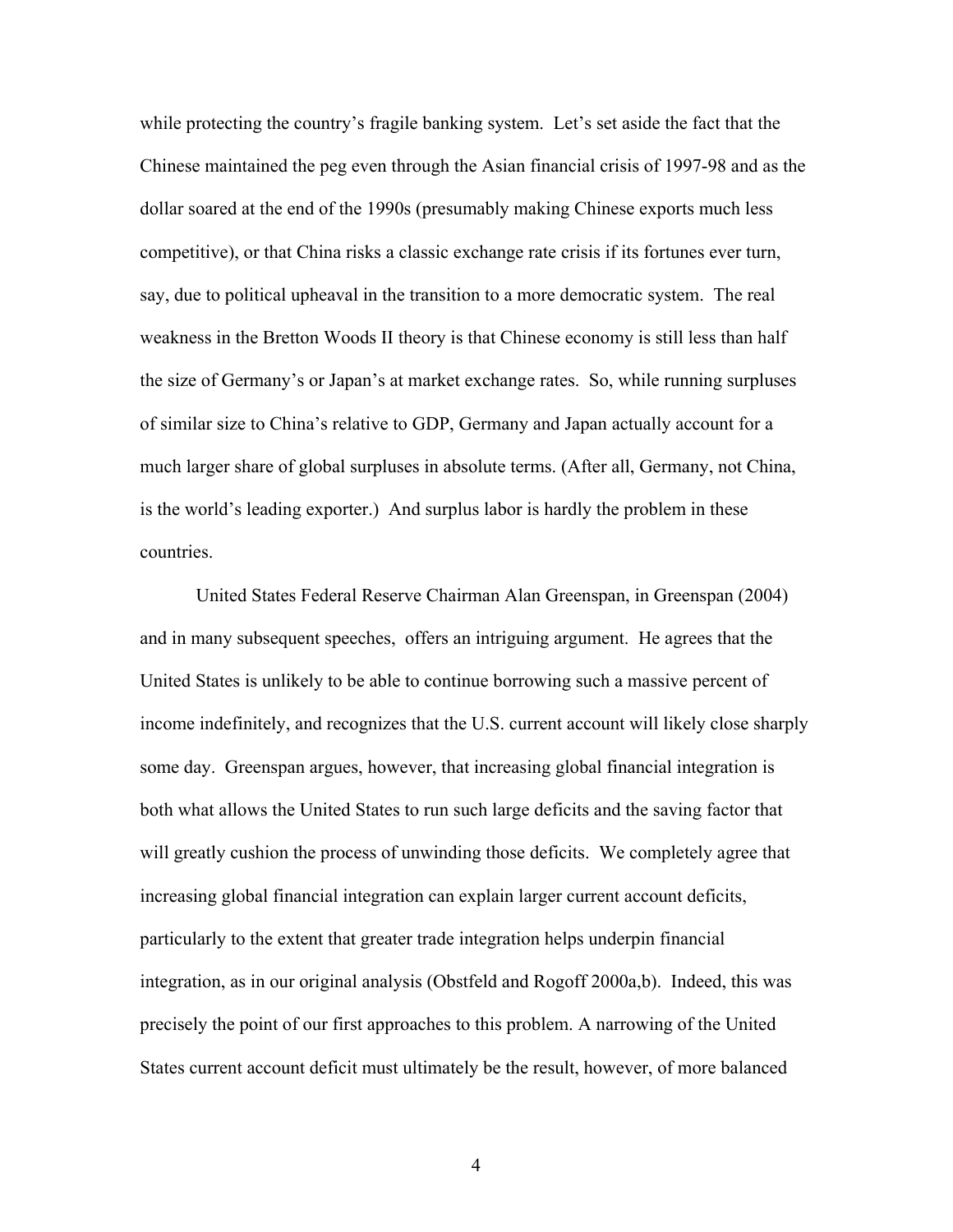while protecting the country's fragile banking system. Let's set aside the fact that the Chinese maintained the peg even through the Asian financial crisis of 1997-98 and as the dollar soared at the end of the 1990s (presumably making Chinese exports much less competitive), or that China risks a classic exchange rate crisis if its fortunes ever turn, say, due to political upheaval in the transition to a more democratic system. The real weakness in the Bretton Woods II theory is that Chinese economy is still less than half the size of Germany's or Japan's at market exchange rates. So, while running surpluses of similar size to China's relative to GDP, Germany and Japan actually account for a much larger share of global surpluses in absolute terms. (After all, Germany, not China, is the world's leading exporter.) And surplus labor is hardly the problem in these countries.

United States Federal Reserve Chairman Alan Greenspan, in Greenspan (2004) and in many subsequent speeches, offers an intriguing argument. He agrees that the United States is unlikely to be able to continue borrowing such a massive percent of income indefinitely, and recognizes that the U.S. current account will likely close sharply some day. Greenspan argues, however, that increasing global financial integration is both what allows the United States to run such large deficits and the saving factor that will greatly cushion the process of unwinding those deficits. We completely agree that increasing global financial integration can explain larger current account deficits, particularly to the extent that greater trade integration helps underpin financial integration, as in our original analysis (Obstfeld and Rogoff 2000a,b). Indeed, this was precisely the point of our first approaches to this problem. A narrowing of the United States current account deficit must ultimately be the result, however, of more balanced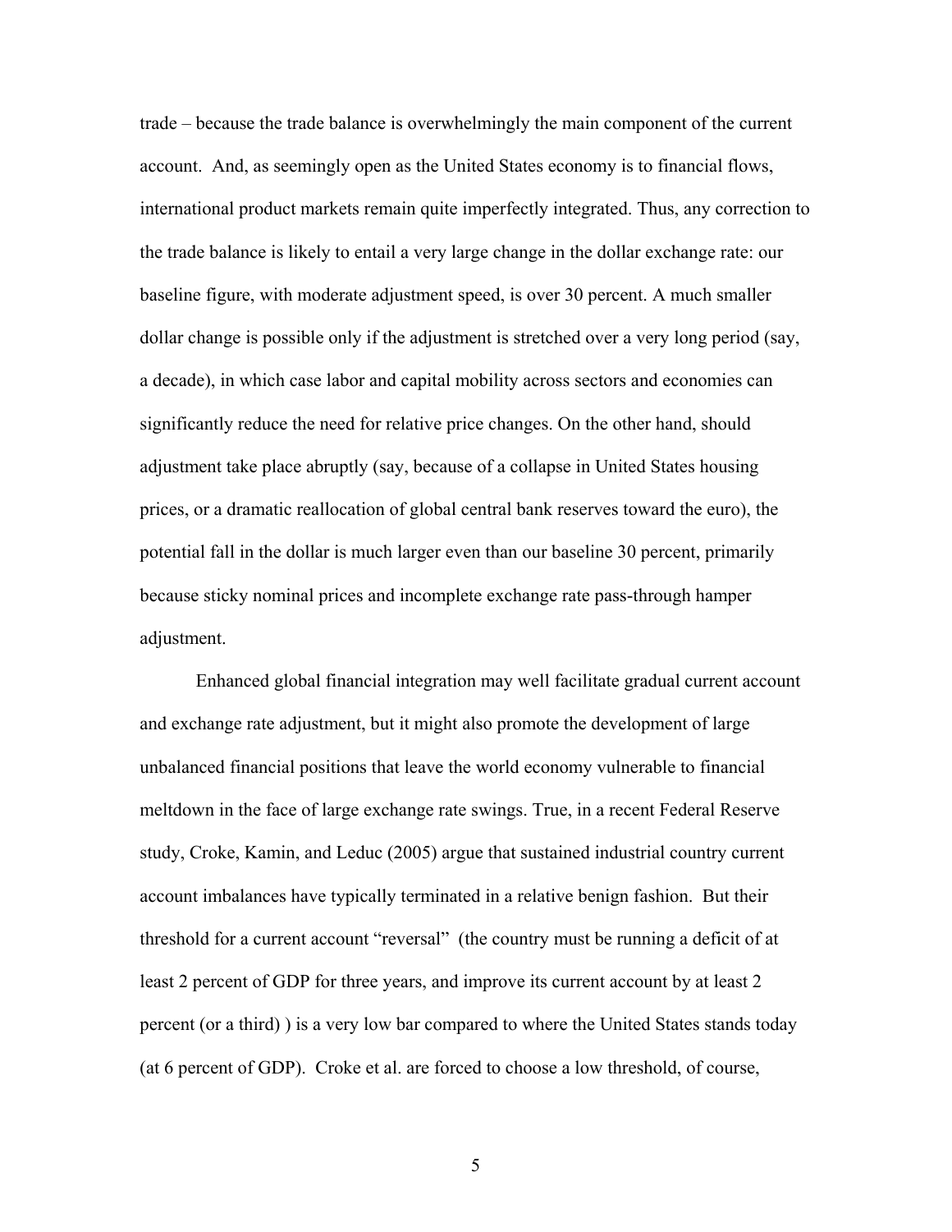trade – because the trade balance is overwhelmingly the main component of the current account. And, as seemingly open as the United States economy is to financial flows, international product markets remain quite imperfectly integrated. Thus, any correction to the trade balance is likely to entail a very large change in the dollar exchange rate: our baseline figure, with moderate adjustment speed, is over 30 percent. A much smaller dollar change is possible only if the adjustment is stretched over a very long period (say, a decade), in which case labor and capital mobility across sectors and economies can significantly reduce the need for relative price changes. On the other hand, should adjustment take place abruptly (say, because of a collapse in United States housing prices, or a dramatic reallocation of global central bank reserves toward the euro), the potential fall in the dollar is much larger even than our baseline 30 percent, primarily because sticky nominal prices and incomplete exchange rate pass-through hamper adjustment.

Enhanced global financial integration may well facilitate gradual current account and exchange rate adjustment, but it might also promote the development of large unbalanced financial positions that leave the world economy vulnerable to financial meltdown in the face of large exchange rate swings. True, in a recent Federal Reserve study, Croke, Kamin, and Leduc (2005) argue that sustained industrial country current account imbalances have typically terminated in a relative benign fashion. But their threshold for a current account "reversal" (the country must be running a deficit of at least 2 percent of GDP for three years, and improve its current account by at least 2 percent (or a third) ) is a very low bar compared to where the United States stands today (at 6 percent of GDP). Croke et al. are forced to choose a low threshold, of course,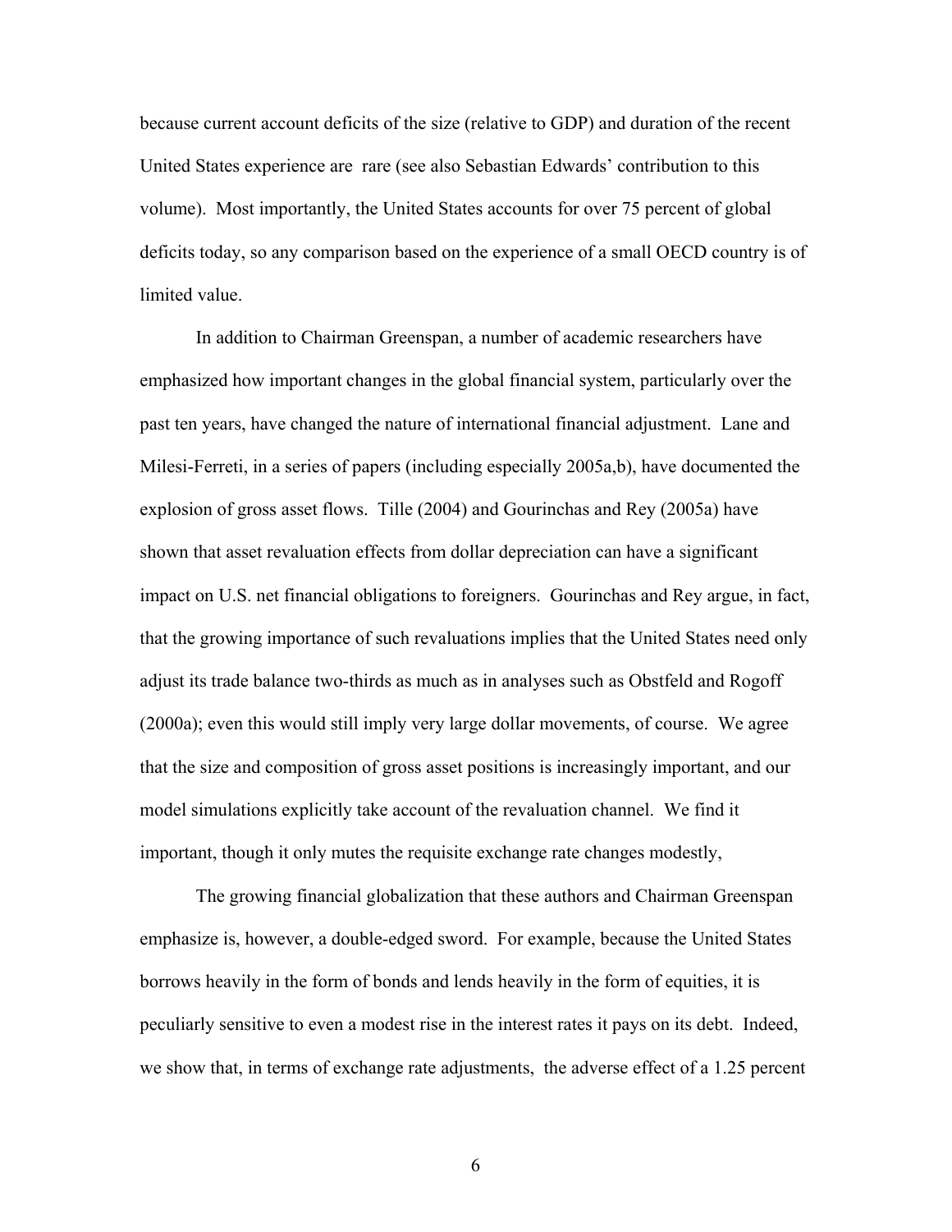because current account deficits of the size (relative to GDP) and duration of the recent United States experience are rare (see also Sebastian Edwards' contribution to this volume). Most importantly, the United States accounts for over 75 percent of global deficits today, so any comparison based on the experience of a small OECD country is of limited value.

In addition to Chairman Greenspan, a number of academic researchers have emphasized how important changes in the global financial system, particularly over the past ten years, have changed the nature of international financial adjustment. Lane and Milesi-Ferreti, in a series of papers (including especially 2005a,b), have documented the explosion of gross asset flows. Tille (2004) and Gourinchas and Rey (2005a) have shown that asset revaluation effects from dollar depreciation can have a significant impact on U.S. net financial obligations to foreigners. Gourinchas and Rey argue, in fact, that the growing importance of such revaluations implies that the United States need only adjust its trade balance two-thirds as much as in analyses such as Obstfeld and Rogoff (2000a); even this would still imply very large dollar movements, of course. We agree that the size and composition of gross asset positions is increasingly important, and our model simulations explicitly take account of the revaluation channel. We find it important, though it only mutes the requisite exchange rate changes modestly,

The growing financial globalization that these authors and Chairman Greenspan emphasize is, however, a double-edged sword. For example, because the United States borrows heavily in the form of bonds and lends heavily in the form of equities, it is peculiarly sensitive to even a modest rise in the interest rates it pays on its debt. Indeed, we show that, in terms of exchange rate adjustments, the adverse effect of a 1.25 percent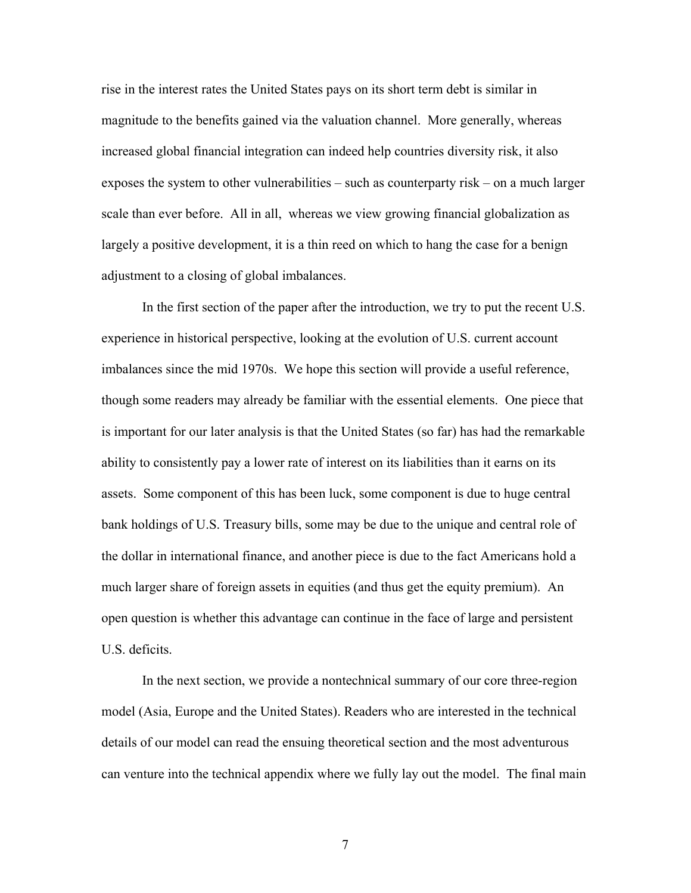rise in the interest rates the United States pays on its short term debt is similar in magnitude to the benefits gained via the valuation channel. More generally, whereas increased global financial integration can indeed help countries diversity risk, it also exposes the system to other vulnerabilities – such as counterparty risk – on a much larger scale than ever before. All in all, whereas we view growing financial globalization as largely a positive development, it is a thin reed on which to hang the case for a benign adjustment to a closing of global imbalances.

In the first section of the paper after the introduction, we try to put the recent U.S. experience in historical perspective, looking at the evolution of U.S. current account imbalances since the mid 1970s. We hope this section will provide a useful reference, though some readers may already be familiar with the essential elements. One piece that is important for our later analysis is that the United States (so far) has had the remarkable ability to consistently pay a lower rate of interest on its liabilities than it earns on its assets. Some component of this has been luck, some component is due to huge central bank holdings of U.S. Treasury bills, some may be due to the unique and central role of the dollar in international finance, and another piece is due to the fact Americans hold a much larger share of foreign assets in equities (and thus get the equity premium). An open question is whether this advantage can continue in the face of large and persistent U.S. deficits.

In the next section, we provide a nontechnical summary of our core three-region model (Asia, Europe and the United States). Readers who are interested in the technical details of our model can read the ensuing theoretical section and the most adventurous can venture into the technical appendix where we fully lay out the model. The final main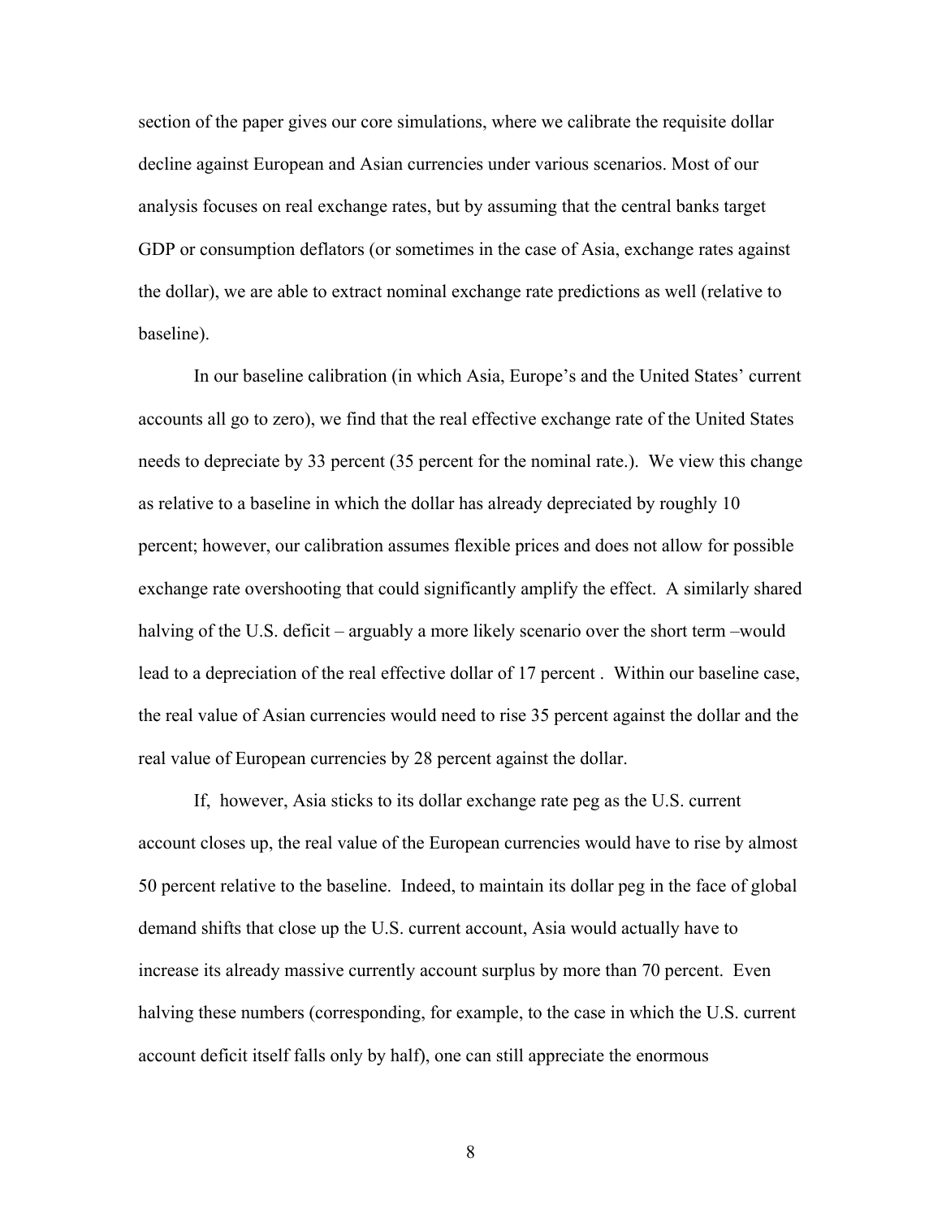section of the paper gives our core simulations, where we calibrate the requisite dollar decline against European and Asian currencies under various scenarios. Most of our analysis focuses on real exchange rates, but by assuming that the central banks target GDP or consumption deflators (or sometimes in the case of Asia, exchange rates against the dollar), we are able to extract nominal exchange rate predictions as well (relative to baseline).

In our baseline calibration (in which Asia, Europe's and the United States' current accounts all go to zero), we find that the real effective exchange rate of the United States needs to depreciate by 33 percent (35 percent for the nominal rate.). We view this change as relative to a baseline in which the dollar has already depreciated by roughly 10 percent; however, our calibration assumes flexible prices and does not allow for possible exchange rate overshooting that could significantly amplify the effect. A similarly shared halving of the U.S. deficit – arguably a more likely scenario over the short term –would lead to a depreciation of the real effective dollar of 17 percent . Within our baseline case, the real value of Asian currencies would need to rise 35 percent against the dollar and the real value of European currencies by 28 percent against the dollar.

If, however, Asia sticks to its dollar exchange rate peg as the U.S. current account closes up, the real value of the European currencies would have to rise by almost 50 percent relative to the baseline. Indeed, to maintain its dollar peg in the face of global demand shifts that close up the U.S. current account, Asia would actually have to increase its already massive currently account surplus by more than 70 percent. Even halving these numbers (corresponding, for example, to the case in which the U.S. current account deficit itself falls only by half), one can still appreciate the enormous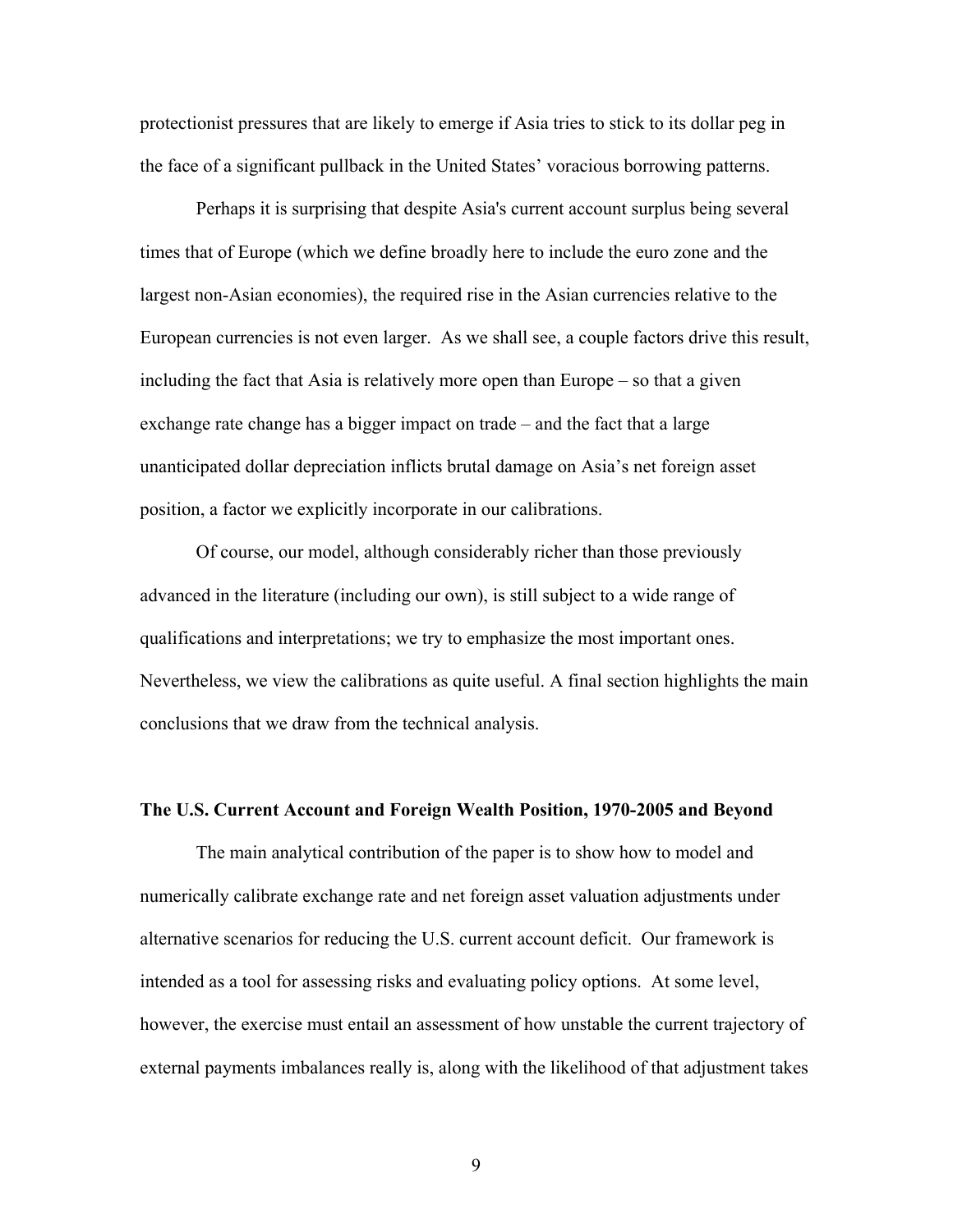protectionist pressures that are likely to emerge if Asia tries to stick to its dollar peg in the face of a significant pullback in the United States' voracious borrowing patterns.

Perhaps it is surprising that despite Asia's current account surplus being several times that of Europe (which we define broadly here to include the euro zone and the largest non-Asian economies), the required rise in the Asian currencies relative to the European currencies is not even larger. As we shall see, a couple factors drive this result, including the fact that Asia is relatively more open than Europe – so that a given exchange rate change has a bigger impact on trade – and the fact that a large unanticipated dollar depreciation inflicts brutal damage on Asia's net foreign asset position, a factor we explicitly incorporate in our calibrations.

Of course, our model, although considerably richer than those previously advanced in the literature (including our own), is still subject to a wide range of qualifications and interpretations; we try to emphasize the most important ones. Nevertheless, we view the calibrations as quite useful. A final section highlights the main conclusions that we draw from the technical analysis.

## The U.S. Current Account and Foreign Wealth Position, 1970-2005 and Beyond

The main analytical contribution of the paper is to show how to model and numerically calibrate exchange rate and net foreign asset valuation adjustments under alternative scenarios for reducing the U.S. current account deficit. Our framework is intended as a tool for assessing risks and evaluating policy options. At some level, however, the exercise must entail an assessment of how unstable the current trajectory of external payments imbalances really is, along with the likelihood of that adjustment takes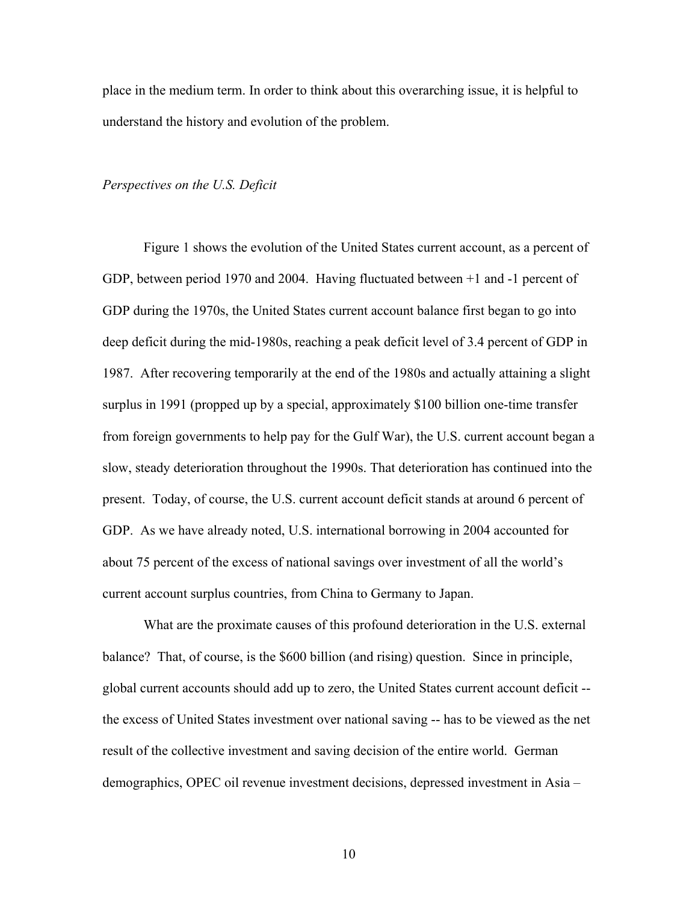place in the medium term. In order to think about this overarching issue, it is helpful to understand the history and evolution of the problem.

*Perspectives on the U.S. Deficit*

Figure 1 shows the evolution of the United States current account, as a percent of GDP, between period 1970 and 2004. Having fluctuated between +1 and -1 percent of GDP during the 1970s, the United States current account balance first began to go into deep deficit during the mid-1980s, reaching a peak deficit level of 3.4 percent of GDP in 1987. After recovering temporarily at the end of the 1980s and actually attaining a slight surplus in 1991 (propped up by a special, approximately $100 billion one-time transfer from foreign governments to help pay for the Gulf War), the U.S. current account began a slow, steady deterioration throughout the 1990s. That deterioration has continued into the present. Today, of course, the U.S. current account deficit stands at around 6 percent of GDP. As we have already noted, U.S. international borrowing in 2004 accounted for about 75 percent of the excess of national savings over investment of all the world's current account surplus countries, from China to Germany to Japan.

What are the proximate causes of this profound deterioration in the U.S. external balance? That, of course, is the $600 billion (and rising) question. Since in principle, global current accounts should add up to zero, the United States current account deficit -- the excess of United States investment over national saving -- has to be viewed as the net result of the collective investment and saving decision of the entire world. German demographics, OPEC oil revenue investment decisions, depressed investment in Asia –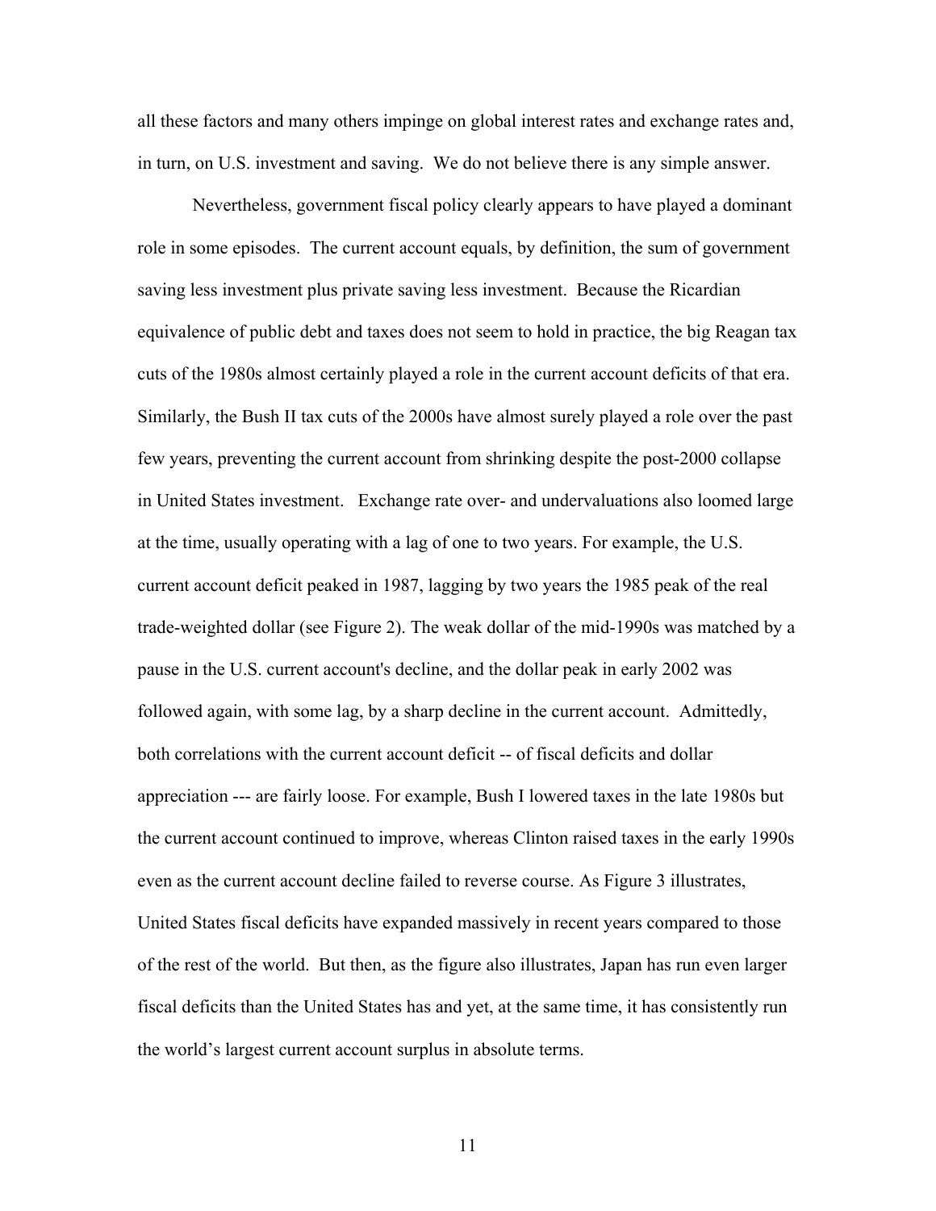all these factors and many others impinge on global interest rates and exchange rates and, in turn, on U.S. investment and saving. We do not believe there is any simple answer.

Nevertheless, government fiscal policy clearly appears to have played a dominant role in some episodes. The current account equals, by definition, the sum of government saving less investment plus private saving less investment. Because the Ricardian equivalence of public debt and taxes does not seem to hold in practice, the big Reagan tax cuts of the 1980s almost certainly played a role in the current account deficits of that era. Similarly, the Bush II tax cuts of the 2000s have almost surely played a role over the past few years, preventing the current account from shrinking despite the post-2000 collapse in United States investment. Exchange rate over- and undervaluations also loomed large at the time, usually operating with a lag of one to two years. For example, the U.S. current account deficit peaked in 1987, lagging by two years the 1985 peak of the real trade-weighted dollar (see Figure 2). The weak dollar of the mid-1990s was matched by a pause in the U.S. current account's decline, and the dollar peak in early 2002 was followed again, with some lag, by a sharp decline in the current account. Admittedly, both correlations with the current account deficit -- of fiscal deficits and dollar appreciation --- are fairly loose. For example, Bush I lowered taxes in the late 1980s but the current account continued to improve, whereas Clinton raised taxes in the early 1990s even as the current account decline failed to reverse course. As Figure 3 illustrates, United States fiscal deficits have expanded massively in recent years compared to those of the rest of the world. But then, as the figure also illustrates, Japan has run even larger fiscal deficits than the United States has and yet, at the same time, it has consistently run the world's largest current account surplus in absolute terms.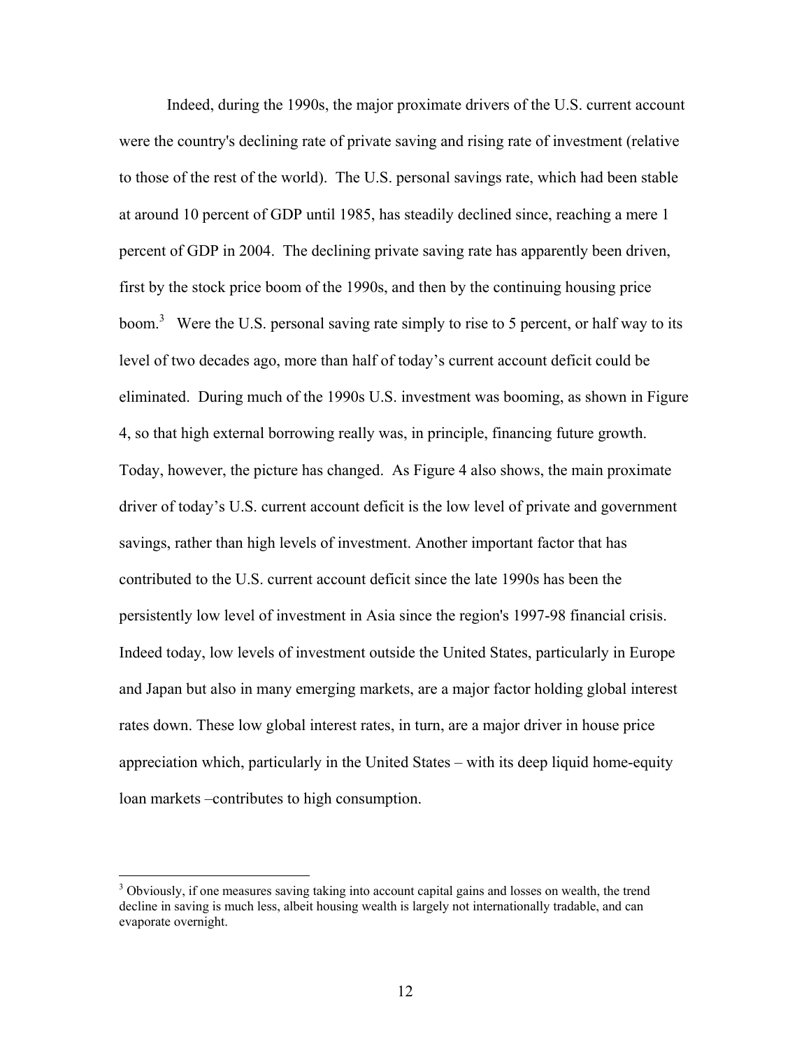Indeed, during the 1990s, the major proximate drivers of the U.S. current account were the country's declining rate of private saving and rising rate of investment (relative to those of the rest of the world). The U.S. personal savings rate, which had been stable at around 10 percent of GDP until 1985, has steadily declined since, reaching a mere 1 percent of GDP in 2004. The declining private saving rate has apparently been driven, first by the stock price boom of the 1990s, and then by the continuing housing price boom.[3] Were the U.S. personal saving rate simply to rise to 5 percent, or half way to its level of two decades ago, more than half of today's current account deficit could be eliminated. During much of the 1990s U.S. investment was booming, as shown in Figure 4, so that high external borrowing really was, in principle, financing future growth. Today, however, the picture has changed. As Figure 4 also shows, the main proximate driver of today's U.S. current account deficit is the low level of private and government savings, rather than high levels of investment. Another important factor that has contributed to the U.S. current account deficit since the late 1990s has been the persistently low level of investment in Asia since the region's 1997-98 financial crisis. Indeed today, low levels of investment outside the United States, particularly in Europe and Japan but also in many emerging markets, are a major factor holding global interest rates down. These low global interest rates, in turn, are a major driver in house price appreciation which, particularly in the United States – with its deep liquid home-equity loan markets –contributes to high consumption.

[3] Obviously, if one measures saving taking into account capital gains and losses on wealth, the trend decline in saving is much less, albeit housing wealth is largely not internationally tradable, and can evaporate overnight.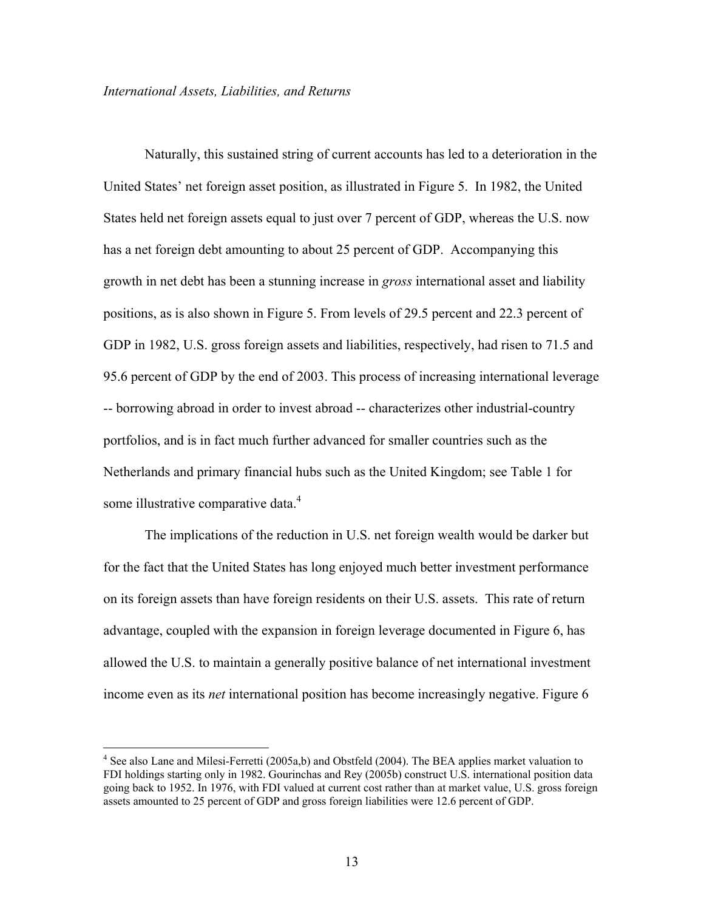*International Assets, Liabilities, and Returns*

Naturally, this sustained string of current accounts has led to a deterioration in the United States' net foreign asset position, as illustrated in Figure 5. In 1982, the United States held net foreign assets equal to just over 7 percent of GDP, whereas the U.S. now has a net foreign debt amounting to about 25 percent of GDP. Accompanying this growth in net debt has been a stunning increase in *gross* international asset and liability positions, as is also shown in Figure 5. From levels of 29.5 percent and 22.3 percent of GDP in 1982, U.S. gross foreign assets and liabilities, respectively, had risen to 71.5 and 95.6 percent of GDP by the end of 2003. This process of increasing international leverage -- borrowing abroad in order to invest abroad -- characterizes other industrial-country portfolios, and is in fact much further advanced for smaller countries such as the Netherlands and primary financial hubs such as the United Kingdom; see Table 1 for some illustrative comparative data.[4]

The implications of the reduction in U.S. net foreign wealth would be darker but for the fact that the United States has long enjoyed much better investment performance on its foreign assets than have foreign residents on their U.S. assets. This rate of return advantage, coupled with the expansion in foreign leverage documented in Figure 6, has allowed the U.S. to maintain a generally positive balance of net international investment income even as its *net* international position has become increasingly negative. Figure 6

[4] See also Lane and Milesi-Ferretti (2005a,b) and Obstfeld (2004). The BEA applies market valuation to FDI holdings starting only in 1982. Gourinchas and Rey (2005b) construct U.S. international position data going back to 1952. In 1976, with FDI valued at current cost rather than at market value, U.S. gross foreign assets amounted to 25 percent of GDP and gross foreign liabilities were 12.6 percent of GDP.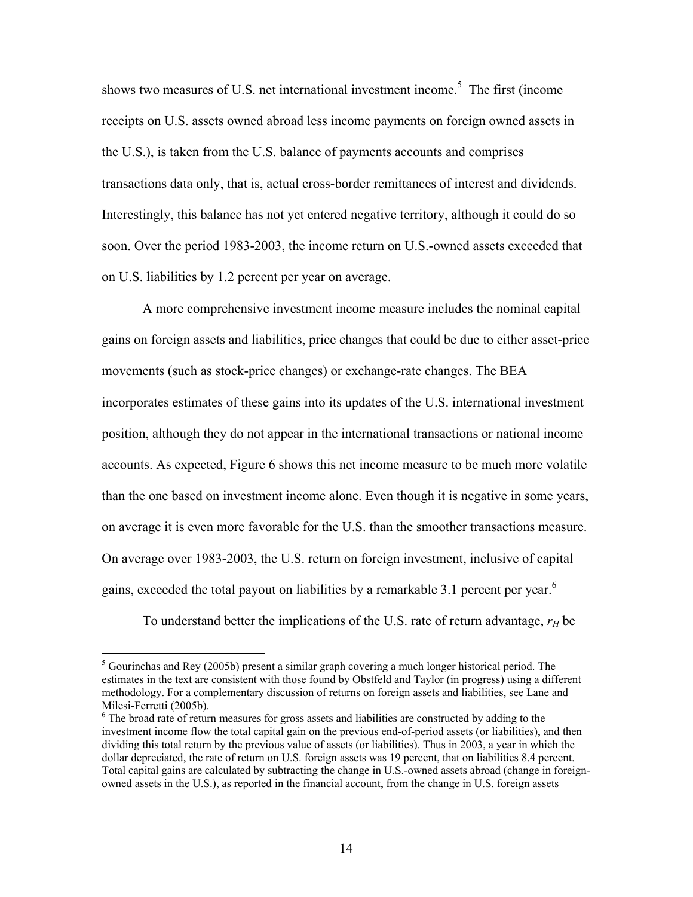shows two measures of U.S. net international investment income.[5] The first (income receipts on U.S. assets owned abroad less income payments on foreign owned assets in the U.S.), is taken from the U.S. balance of payments accounts and comprises transactions data only, that is, actual cross-border remittances of interest and dividends. Interestingly, this balance has not yet entered negative territory, although it could do so soon. Over the period 1983-2003, the income return on U.S.-owned assets exceeded that on U.S. liabilities by 1.2 percent per year on average.

A more comprehensive investment income measure includes the nominal capital gains on foreign assets and liabilities, price changes that could be due to either asset-price movements (such as stock-price changes) or exchange-rate changes. The BEA incorporates estimates of these gains into its updates of the U.S. international investment position, although they do not appear in the international transactions or national income accounts. As expected, Figure 6 shows this net income measure to be much more volatile than the one based on investment income alone. Even though it is negative in some years, on average it is even more favorable for the U.S. than the smoother transactions measure. On average over 1983-2003, the U.S. return on foreign investment, inclusive of capital gains, exceeded the total payout on liabilities by a remarkable 3.1 percent per year.[6]

To understand better the implications of the U.S. rate of return advantage, $r_H$ be

---

[5] Gourinchas and Rey (2005b) present a similar graph covering a much longer historical period. The estimates in the text are consistent with those found by Obstfeld and Taylor (in progress) using a different methodology. For a complementary discussion of returns on foreign assets and liabilities, see Lane and Milesi-Ferretti (2005b).

[6] The broad rate of return measures for gross assets and liabilities are constructed by adding to the investment income flow the total capital gain on the previous end-of-period assets (or liabilities), and then dividing this total return by the previous value of assets (or liabilities). Thus in 2003, a year in which the dollar depreciated, the rate of return on U.S. foreign assets was 19 percent, that on liabilities 8.4 percent. Total capital gains are calculated by subtracting the change in U.S.-owned assets abroad (change in foreign-owned assets in the U.S.), as reported in the financial account, from the change in U.S. foreign assets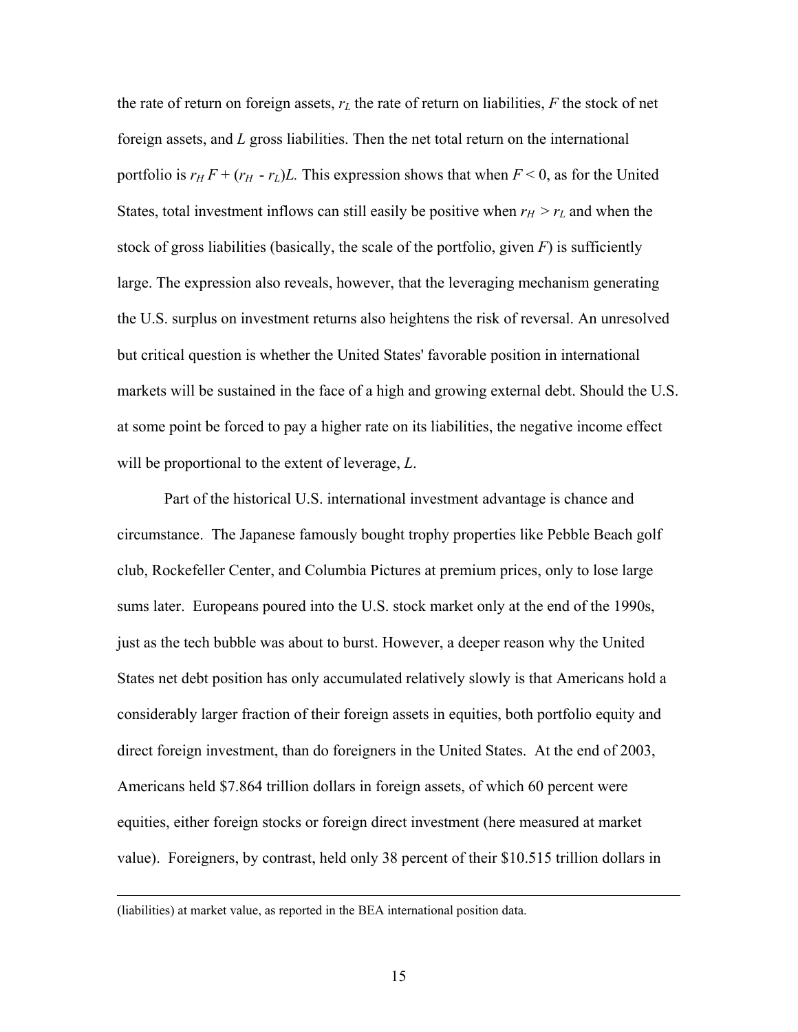the rate of return on foreign assets, $r_L$ the rate of return on liabilities, $F$ the stock of net foreign assets, and $L$ gross liabilities. Then the net total return on the international portfolio is $r_H F + (r_H - r_L)L$. This expression shows that when $F < 0$, as for the United States, total investment inflows can still easily be positive when $r_H > r_L$ and when the stock of gross liabilities (basically, the scale of the portfolio, given $F$) is sufficiently large. The expression also reveals, however, that the leveraging mechanism generating the U.S. surplus on investment returns also heightens the risk of reversal. An unresolved but critical question is whether the United States' favorable position in international markets will be sustained in the face of a high and growing external debt. Should the U.S. at some point be forced to pay a higher rate on its liabilities, the negative income effect will be proportional to the extent of leverage, $L$.

Part of the historical U.S. international investment advantage is chance and circumstance. The Japanese famously bought trophy properties like Pebble Beach golf club, Rockefeller Center, and Columbia Pictures at premium prices, only to lose large sums later. Europeans poured into the U.S. stock market only at the end of the 1990s, just as the tech bubble was about to burst. However, a deeper reason why the United States net debt position has only accumulated relatively slowly is that Americans hold a considerably larger fraction of their foreign assets in equities, both portfolio equity and direct foreign investment, than do foreigners in the United States. At the end of 2003, Americans held $7.864 trillion dollars in foreign assets, of which 60 percent were equities, either foreign stocks or foreign direct investment (here measured at market value). Foreigners, by contrast, held only 38 percent of their $10.515 trillion dollars in

(liabilities) at market value, as reported in the BEA international position data.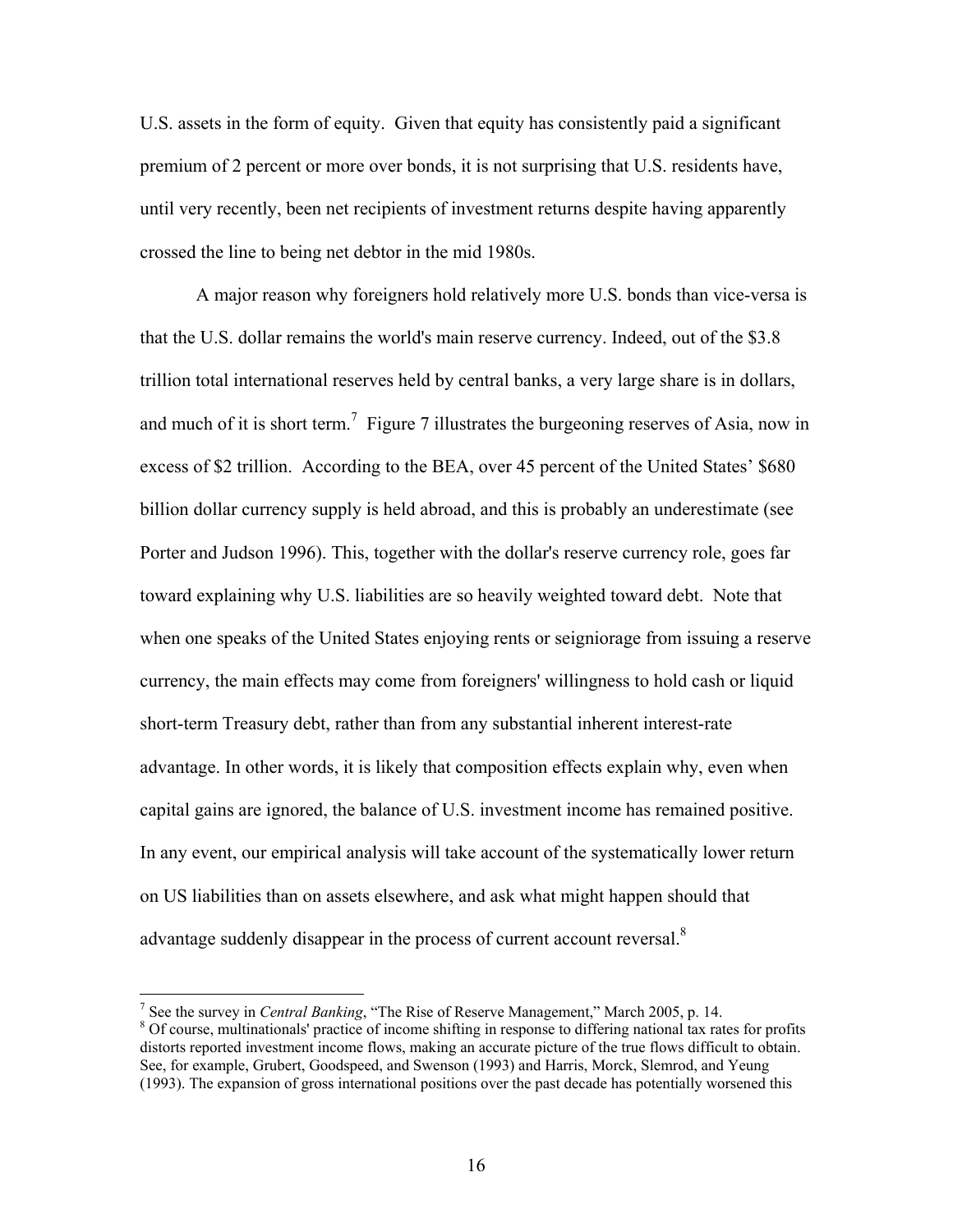U.S. assets in the form of equity. Given that equity has consistently paid a significant premium of 2 percent or more over bonds, it is not surprising that U.S. residents have, until very recently, been net recipients of investment returns despite having apparently crossed the line to being net debtor in the mid 1980s.

A major reason why foreigners hold relatively more U.S. bonds than vice-versa is that the U.S. dollar remains the world's main reserve currency. Indeed, out of the $3.8 trillion total international reserves held by central banks, a very large share is in dollars, and much of it is short term.[7] Figure 7 illustrates the burgeoning reserves of Asia, now in excess of $2 trillion. According to the BEA, over 45 percent of the United States' $680 billion dollar currency supply is held abroad, and this is probably an underestimate (see Porter and Judson 1996). This, together with the dollar's reserve currency role, goes far toward explaining why U.S. liabilities are so heavily weighted toward debt. Note that when one speaks of the United States enjoying rents or seigniorage from issuing a reserve currency, the main effects may come from foreigners' willingness to hold cash or liquid short-term Treasury debt, rather than from any substantial inherent interest-rate advantage. In other words, it is likely that composition effects explain why, even when capital gains are ignored, the balance of U.S. investment income has remained positive. In any event, our empirical analysis will take account of the systematically lower return on US liabilities than on assets elsewhere, and ask what might happen should that advantage suddenly disappear in the process of current account reversal.[8]

---

[7] See the survey in *Central Banking*, "The Rise of Reserve Management," March 2005, p. 14.

[8] Of course, multinationals' practice of income shifting in response to differing national tax rates for profits distorts reported investment income flows, making an accurate picture of the true flows difficult to obtain. See, for example, Grubert, Goodspeed, and Swenson (1993) and Harris, Morck, Slemrod, and Yeung (1993). The expansion of gross international positions over the past decade has potentially worsened this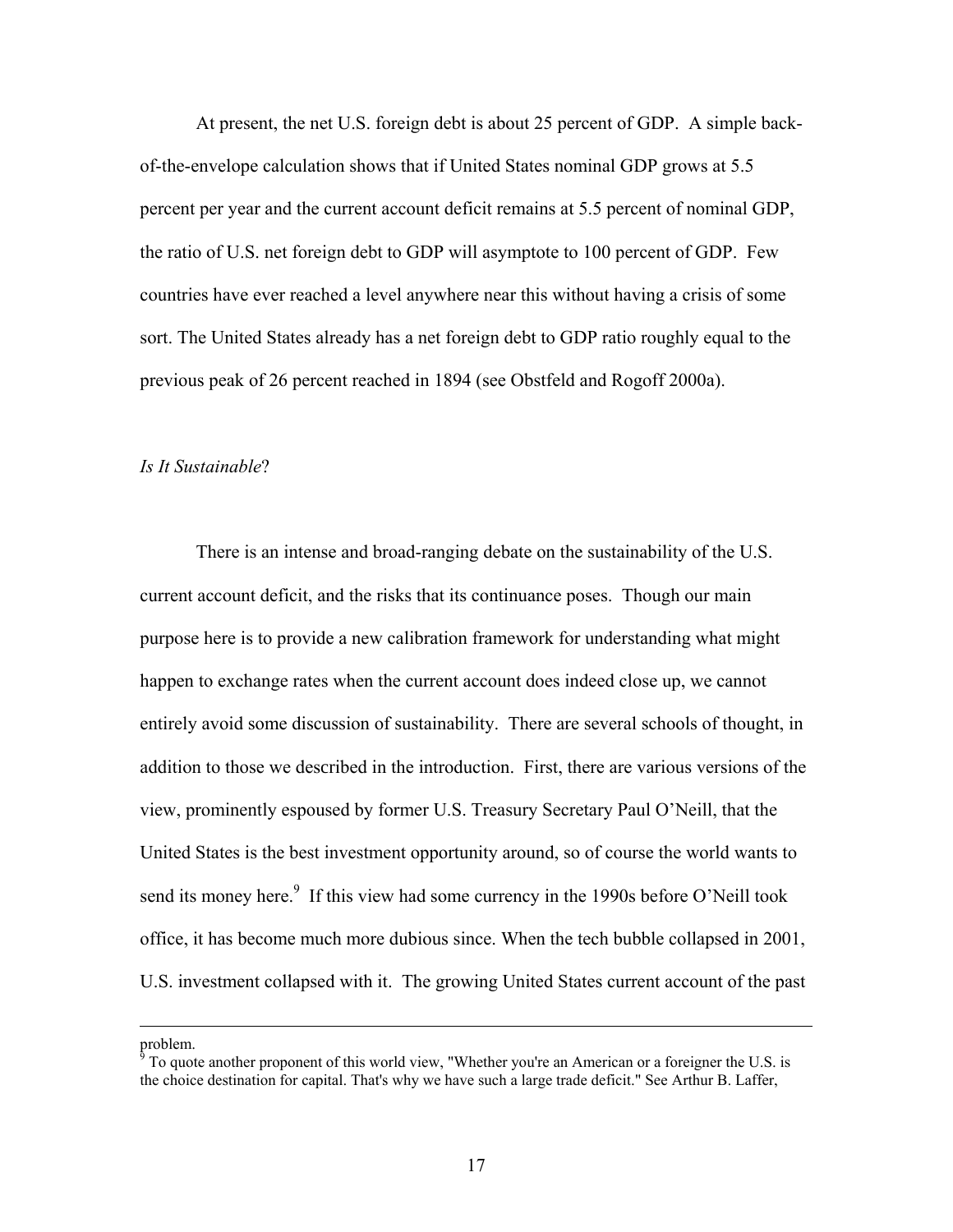At present, the net U.S. foreign debt is about 25 percent of GDP. A simple back-of-the-envelope calculation shows that if United States nominal GDP grows at 5.5 percent per year and the current account deficit remains at 5.5 percent of nominal GDP, the ratio of U.S. net foreign debt to GDP will asymptote to 100 percent of GDP. Few countries have ever reached a level anywhere near this without having a crisis of some sort. The United States already has a net foreign debt to GDP ratio roughly equal to the previous peak of 26 percent reached in 1894 (see Obstfeld and Rogoff 2000a).

*Is It Sustainable*?

There is an intense and broad-ranging debate on the sustainability of the U.S. current account deficit, and the risks that its continuance poses. Though our main purpose here is to provide a new calibration framework for understanding what might happen to exchange rates when the current account does indeed close up, we cannot entirely avoid some discussion of sustainability. There are several schools of thought, in addition to those we described in the introduction. First, there are various versions of the view, prominently espoused by former U.S. Treasury Secretary Paul O'Neill, that the United States is the best investment opportunity around, so of course the world wants to send its money here.[9] If this view had some currency in the 1990s before O'Neill took office, it has become much more dubious since. When the tech bubble collapsed in 2001, U.S. investment collapsed with it. The growing United States current account of the past

---

problem.

[9] To quote another proponent of this world view, "Whether you're an American or a foreigner the U.S. is the choice destination for capital. That's why we have such a large trade deficit." See Arthur B. Laffer,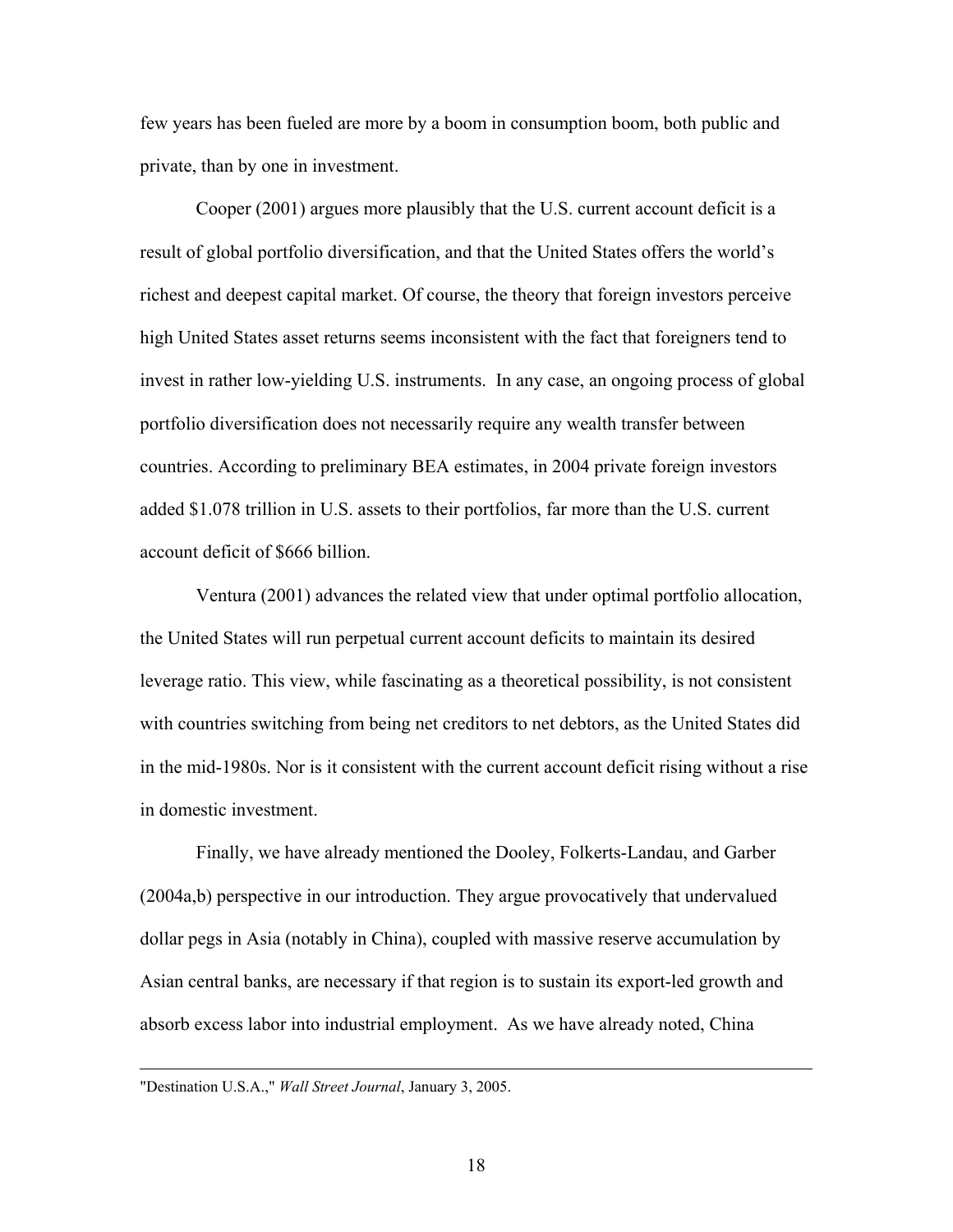few years has been fueled are more by a boom in consumption boom, both public and private, than by one in investment.

Cooper (2001) argues more plausibly that the U.S. current account deficit is a result of global portfolio diversification, and that the United States offers the world's richest and deepest capital market. Of course, the theory that foreign investors perceive high United States asset returns seems inconsistent with the fact that foreigners tend to invest in rather low-yielding U.S. instruments. In any case, an ongoing process of global portfolio diversification does not necessarily require any wealth transfer between countries. According to preliminary BEA estimates, in 2004 private foreign investors added $1.078 trillion in U.S. assets to their portfolios, far more than the U.S. current account deficit of $666 billion.

Ventura (2001) advances the related view that under optimal portfolio allocation, the United States will run perpetual current account deficits to maintain its desired leverage ratio. This view, while fascinating as a theoretical possibility, is not consistent with countries switching from being net creditors to net debtors, as the United States did in the mid-1980s. Nor is it consistent with the current account deficit rising without a rise in domestic investment.

Finally, we have already mentioned the Dooley, Folkerts-Landau, and Garber (2004a,b) perspective in our introduction. They argue provocatively that undervalued dollar pegs in Asia (notably in China), coupled with massive reserve accumulation by Asian central banks, are necessary if that region is to sustain its export-led growth and absorb excess labor into industrial employment. As we have already noted, China

---

"Destination U.S.A.," *Wall Street Journal*, January 3, 2005.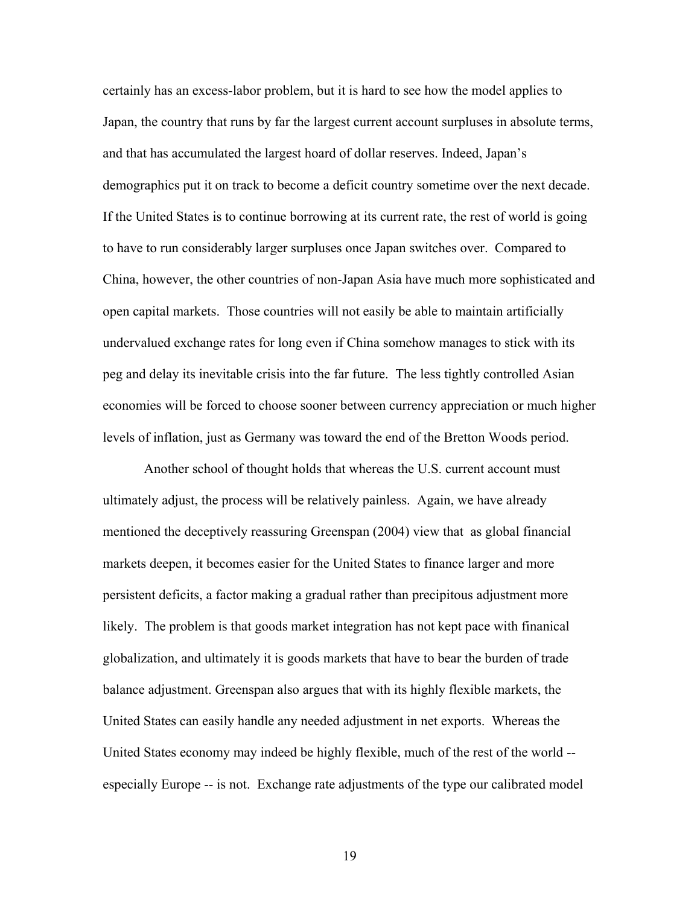certainly has an excess-labor problem, but it is hard to see how the model applies to Japan, the country that runs by far the largest current account surpluses in absolute terms, and that has accumulated the largest hoard of dollar reserves. Indeed, Japan's demographics put it on track to become a deficit country sometime over the next decade. If the United States is to continue borrowing at its current rate, the rest of world is going to have to run considerably larger surpluses once Japan switches over. Compared to China, however, the other countries of non-Japan Asia have much more sophisticated and open capital markets. Those countries will not easily be able to maintain artificially undervalued exchange rates for long even if China somehow manages to stick with its peg and delay its inevitable crisis into the far future. The less tightly controlled Asian economies will be forced to choose sooner between currency appreciation or much higher levels of inflation, just as Germany was toward the end of the Bretton Woods period.

Another school of thought holds that whereas the U.S. current account must ultimately adjust, the process will be relatively painless. Again, we have already mentioned the deceptively reassuring Greenspan (2004) view that as global financial markets deepen, it becomes easier for the United States to finance larger and more persistent deficits, a factor making a gradual rather than precipitous adjustment more likely. The problem is that goods market integration has not kept pace with finanical globalization, and ultimately it is goods markets that have to bear the burden of trade balance adjustment. Greenspan also argues that with its highly flexible markets, the United States can easily handle any needed adjustment in net exports. Whereas the United States economy may indeed be highly flexible, much of the rest of the world -- especially Europe -- is not. Exchange rate adjustments of the type our calibrated model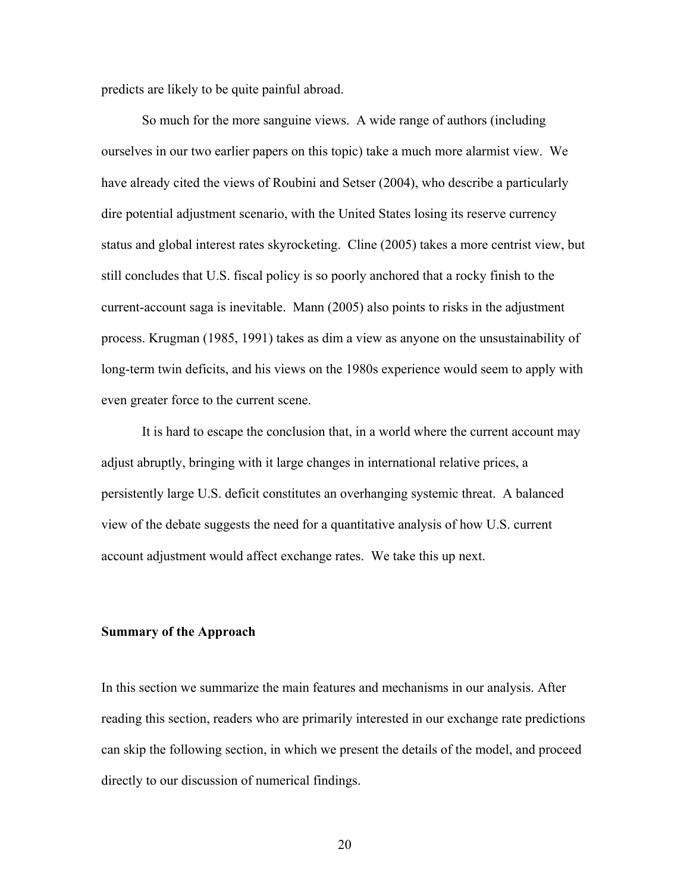predicts are likely to be quite painful abroad.

So much for the more sanguine views. A wide range of authors (including ourselves in our two earlier papers on this topic) take a much more alarmist view. We have already cited the views of Roubini and Setser (2004), who describe a particularly dire potential adjustment scenario, with the United States losing its reserve currency status and global interest rates skyrocketing. Cline (2005) takes a more centrist view, but still concludes that U.S. fiscal policy is so poorly anchored that a rocky finish to the current-account saga is inevitable. Mann (2005) also points to risks in the adjustment process. Krugman (1985, 1991) takes as dim a view as anyone on the unsustainability of long-term twin deficits, and his views on the 1980s experience would seem to apply with even greater force to the current scene.

It is hard to escape the conclusion that, in a world where the current account may adjust abruptly, bringing with it large changes in international relative prices, a persistently large U.S. deficit constitutes an overhanging systemic threat. A balanced view of the debate suggests the need for a quantitative analysis of how U.S. current account adjustment would affect exchange rates. We take this up next.

**Summary of the Approach**

In this section we summarize the main features and mechanisms in our analysis. After reading this section, readers who are primarily interested in our exchange rate predictions can skip the following section, in which we present the details of the model, and proceed directly to our discussion of numerical findings.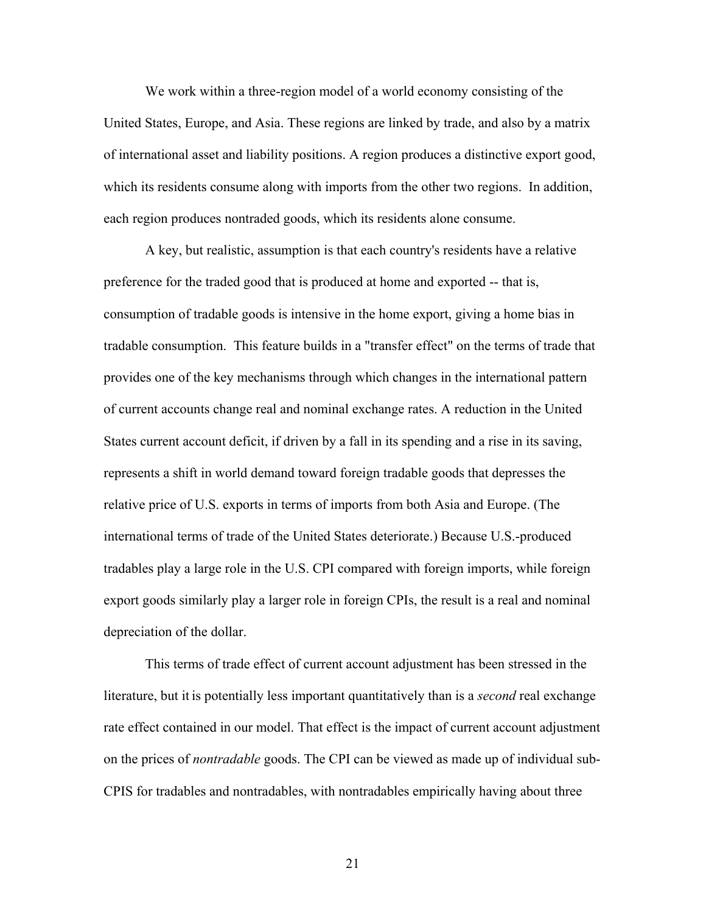We work within a three-region model of a world economy consisting of the United States, Europe, and Asia. These regions are linked by trade, and also by a matrix of international asset and liability positions. A region produces a distinctive export good, which its residents consume along with imports from the other two regions. In addition, each region produces nontraded goods, which its residents alone consume.

A key, but realistic, assumption is that each country's residents have a relative preference for the traded good that is produced at home and exported -- that is, consumption of tradable goods is intensive in the home export, giving a home bias in tradable consumption. This feature builds in a "transfer effect" on the terms of trade that provides one of the key mechanisms through which changes in the international pattern of current accounts change real and nominal exchange rates. A reduction in the United States current account deficit, if driven by a fall in its spending and a rise in its saving, represents a shift in world demand toward foreign tradable goods that depresses the relative price of U.S. exports in terms of imports from both Asia and Europe. (The international terms of trade of the United States deteriorate.) Because U.S.-produced tradables play a large role in the U.S. CPI compared with foreign imports, while foreign export goods similarly play a larger role in foreign CPIs, the result is a real and nominal depreciation of the dollar.

This terms of trade effect of current account adjustment has been stressed in the literature, but it is potentially less important quantitatively than is a *second* real exchange rate effect contained in our model. That effect is the impact of current account adjustment on the prices of *nontradable* goods. The CPI can be viewed as made up of individual sub-CPIS for tradables and nontradables, with nontradables empirically having about three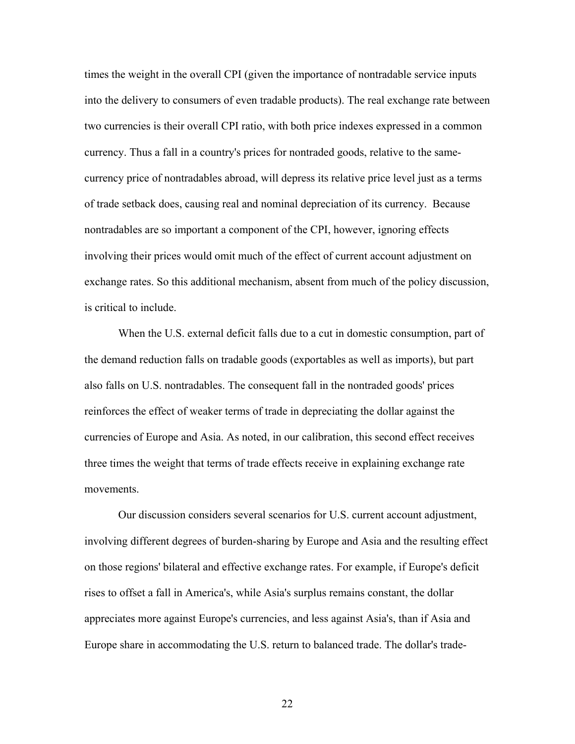times the weight in the overall CPI (given the importance of nontradable service inputs into the delivery to consumers of even tradable products). The real exchange rate between two currencies is their overall CPI ratio, with both price indexes expressed in a common currency. Thus a fall in a country's prices for nontraded goods, relative to the same-currency price of nontradables abroad, will depress its relative price level just as a terms of trade setback does, causing real and nominal depreciation of its currency. Because nontradables are so important a component of the CPI, however, ignoring effects involving their prices would omit much of the effect of current account adjustment on exchange rates. So this additional mechanism, absent from much of the policy discussion, is critical to include.

When the U.S. external deficit falls due to a cut in domestic consumption, part of the demand reduction falls on tradable goods (exportables as well as imports), but part also falls on U.S. nontradables. The consequent fall in the nontraded goods' prices reinforces the effect of weaker terms of trade in depreciating the dollar against the currencies of Europe and Asia. As noted, in our calibration, this second effect receives three times the weight that terms of trade effects receive in explaining exchange rate movements.

Our discussion considers several scenarios for U.S. current account adjustment, involving different degrees of burden-sharing by Europe and Asia and the resulting effect on those regions' bilateral and effective exchange rates. For example, if Europe's deficit rises to offset a fall in America's, while Asia's surplus remains constant, the dollar appreciates more against Europe's currencies, and less against Asia's, than if Asia and Europe share in accommodating the U.S. return to balanced trade. The dollar's trade-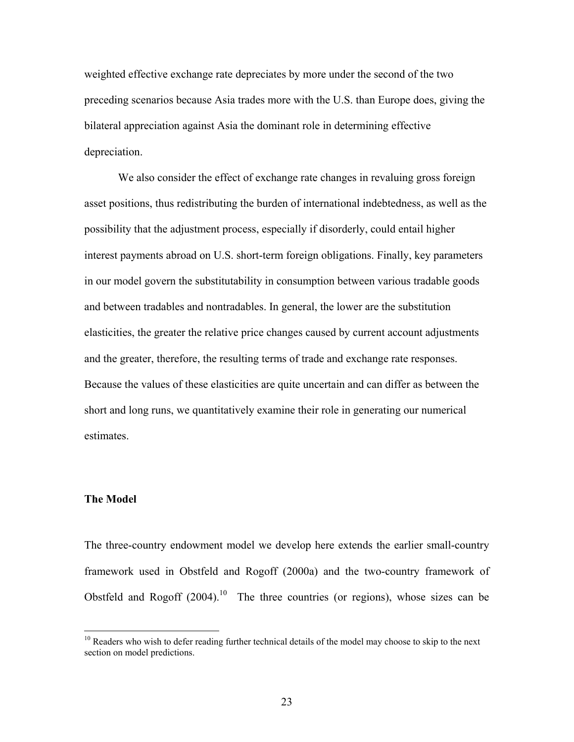weighted effective exchange rate depreciates by more under the second of the two preceding scenarios because Asia trades more with the U.S. than Europe does, giving the bilateral appreciation against Asia the dominant role in determining effective depreciation.

We also consider the effect of exchange rate changes in revaluing gross foreign asset positions, thus redistributing the burden of international indebtedness, as well as the possibility that the adjustment process, especially if disorderly, could entail higher interest payments abroad on U.S. short-term foreign obligations. Finally, key parameters in our model govern the substitutability in consumption between various tradable goods and between tradables and nontradables. In general, the lower are the substitution elasticities, the greater the relative price changes caused by current account adjustments and the greater, therefore, the resulting terms of trade and exchange rate responses. Because the values of these elasticities are quite uncertain and can differ as between the short and long runs, we quantitatively examine their role in generating our numerical estimates.

**The Model**

The three-country endowment model we develop here extends the earlier small-country framework used in Obstfeld and Rogoff (2000a) and the two-country framework of Obstfeld and Rogoff (2004).[10] The three countries (or regions), whose sizes can be

[10] Readers who wish to defer reading further technical details of the model may choose to skip to the next section on model predictions.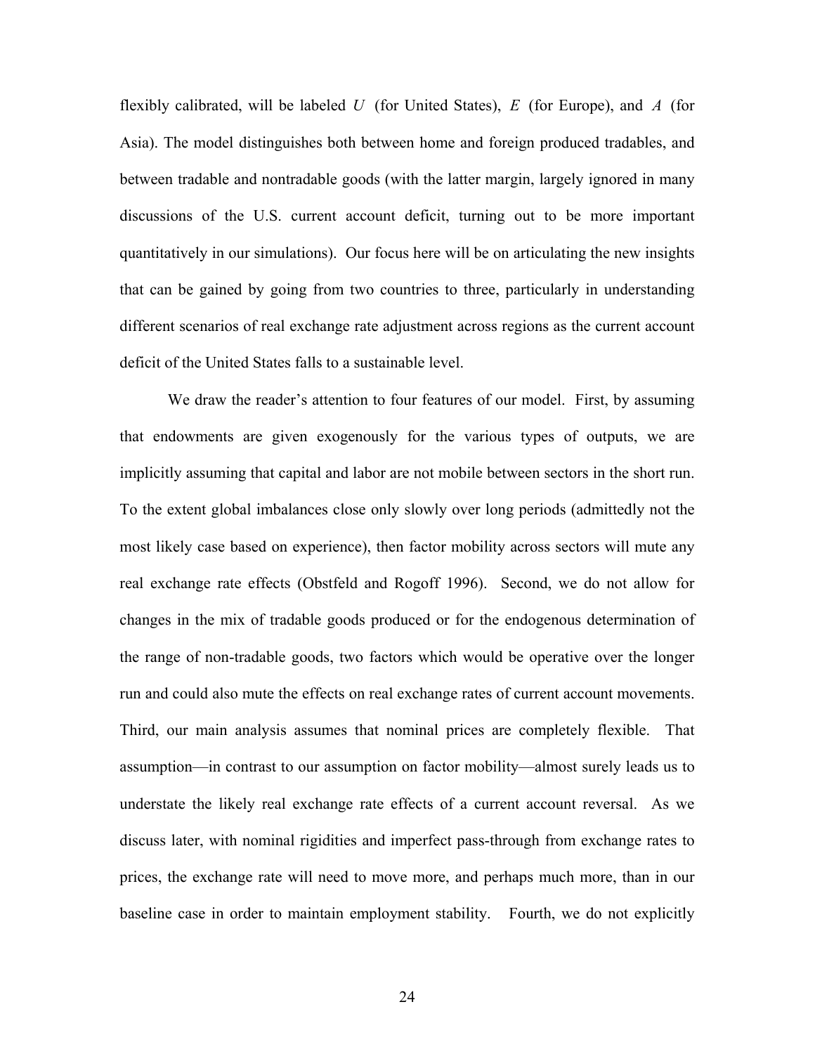flexibly calibrated, will be labeled $U$ (for United States), $E$ (for Europe), and $A$ (for Asia). The model distinguishes both between home and foreign produced tradables, and between tradable and nontradable goods (with the latter margin, largely ignored in many discussions of the U.S. current account deficit, turning out to be more important quantitatively in our simulations). Our focus here will be on articulating the new insights that can be gained by going from two countries to three, particularly in understanding different scenarios of real exchange rate adjustment across regions as the current account deficit of the United States falls to a sustainable level.

We draw the reader's attention to four features of our model. First, by assuming that endowments are given exogenously for the various types of outputs, we are implicitly assuming that capital and labor are not mobile between sectors in the short run. To the extent global imbalances close only slowly over long periods (admittedly not the most likely case based on experience), then factor mobility across sectors will mute any real exchange rate effects (Obstfeld and Rogoff 1996). Second, we do not allow for changes in the mix of tradable goods produced or for the endogenous determination of the range of non-tradable goods, two factors which would be operative over the longer run and could also mute the effects on real exchange rates of current account movements. Third, our main analysis assumes that nominal prices are completely flexible. That assumption—in contrast to our assumption on factor mobility—almost surely leads us to understate the likely real exchange rate effects of a current account reversal. As we discuss later, with nominal rigidities and imperfect pass-through from exchange rates to prices, the exchange rate will need to move more, and perhaps much more, than in our baseline case in order to maintain employment stability. Fourth, we do not explicitly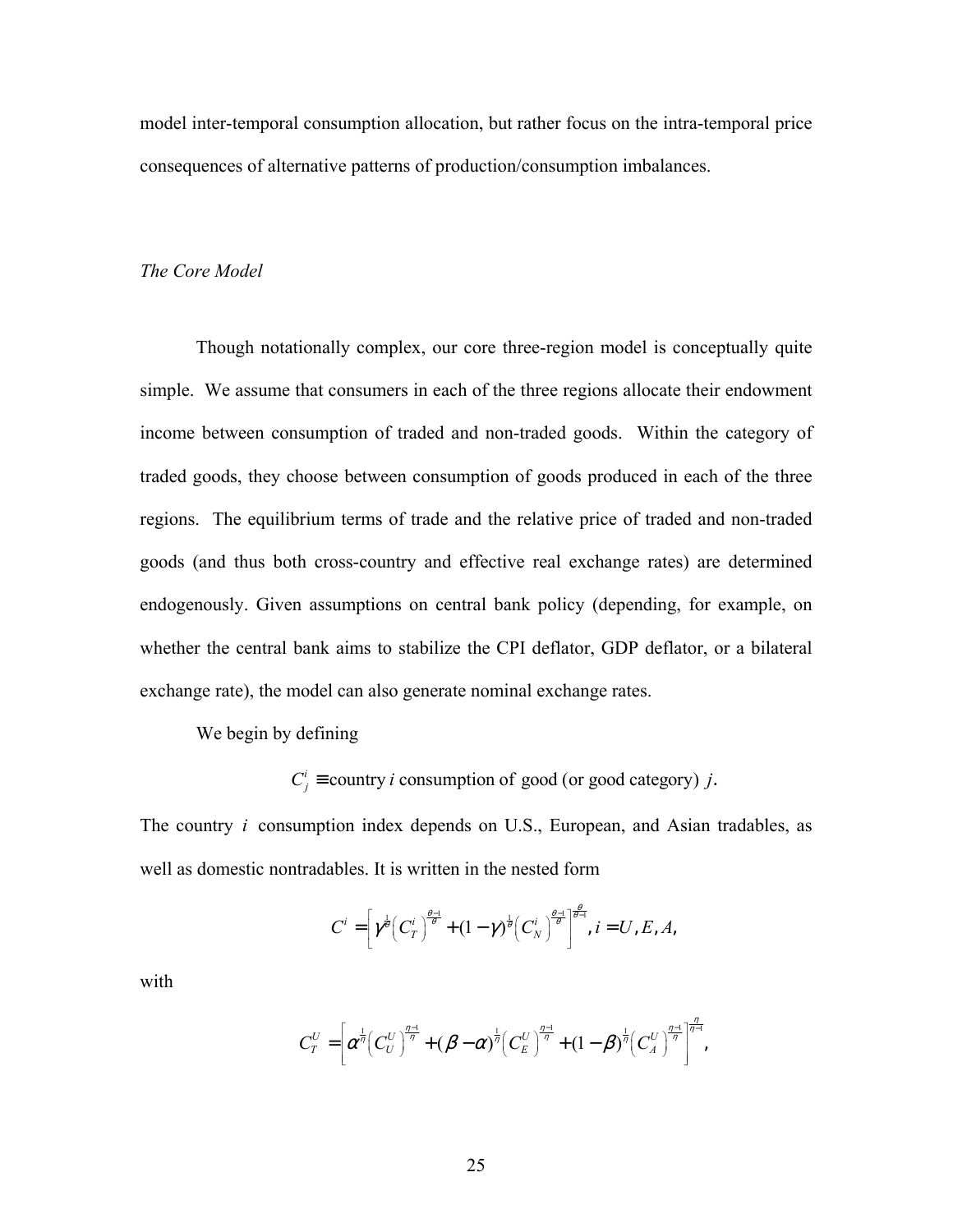model inter-temporal consumption allocation, but rather focus on the intra-temporal price consequences of alternative patterns of production/consumption imbalances.

*The Core Model*

Though notationally complex, our core three-region model is conceptually quite simple. We assume that consumers in each of the three regions allocate their endowment income between consumption of traded and non-traded goods. Within the category of traded goods, they choose between consumption of goods produced in each of the three regions. The equilibrium terms of trade and the relative price of traded and non-traded goods (and thus both cross-country and effective real exchange rates) are determined endogenously. Given assumptions on central bank policy (depending, for example, on whether the central bank aims to stabilize the CPI deflator, GDP deflator, or a bilateral exchange rate), the model can also generate nominal exchange rates.

We begin by defining

$$C_j^i \equiv \text{country } i \text{ consumption of good (or good category) } j.$$

The country $i$ consumption index depends on U.S., European, and Asian tradables, as well as domestic nontradables. It is written in the nested form

$$C^i = \left[\gamma^{\frac{1}{\theta}}\left(C_T^i\right)^{\frac{\theta-1}{\theta}} + (1-\gamma)^{\frac{1}{\theta}}\left(C_N^i\right)^{\frac{\theta-1}{\theta}}\right]^{\frac{\theta}{\theta-1}}, i = U, E, A,$$

with

$$C_T^U = \left[\alpha^{\frac{1}{\eta}}\left(C_U^U\right)^{\frac{\eta-1}{\eta}} + (\beta-\alpha)^{\frac{1}{\eta}}\left(C_E^U\right)^{\frac{\eta-1}{\eta}} + (1-\beta)^{\frac{1}{\eta}}\left(C_A^U\right)^{\frac{\eta-1}{\eta}}\right]^{\frac{\eta}{\eta-1}},$$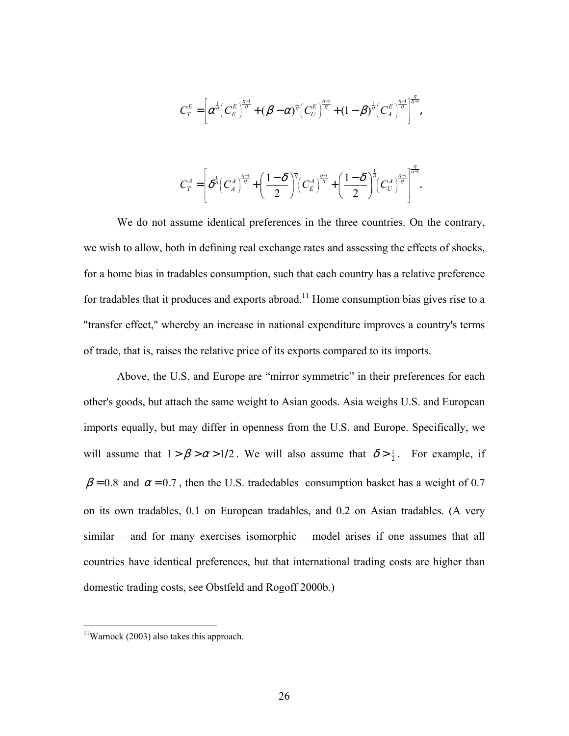$$C_T^E = \left[ \alpha^{\frac{1}{\eta}} \left( C_E^E \right)^{\frac{\eta-1}{\eta}} + (\beta - \alpha)^{\frac{1}{\eta}} \left( C_U^E \right)^{\frac{\eta-1}{\eta}} + (1-\beta)^{\frac{1}{\eta}} \left( C_A^E \right)^{\frac{\eta-1}{\eta}} \right]^{\frac{\eta}{\eta-1}},$$

$$C_T^A = \left[ \delta^{\frac{1}{\eta}} \left( C_A^A \right)^{\frac{\eta-1}{\eta}} + \left( \frac{1-\delta}{2} \right)^{\frac{1}{\eta}} \left( C_E^A \right)^{\frac{\eta-1}{\eta}} + \left( \frac{1-\delta}{2} \right)^{\frac{1}{\eta}} \left( C_U^A \right)^{\frac{\eta-1}{\eta}} \right]^{\frac{\eta}{\eta-1}}.$$

We do not assume identical preferences in the three countries. On the contrary, we wish to allow, both in defining real exchange rates and assessing the effects of shocks, for a home bias in tradables consumption, such that each country has a relative preference for tradables that it produces and exports abroad.[11] Home consumption bias gives rise to a "transfer effect," whereby an increase in national expenditure improves a country's terms of trade, that is, raises the relative price of its exports compared to its imports.

Above, the U.S. and Europe are "mirror symmetric" in their preferences for each other's goods, but attach the same weight to Asian goods. Asia weighs U.S. and European imports equally, but may differ in openness from the U.S. and Europe. Specifically, we will assume that $1 > \beta > \alpha > 1/2$. We will also assume that $\delta > \frac{1}{2}$. For example, if $\beta = 0.8$ and $\alpha = 0.7$, then the U.S. tradedables consumption basket has a weight of 0.7 on its own tradables, 0.1 on European tradables, and 0.2 on Asian tradables. (A very similar – and for many exercises isomorphic – model arises if one assumes that all countries have identical preferences, but that international trading costs are higher than domestic trading costs, see Obstfeld and Rogoff 2000b.)

[11] Warnock (2003) also takes this approach.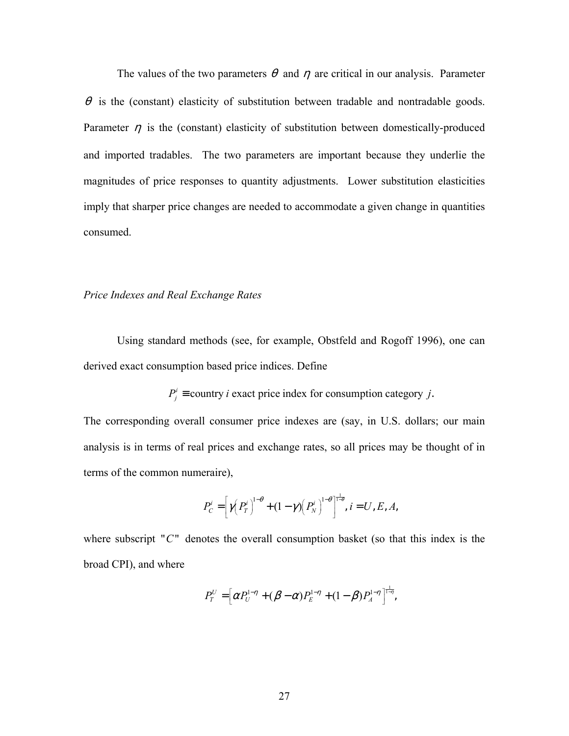The values of the two parameters $\theta$ and $\eta$ are critical in our analysis. Parameter $\theta$ is the (constant) elasticity of substitution between tradable and nontradable goods. Parameter $\eta$ is the (constant) elasticity of substitution between domestically-produced and imported tradables. The two parameters are important because they underlie the magnitudes of price responses to quantity adjustments. Lower substitution elasticities imply that sharper price changes are needed to accommodate a given change in quantities consumed.

*Price Indexes and Real Exchange Rates*

Using standard methods (see, for example, Obstfeld and Rogoff 1996), one can derived exact consumption based price indices. Define

$$P_j^i \equiv \text{country } i \text{ exact price index for consumption category } j.$$

The corresponding overall consumer price indexes are (say, in U.S. dollars; our main analysis is in terms of real prices and exchange rates, so all prices may be thought of in terms of the common numeraire),

$$P_C^i = \left[\gamma\left(P_T^i\right)^{1-\theta} + (1-\gamma)\left(P_N^i\right)^{1-\theta}\right]^{\frac{1}{1-\theta}}, i = U, E, A,$$

where subscript "$C$" denotes the overall consumption basket (so that this index is the broad CPI), and where

$$P_T^U = \left[\alpha P_U^{1-\eta} + (\beta - \alpha)P_E^{1-\eta} + (1-\beta)P_A^{1-\eta}\right]^{\frac{1}{1-\eta}},$$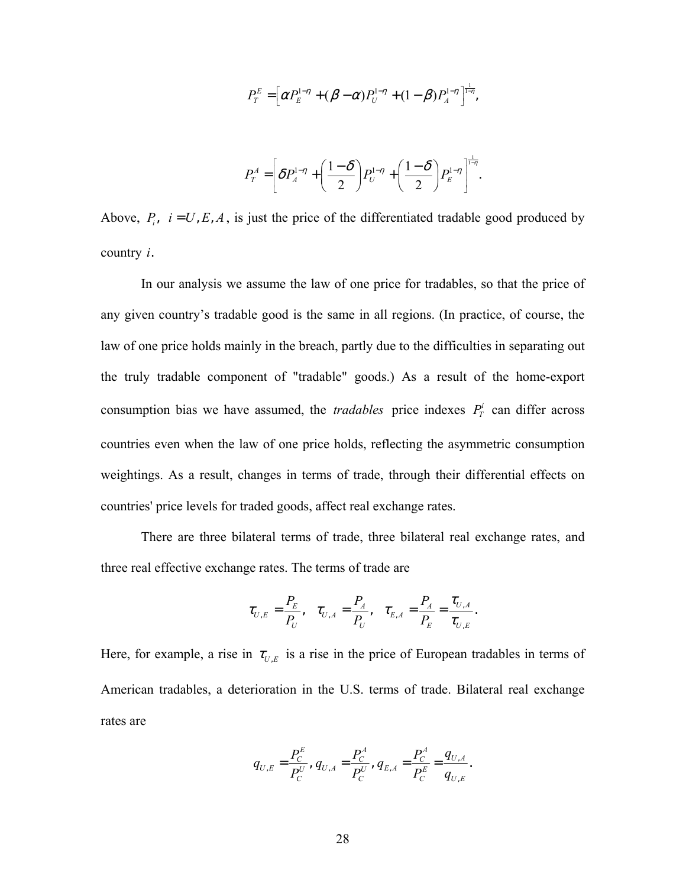$$P_T^E = \left[\alpha P_E^{1-\eta} + (\beta - \alpha) P_U^{1-\eta} + (1-\beta) P_A^{1-\eta}\right]^{\frac{1}{1-\eta}},$$

$$P_T^A = \left[\delta P_A^{1-\eta} + \left(\frac{1-\delta}{2}\right) P_U^{1-\eta} + \left(\frac{1-\delta}{2}\right) P_E^{1-\eta}\right]^{\frac{1}{1-\eta}}.$$

Above, $P_i,\ i = U, E, A$, is just the price of the differentiated tradable good produced by country $i$.

In our analysis we assume the law of one price for tradables, so that the price of any given country's tradable good is the same in all regions. (In practice, of course, the law of one price holds mainly in the breach, partly due to the difficulties in separating out the truly tradable component of "tradable" goods.) As a result of the home-export consumption bias we have assumed, the *tradables* price indexes $P_T^i$ can differ across countries even when the law of one price holds, reflecting the asymmetric consumption weightings. As a result, changes in terms of trade, through their differential effects on countries' price levels for traded goods, affect real exchange rates.

There are three bilateral terms of trade, three bilateral real exchange rates, and three real effective exchange rates. The terms of trade are

$$\tau_{U,E} = \frac{P_E}{P_U}, \quad \tau_{U,A} = \frac{P_A}{P_U}, \quad \tau_{E,A} = \frac{P_A}{P_E} = \frac{\tau_{U,A}}{\tau_{U,E}}.$$

Here, for example, a rise in $\tau_{U,E}$ is a rise in the price of European tradables in terms of American tradables, a deterioration in the U.S. terms of trade. Bilateral real exchange rates are

$$q_{U,E} = \frac{P_C^E}{P_C^U},\ q_{U,A} = \frac{P_C^A}{P_C^U},\ q_{E,A} = \frac{P_C^A}{P_C^E} = \frac{q_{U,A}}{q_{U,E}}.$$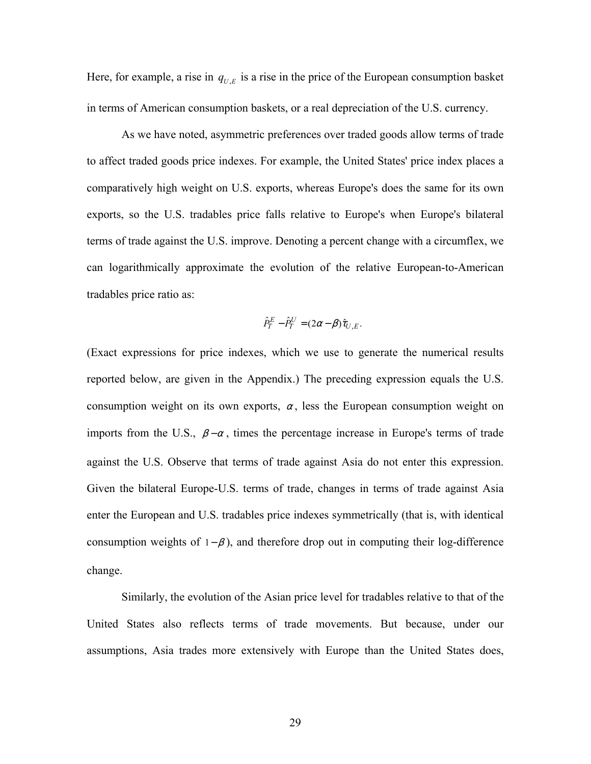Here, for example, a rise in $q_{U,E}$ is a rise in the price of the European consumption basket in terms of American consumption baskets, or a real depreciation of the U.S. currency.

As we have noted, asymmetric preferences over traded goods allow terms of trade to affect traded goods price indexes. For example, the United States' price index places a comparatively high weight on U.S. exports, whereas Europe's does the same for its own exports, so the U.S. tradables price falls relative to Europe's when Europe's bilateral terms of trade against the U.S. improve. Denoting a percent change with a circumflex, we can logarithmically approximate the evolution of the relative European-to-American tradables price ratio as:

$$\hat{P}_T^E - \hat{P}_T^U = (2\alpha - \beta)\hat{\tau}_{U,E}.$$

(Exact expressions for price indexes, which we use to generate the numerical results reported below, are given in the Appendix.) The preceding expression equals the U.S. consumption weight on its own exports, $\alpha$, less the European consumption weight on imports from the U.S., $\beta - \alpha$, times the percentage increase in Europe's terms of trade against the U.S. Observe that terms of trade against Asia do not enter this expression. Given the bilateral Europe-U.S. terms of trade, changes in terms of trade against Asia enter the European and U.S. tradables price indexes symmetrically (that is, with identical consumption weights of $1-\beta$), and therefore drop out in computing their log-difference change.

Similarly, the evolution of the Asian price level for tradables relative to that of the United States also reflects terms of trade movements. But because, under our assumptions, Asia trades more extensively with Europe than the United States does,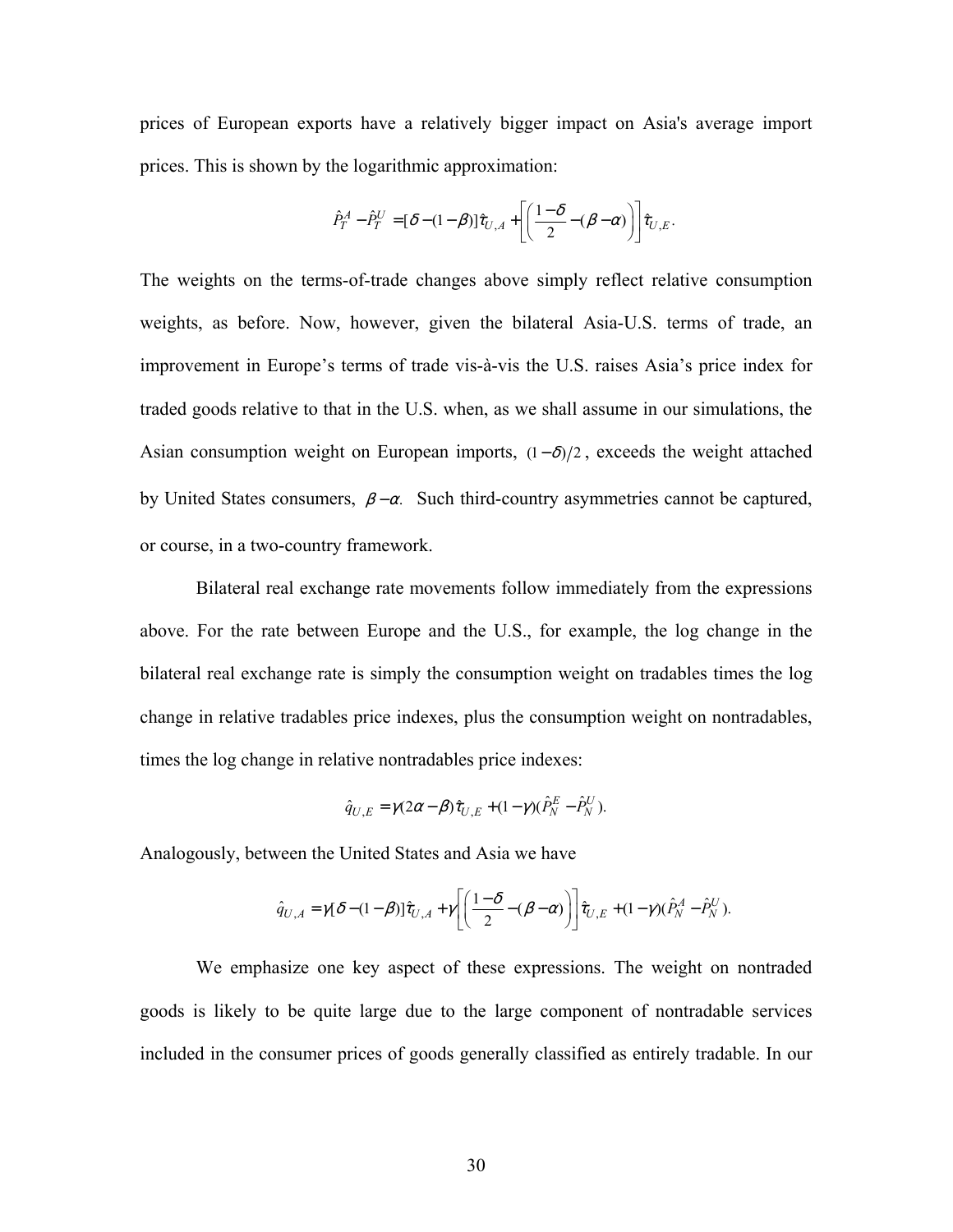prices of European exports have a relatively bigger impact on Asia's average import prices. This is shown by the logarithmic approximation:

$$\hat{P}_T^A - \hat{P}_T^U = [\delta - (1-\beta)]\hat{\tau}_{U,A} + \left[\left(\frac{1-\delta}{2} - (\beta - \alpha)\right)\right]\hat{\tau}_{U,E}.$$

The weights on the terms-of-trade changes above simply reflect relative consumption weights, as before. Now, however, given the bilateral Asia-U.S. terms of trade, an improvement in Europe's terms of trade vis-à-vis the U.S. raises Asia's price index for traded goods relative to that in the U.S. when, as we shall assume in our simulations, the Asian consumption weight on European imports, $(1-\delta)/2$, exceeds the weight attached by United States consumers, $\beta - \alpha$. Such third-country asymmetries cannot be captured, or course, in a two-country framework.

Bilateral real exchange rate movements follow immediately from the expressions above. For the rate between Europe and the U.S., for example, the log change in the bilateral real exchange rate is simply the consumption weight on tradables times the log change in relative tradables price indexes, plus the consumption weight on nontradables, times the log change in relative nontradables price indexes:

$$\hat{q}_{U,E} = \gamma(2\alpha - \beta)\hat{\tau}_{U,E} + (1-\gamma)(\hat{P}_N^E - \hat{P}_N^U).$$

Analogously, between the United States and Asia we have

$$\hat{q}_{U,A} = \gamma[\delta - (1-\beta)]\hat{\tau}_{U,A} + \gamma\left[\left(\frac{1-\delta}{2} - (\beta - \alpha)\right)\right]\hat{\tau}_{U,E} + (1-\gamma)(\hat{P}_N^A - \hat{P}_N^U).$$

We emphasize one key aspect of these expressions. The weight on nontraded goods is likely to be quite large due to the large component of nontradable services included in the consumer prices of goods generally classified as entirely tradable. In our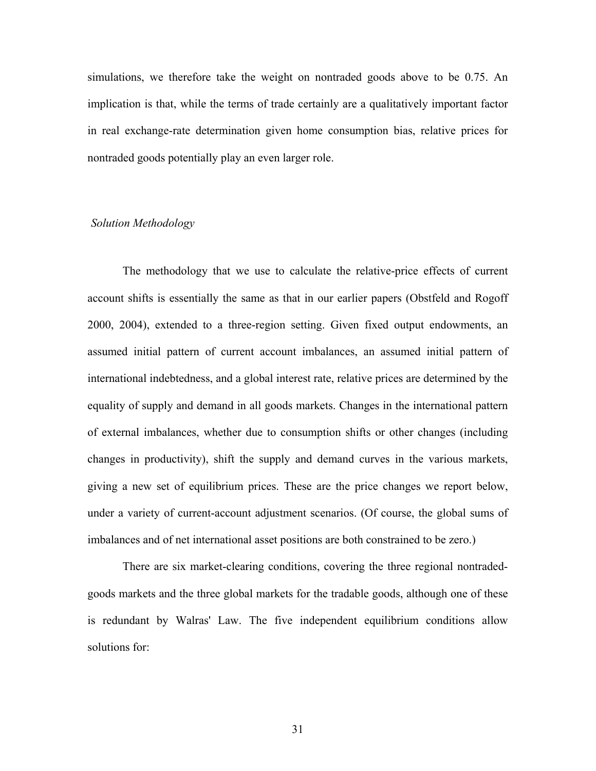simulations, we therefore take the weight on nontraded goods above to be 0.75. An implication is that, while the terms of trade certainly are a qualitatively important factor in real exchange-rate determination given home consumption bias, relative prices for nontraded goods potentially play an even larger role.

### *Solution Methodology*

The methodology that we use to calculate the relative-price effects of current account shifts is essentially the same as that in our earlier papers (Obstfeld and Rogoff 2000, 2004), extended to a three-region setting. Given fixed output endowments, an assumed initial pattern of current account imbalances, an assumed initial pattern of international indebtedness, and a global interest rate, relative prices are determined by the equality of supply and demand in all goods markets. Changes in the international pattern of external imbalances, whether due to consumption shifts or other changes (including changes in productivity), shift the supply and demand curves in the various markets, giving a new set of equilibrium prices. These are the price changes we report below, under a variety of current-account adjustment scenarios. (Of course, the global sums of imbalances and of net international asset positions are both constrained to be zero.)

There are six market-clearing conditions, covering the three regional nontraded-goods markets and the three global markets for the tradable goods, although one of these is redundant by Walras' Law. The five independent equilibrium conditions allow solutions for: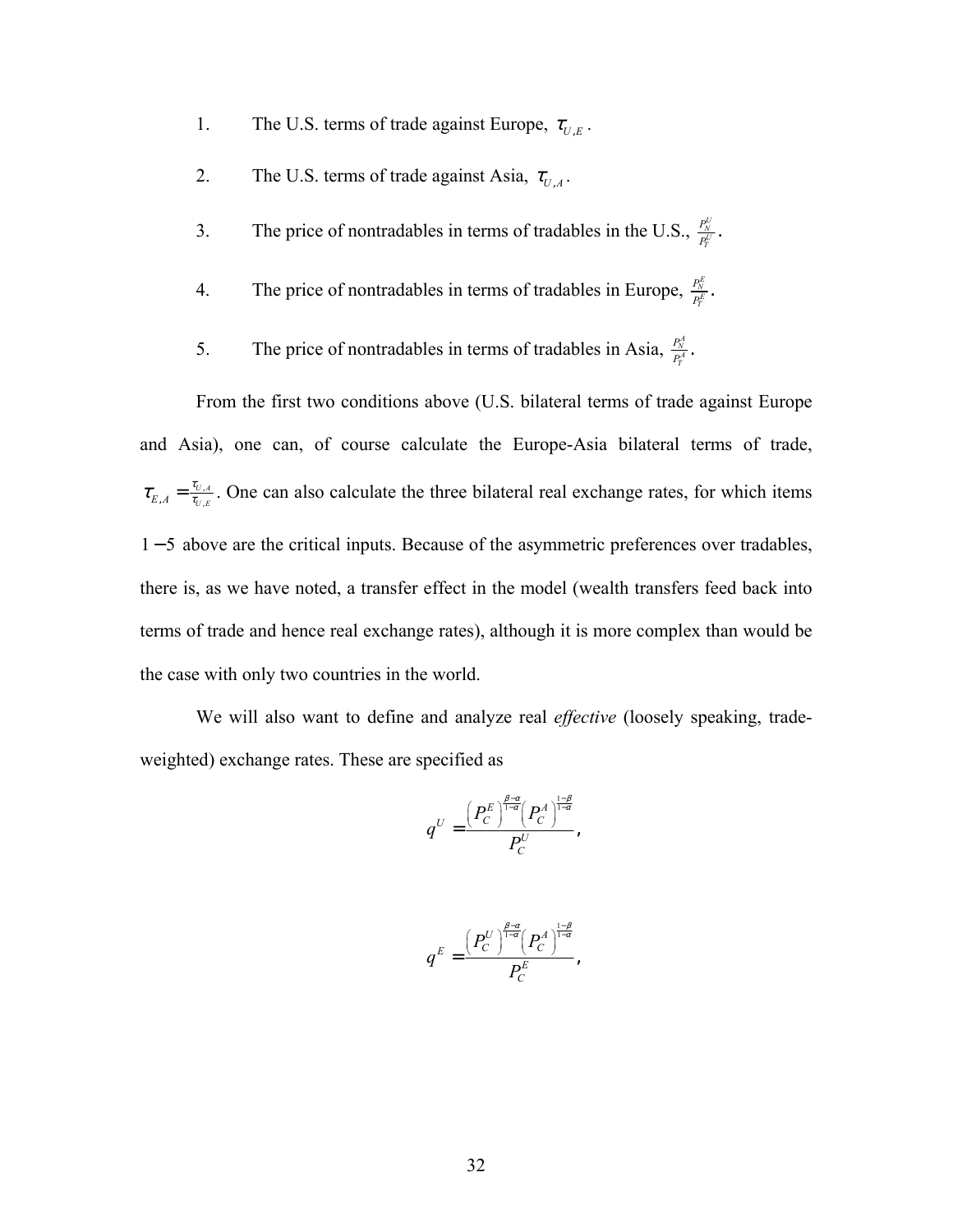1. The U.S. terms of trade against Europe, $\tau_{U,E}$.

2. The U.S. terms of trade against Asia, $\tau_{U,A}$.

3. The price of nontradables in terms of tradables in the U.S., $\frac{P_N^U}{P_T^U}$.

4. The price of nontradables in terms of tradables in Europe, $\frac{P_N^E}{P_T^E}$.

5. The price of nontradables in terms of tradables in Asia, $\frac{P_N^A}{P_T^A}$.

From the first two conditions above (U.S. bilateral terms of trade against Europe and Asia), one can, of course calculate the Europe-Asia bilateral terms of trade, $\tau_{E,A} = \frac{\tau_{U,A}}{\tau_{U,E}}$. One can also calculate the three bilateral real exchange rates, for which items $1-5$ above are the critical inputs. Because of the asymmetric preferences over tradables, there is, as we have noted, a transfer effect in the model (wealth transfers feed back into terms of trade and hence real exchange rates), although it is more complex than would be the case with only two countries in the world.

We will also want to define and analyze real *effective* (loosely speaking, trade-weighted) exchange rates. These are specified as

$$q^U = \frac{\left(P_C^E\right)^{\frac{\beta-\alpha}{1-\alpha}}\left(P_C^A\right)^{\frac{1-\beta}{1-\alpha}}}{P_C^U},$$

$$q^E = \frac{\left(P_C^U\right)^{\frac{\beta-\alpha}{1-\alpha}}\left(P_C^A\right)^{\frac{1-\beta}{1-\alpha}}}{P_C^E},$$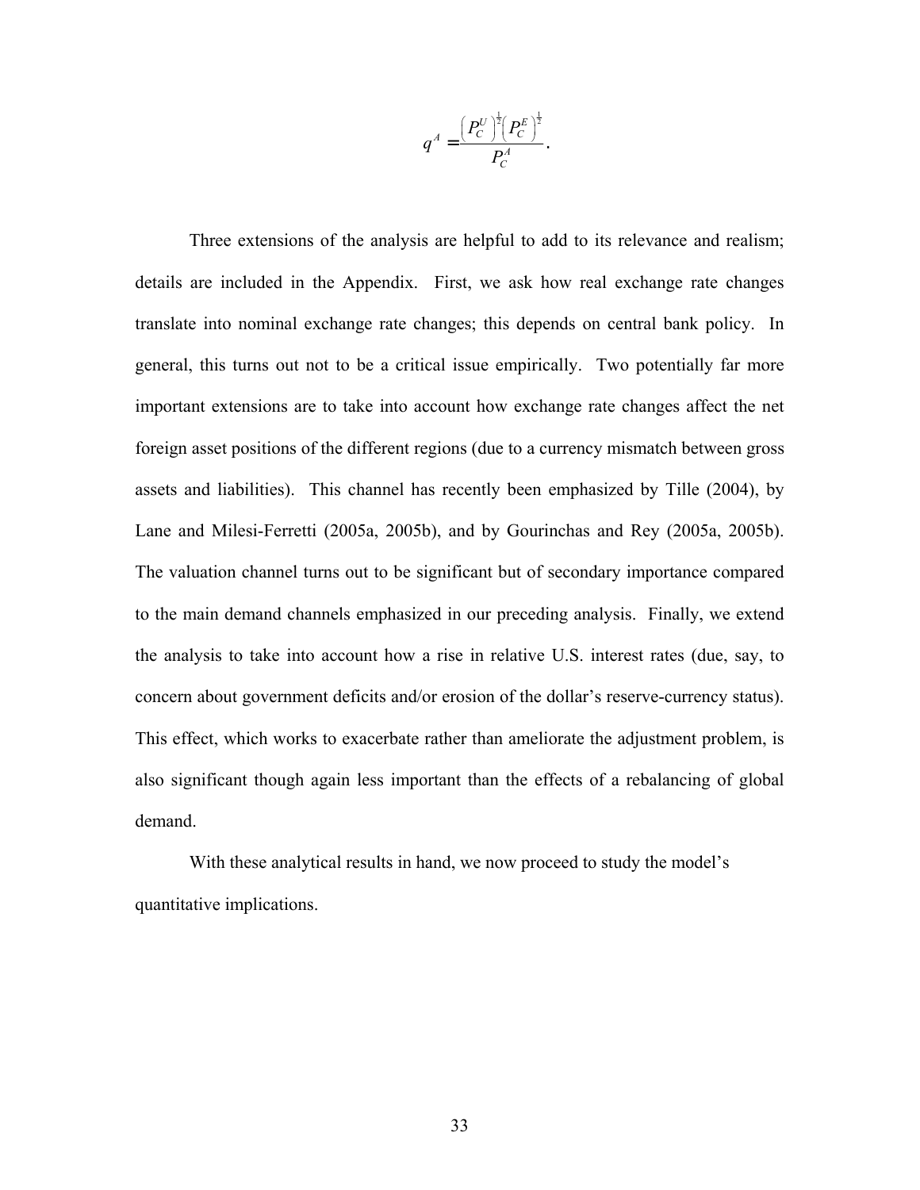$$q^A = \frac{\left(P_C^U\right)^{\frac{1}{2}}\left(P_C^E\right)^{\frac{1}{2}}}{P_C^A}.$$

Three extensions of the analysis are helpful to add to its relevance and realism; details are included in the Appendix. First, we ask how real exchange rate changes translate into nominal exchange rate changes; this depends on central bank policy. In general, this turns out not to be a critical issue empirically. Two potentially far more important extensions are to take into account how exchange rate changes affect the net foreign asset positions of the different regions (due to a currency mismatch between gross assets and liabilities). This channel has recently been emphasized by Tille (2004), by Lane and Milesi-Ferretti (2005a, 2005b), and by Gourinchas and Rey (2005a, 2005b). The valuation channel turns out to be significant but of secondary importance compared to the main demand channels emphasized in our preceding analysis. Finally, we extend the analysis to take into account how a rise in relative U.S. interest rates (due, say, to concern about government deficits and/or erosion of the dollar's reserve-currency status). This effect, which works to exacerbate rather than ameliorate the adjustment problem, is also significant though again less important than the effects of a rebalancing of global demand.

With these analytical results in hand, we now proceed to study the model's quantitative implications.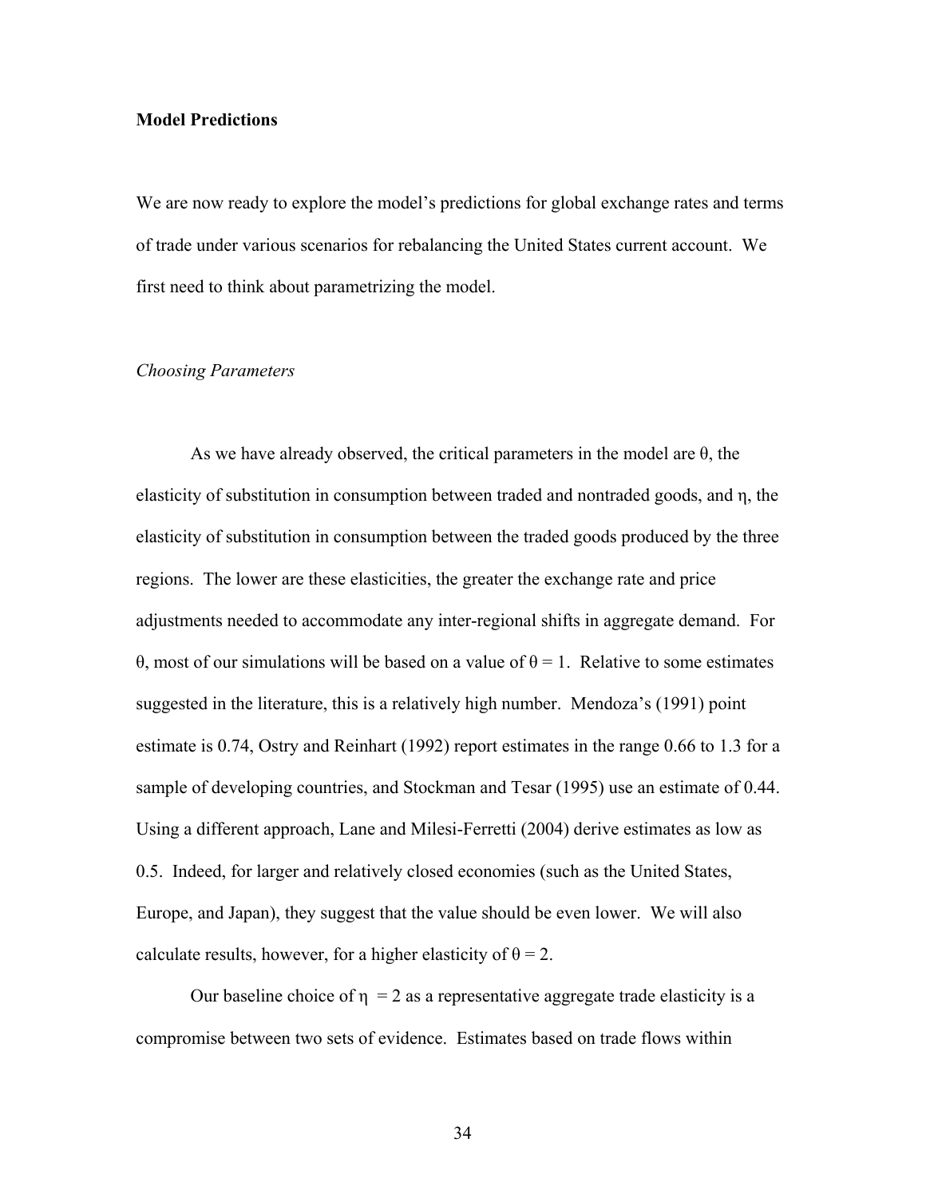**Model Predictions**

We are now ready to explore the model's predictions for global exchange rates and terms of trade under various scenarios for rebalancing the United States current account. We first need to think about parametrizing the model.

*Choosing Parameters*

As we have already observed, the critical parameters in the model are $\theta$, the elasticity of substitution in consumption between traded and nontraded goods, and $\eta$, the elasticity of substitution in consumption between the traded goods produced by the three regions. The lower are these elasticities, the greater the exchange rate and price adjustments needed to accommodate any inter-regional shifts in aggregate demand. For $\theta$, most of our simulations will be based on a value of $\theta = 1$. Relative to some estimates suggested in the literature, this is a relatively high number. Mendoza's (1991) point estimate is 0.74, Ostry and Reinhart (1992) report estimates in the range 0.66 to 1.3 for a sample of developing countries, and Stockman and Tesar (1995) use an estimate of 0.44. Using a different approach, Lane and Milesi-Ferretti (2004) derive estimates as low as 0.5. Indeed, for larger and relatively closed economies (such as the United States, Europe, and Japan), they suggest that the value should be even lower. We will also calculate results, however, for a higher elasticity of $\theta = 2$.

Our baseline choice of $\eta = 2$ as a representative aggregate trade elasticity is a compromise between two sets of evidence. Estimates based on trade flows within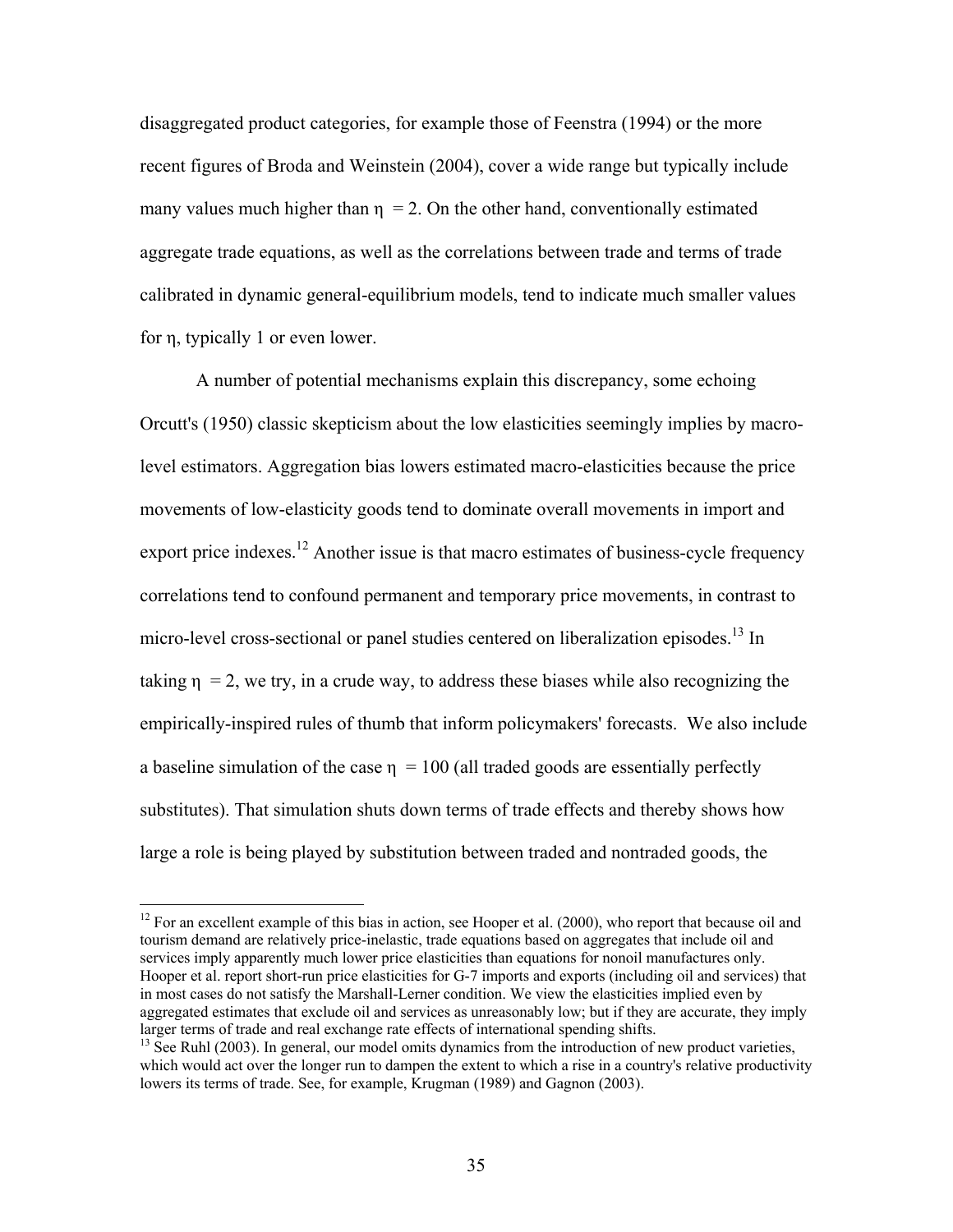disaggregated product categories, for example those of Feenstra (1994) or the more recent figures of Broda and Weinstein (2004), cover a wide range but typically include many values much higher than $\eta = 2$. On the other hand, conventionally estimated aggregate trade equations, as well as the correlations between trade and terms of trade calibrated in dynamic general-equilibrium models, tend to indicate much smaller values for $\eta$, typically 1 or even lower.

A number of potential mechanisms explain this discrepancy, some echoing Orcutt's (1950) classic skepticism about the low elasticities seemingly implies by macro-level estimators. Aggregation bias lowers estimated macro-elasticities because the price movements of low-elasticity goods tend to dominate overall movements in import and export price indexes.[12] Another issue is that macro estimates of business-cycle frequency correlations tend to confound permanent and temporary price movements, in contrast to micro-level cross-sectional or panel studies centered on liberalization episodes.[13] In taking $\eta = 2$, we try, in a crude way, to address these biases while also recognizing the empirically-inspired rules of thumb that inform policymakers' forecasts. We also include a baseline simulation of the case $\eta = 100$ (all traded goods are essentially perfectly substitutes). That simulation shuts down terms of trade effects and thereby shows how large a role is being played by substitution between traded and nontraded goods, the

---

[12] For an excellent example of this bias in action, see Hooper et al. (2000), who report that because oil and tourism demand are relatively price-inelastic, trade equations based on aggregates that include oil and services imply apparently much lower price elasticities than equations for nonoil manufactures only. Hooper et al. report short-run price elasticities for G-7 imports and exports (including oil and services) that in most cases do not satisfy the Marshall-Lerner condition. We view the elasticities implied even by aggregated estimates that exclude oil and services as unreasonably low; but if they are accurate, they imply larger terms of trade and real exchange rate effects of international spending shifts.

[13] See Ruhl (2003). In general, our model omits dynamics from the introduction of new product varieties, which would act over the longer run to dampen the extent to which a rise in a country's relative productivity lowers its terms of trade. See, for example, Krugman (1989) and Gagnon (2003).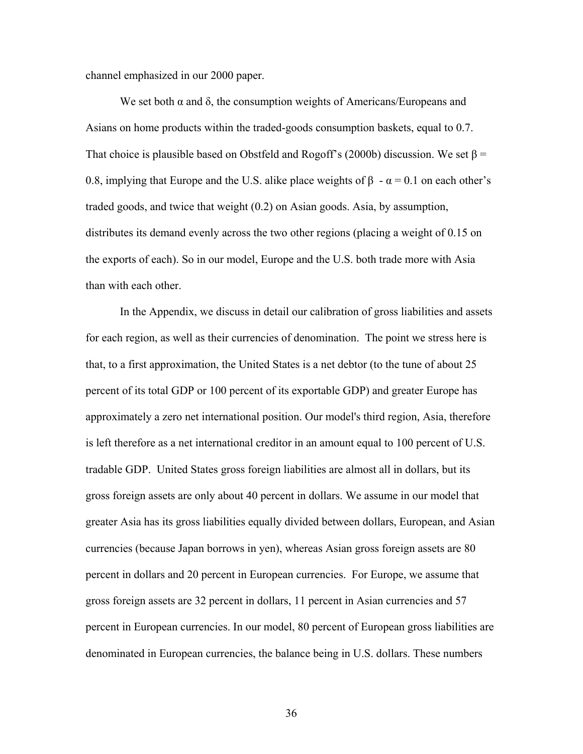channel emphasized in our 2000 paper.

We set both $\alpha$ and $\delta$, the consumption weights of Americans/Europeans and Asians on home products within the traded-goods consumption baskets, equal to 0.7. That choice is plausible based on Obstfeld and Rogoff's (2000b) discussion. We set $\beta = 0.8$, implying that Europe and the U.S. alike place weights of $\beta - \alpha = 0.1$ on each other's traded goods, and twice that weight (0.2) on Asian goods. Asia, by assumption, distributes its demand evenly across the two other regions (placing a weight of 0.15 on the exports of each). So in our model, Europe and the U.S. both trade more with Asia than with each other.

In the Appendix, we discuss in detail our calibration of gross liabilities and assets for each region, as well as their currencies of denomination. The point we stress here is that, to a first approximation, the United States is a net debtor (to the tune of about 25 percent of its total GDP or 100 percent of its exportable GDP) and greater Europe has approximately a zero net international position. Our model's third region, Asia, therefore is left therefore as a net international creditor in an amount equal to 100 percent of U.S. tradable GDP. United States gross foreign liabilities are almost all in dollars, but its gross foreign assets are only about 40 percent in dollars. We assume in our model that greater Asia has its gross liabilities equally divided between dollars, European, and Asian currencies (because Japan borrows in yen), whereas Asian gross foreign assets are 80 percent in dollars and 20 percent in European currencies. For Europe, we assume that gross foreign assets are 32 percent in dollars, 11 percent in Asian currencies and 57 percent in European currencies. In our model, 80 percent of European gross liabilities are denominated in European currencies, the balance being in U.S. dollars. These numbers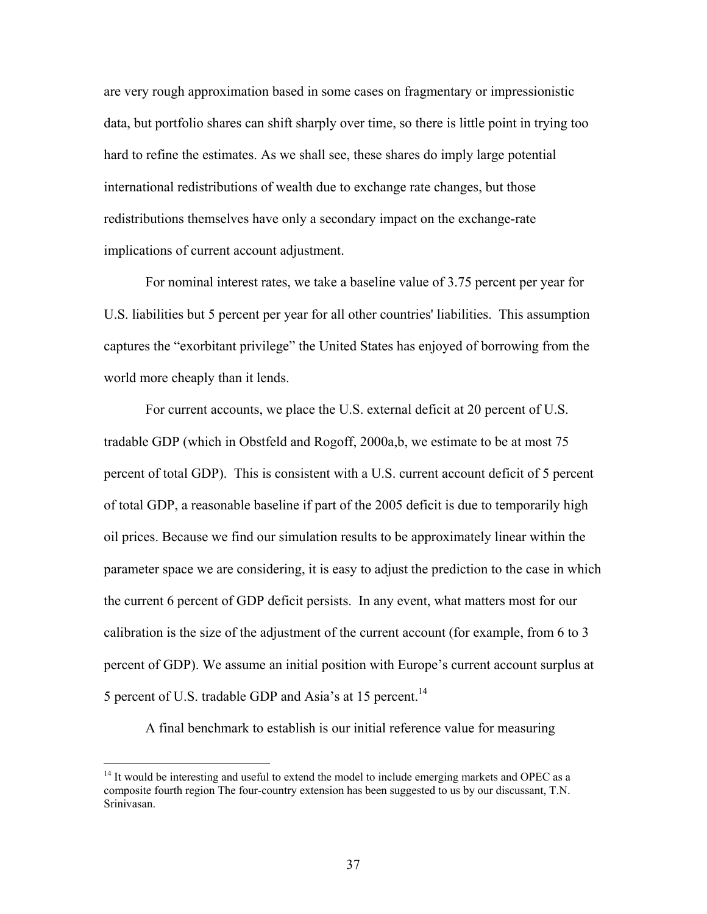are very rough approximation based in some cases on fragmentary or impressionistic data, but portfolio shares can shift sharply over time, so there is little point in trying too hard to refine the estimates. As we shall see, these shares do imply large potential international redistributions of wealth due to exchange rate changes, but those redistributions themselves have only a secondary impact on the exchange-rate implications of current account adjustment.

For nominal interest rates, we take a baseline value of 3.75 percent per year for U.S. liabilities but 5 percent per year for all other countries' liabilities. This assumption captures the "exorbitant privilege" the United States has enjoyed of borrowing from the world more cheaply than it lends.

For current accounts, we place the U.S. external deficit at 20 percent of U.S. tradable GDP (which in Obstfeld and Rogoff, 2000a,b, we estimate to be at most 75 percent of total GDP). This is consistent with a U.S. current account deficit of 5 percent of total GDP, a reasonable baseline if part of the 2005 deficit is due to temporarily high oil prices. Because we find our simulation results to be approximately linear within the parameter space we are considering, it is easy to adjust the prediction to the case in which the current 6 percent of GDP deficit persists. In any event, what matters most for our calibration is the size of the adjustment of the current account (for example, from 6 to 3 percent of GDP). We assume an initial position with Europe's current account surplus at 5 percent of U.S. tradable GDP and Asia's at 15 percent.[14]

A final benchmark to establish is our initial reference value for measuring

[14] It would be interesting and useful to extend the model to include emerging markets and OPEC as a composite fourth region The four-country extension has been suggested to us by our discussant, T.N. Srinivasan.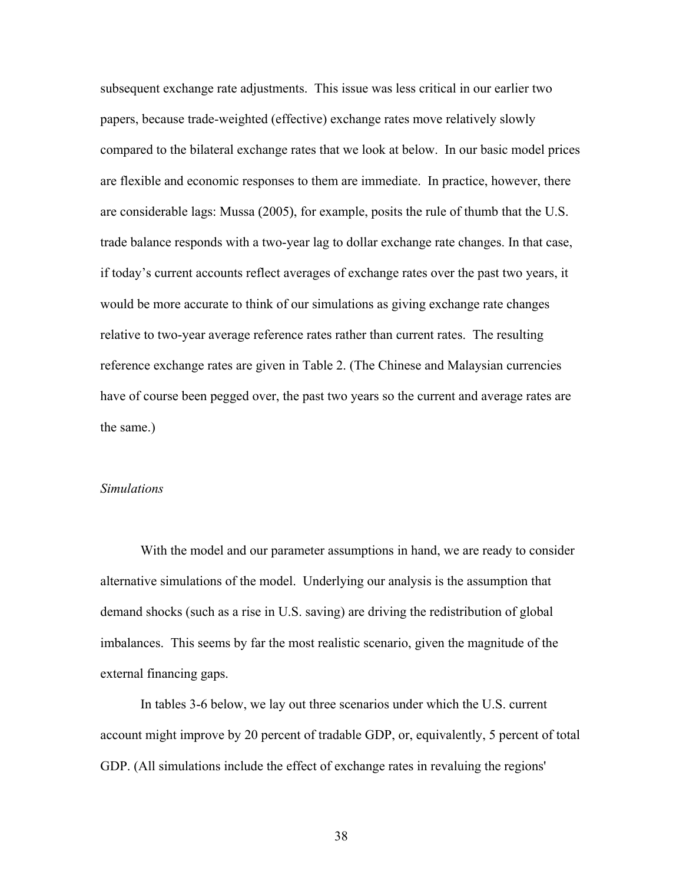subsequent exchange rate adjustments. This issue was less critical in our earlier two papers, because trade-weighted (effective) exchange rates move relatively slowly compared to the bilateral exchange rates that we look at below. In our basic model prices are flexible and economic responses to them are immediate. In practice, however, there are considerable lags: Mussa (2005), for example, posits the rule of thumb that the U.S. trade balance responds with a two-year lag to dollar exchange rate changes. In that case, if today's current accounts reflect averages of exchange rates over the past two years, it would be more accurate to think of our simulations as giving exchange rate changes relative to two-year average reference rates rather than current rates. The resulting reference exchange rates are given in Table 2. (The Chinese and Malaysian currencies have of course been pegged over, the past two years so the current and average rates are the same.)

*Simulations*

With the model and our parameter assumptions in hand, we are ready to consider alternative simulations of the model. Underlying our analysis is the assumption that demand shocks (such as a rise in U.S. saving) are driving the redistribution of global imbalances. This seems by far the most realistic scenario, given the magnitude of the external financing gaps.

In tables 3-6 below, we lay out three scenarios under which the U.S. current account might improve by 20 percent of tradable GDP, or, equivalently, 5 percent of total GDP. (All simulations include the effect of exchange rates in revaluing the regions'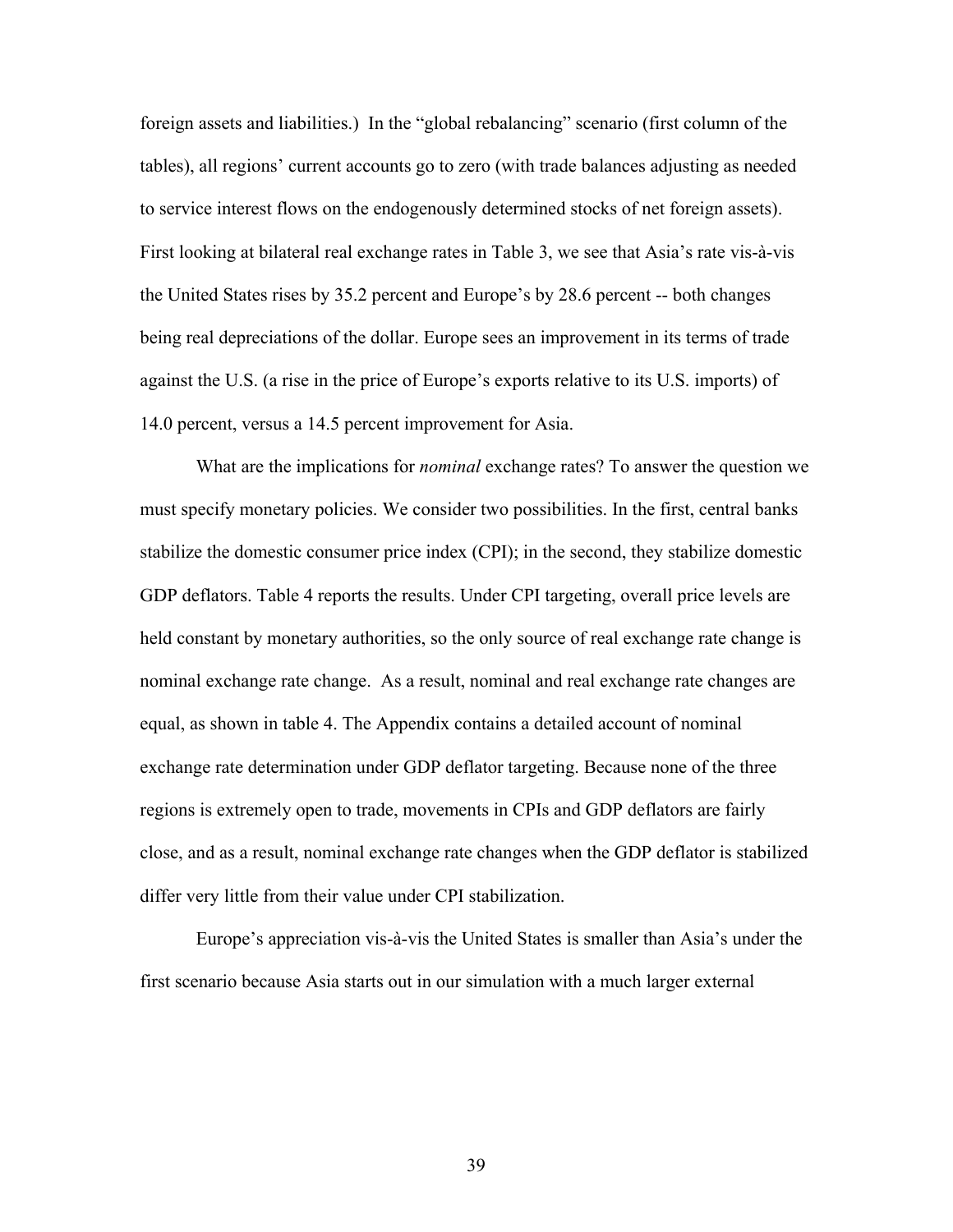foreign assets and liabilities.) In the "global rebalancing" scenario (first column of the tables), all regions' current accounts go to zero (with trade balances adjusting as needed to service interest flows on the endogenously determined stocks of net foreign assets). First looking at bilateral real exchange rates in Table 3, we see that Asia's rate vis-à-vis the United States rises by 35.2 percent and Europe's by 28.6 percent -- both changes being real depreciations of the dollar. Europe sees an improvement in its terms of trade against the U.S. (a rise in the price of Europe's exports relative to its U.S. imports) of 14.0 percent, versus a 14.5 percent improvement for Asia.

What are the implications for *nominal* exchange rates? To answer the question we must specify monetary policies. We consider two possibilities. In the first, central banks stabilize the domestic consumer price index (CPI); in the second, they stabilize domestic GDP deflators. Table 4 reports the results. Under CPI targeting, overall price levels are held constant by monetary authorities, so the only source of real exchange rate change is nominal exchange rate change. As a result, nominal and real exchange rate changes are equal, as shown in table 4. The Appendix contains a detailed account of nominal exchange rate determination under GDP deflator targeting. Because none of the three regions is extremely open to trade, movements in CPIs and GDP deflators are fairly close, and as a result, nominal exchange rate changes when the GDP deflator is stabilized differ very little from their value under CPI stabilization.

Europe's appreciation vis-à-vis the United States is smaller than Asia's under the first scenario because Asia starts out in our simulation with a much larger external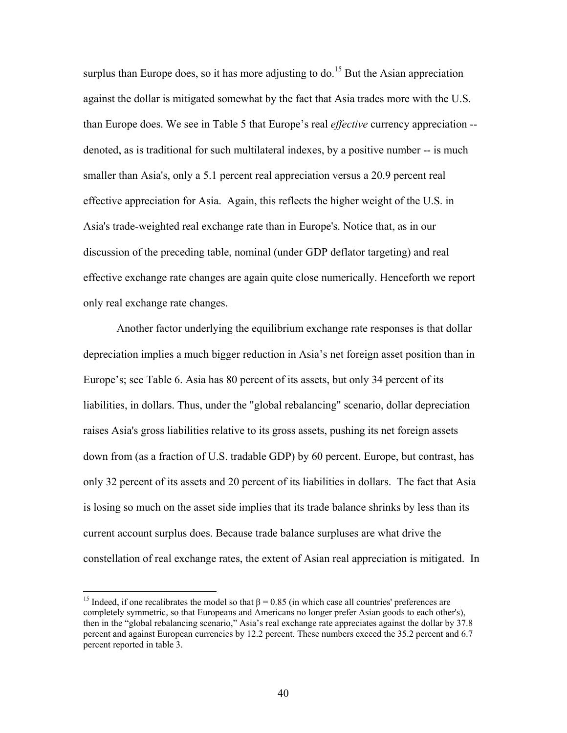surplus than Europe does, so it has more adjusting to do.[15] But the Asian appreciation against the dollar is mitigated somewhat by the fact that Asia trades more with the U.S. than Europe does. We see in Table 5 that Europe's real *effective* currency appreciation -- denoted, as is traditional for such multilateral indexes, by a positive number -- is much smaller than Asia's, only a 5.1 percent real appreciation versus a 20.9 percent real effective appreciation for Asia. Again, this reflects the higher weight of the U.S. in Asia's trade-weighted real exchange rate than in Europe's. Notice that, as in our discussion of the preceding table, nominal (under GDP deflator targeting) and real effective exchange rate changes are again quite close numerically. Henceforth we report only real exchange rate changes.

Another factor underlying the equilibrium exchange rate responses is that dollar depreciation implies a much bigger reduction in Asia's net foreign asset position than in Europe's; see Table 6. Asia has 80 percent of its assets, but only 34 percent of its liabilities, in dollars. Thus, under the "global rebalancing" scenario, dollar depreciation raises Asia's gross liabilities relative to its gross assets, pushing its net foreign assets down from (as a fraction of U.S. tradable GDP) by 60 percent. Europe, but contrast, has only 32 percent of its assets and 20 percent of its liabilities in dollars. The fact that Asia is losing so much on the asset side implies that its trade balance shrinks by less than its current account surplus does. Because trade balance surpluses are what drive the constellation of real exchange rates, the extent of Asian real appreciation is mitigated. In

[15] Indeed, if one recalibrates the model so that $\beta = 0.85$ (in which case all countries' preferences are completely symmetric, so that Europeans and Americans no longer prefer Asian goods to each other's), then in the "global rebalancing scenario," Asia's real exchange rate appreciates against the dollar by 37.8 percent and against European currencies by 12.2 percent. These numbers exceed the 35.2 percent and 6.7 percent reported in table 3.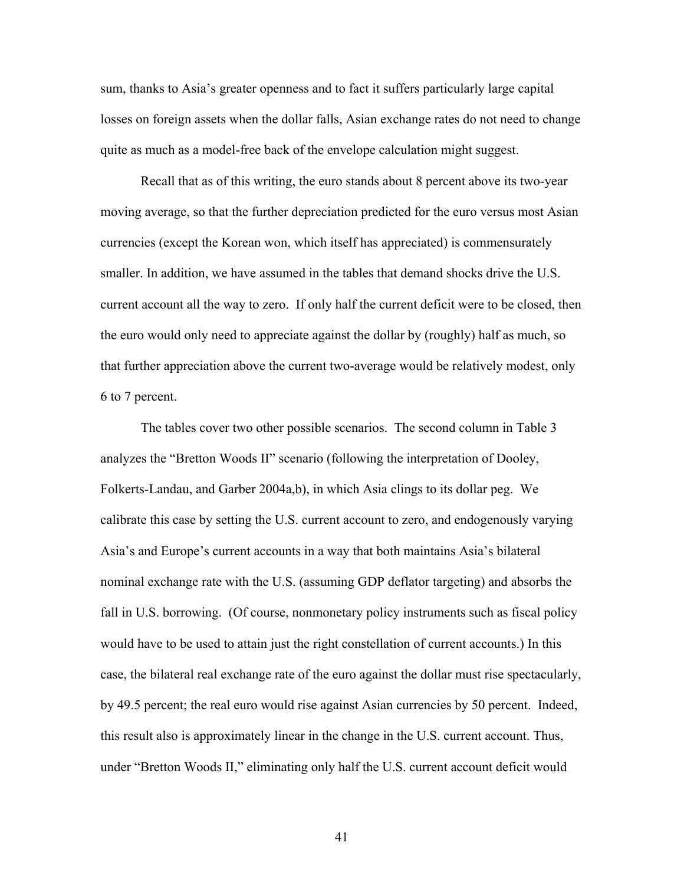sum, thanks to Asia's greater openness and to fact it suffers particularly large capital losses on foreign assets when the dollar falls, Asian exchange rates do not need to change quite as much as a model-free back of the envelope calculation might suggest.

Recall that as of this writing, the euro stands about 8 percent above its two-year moving average, so that the further depreciation predicted for the euro versus most Asian currencies (except the Korean won, which itself has appreciated) is commensurately smaller. In addition, we have assumed in the tables that demand shocks drive the U.S. current account all the way to zero. If only half the current deficit were to be closed, then the euro would only need to appreciate against the dollar by (roughly) half as much, so that further appreciation above the current two-average would be relatively modest, only 6 to 7 percent.

The tables cover two other possible scenarios. The second column in Table 3 analyzes the "Bretton Woods II" scenario (following the interpretation of Dooley, Folkerts-Landau, and Garber 2004a,b), in which Asia clings to its dollar peg. We calibrate this case by setting the U.S. current account to zero, and endogenously varying Asia's and Europe's current accounts in a way that both maintains Asia's bilateral nominal exchange rate with the U.S. (assuming GDP deflator targeting) and absorbs the fall in U.S. borrowing. (Of course, nonmonetary policy instruments such as fiscal policy would have to be used to attain just the right constellation of current accounts.) In this case, the bilateral real exchange rate of the euro against the dollar must rise spectacularly, by 49.5 percent; the real euro would rise against Asian currencies by 50 percent. Indeed, this result also is approximately linear in the change in the U.S. current account. Thus, under "Bretton Woods II," eliminating only half the U.S. current account deficit would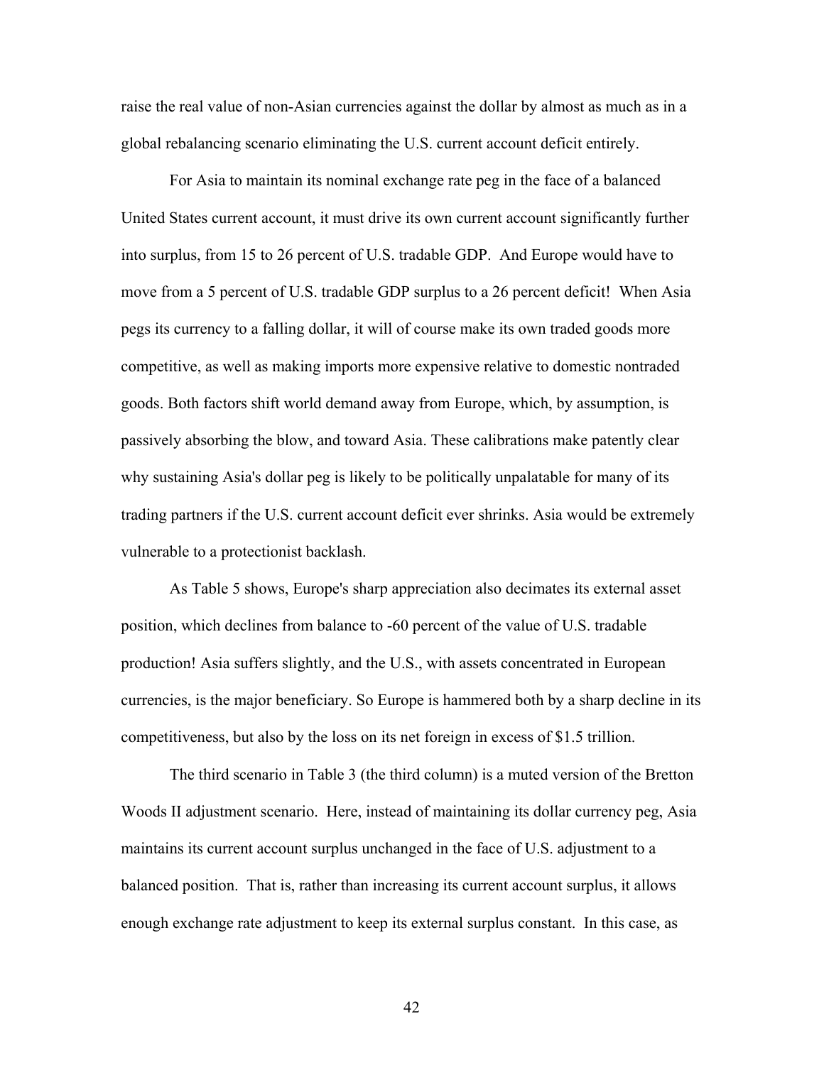raise the real value of non-Asian currencies against the dollar by almost as much as in a global rebalancing scenario eliminating the U.S. current account deficit entirely.

For Asia to maintain its nominal exchange rate peg in the face of a balanced United States current account, it must drive its own current account significantly further into surplus, from 15 to 26 percent of U.S. tradable GDP. And Europe would have to move from a 5 percent of U.S. tradable GDP surplus to a 26 percent deficit! When Asia pegs its currency to a falling dollar, it will of course make its own traded goods more competitive, as well as making imports more expensive relative to domestic nontraded goods. Both factors shift world demand away from Europe, which, by assumption, is passively absorbing the blow, and toward Asia. These calibrations make patently clear why sustaining Asia's dollar peg is likely to be politically unpalatable for many of its trading partners if the U.S. current account deficit ever shrinks. Asia would be extremely vulnerable to a protectionist backlash.

As Table 5 shows, Europe's sharp appreciation also decimates its external asset position, which declines from balance to -60 percent of the value of U.S. tradable production! Asia suffers slightly, and the U.S., with assets concentrated in European currencies, is the major beneficiary. So Europe is hammered both by a sharp decline in its competitiveness, but also by the loss on its net foreign in excess of $1.5 trillion.

The third scenario in Table 3 (the third column) is a muted version of the Bretton Woods II adjustment scenario. Here, instead of maintaining its dollar currency peg, Asia maintains its current account surplus unchanged in the face of U.S. adjustment to a balanced position. That is, rather than increasing its current account surplus, it allows enough exchange rate adjustment to keep its external surplus constant. In this case, as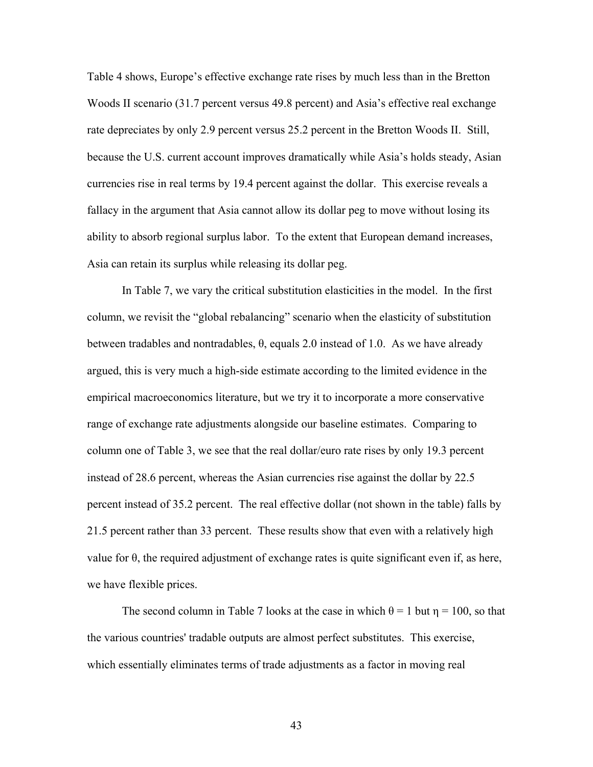Table 4 shows, Europe's effective exchange rate rises by much less than in the Bretton Woods II scenario (31.7 percent versus 49.8 percent) and Asia's effective real exchange rate depreciates by only 2.9 percent versus 25.2 percent in the Bretton Woods II. Still, because the U.S. current account improves dramatically while Asia's holds steady, Asian currencies rise in real terms by 19.4 percent against the dollar. This exercise reveals a fallacy in the argument that Asia cannot allow its dollar peg to move without losing its ability to absorb regional surplus labor. To the extent that European demand increases, Asia can retain its surplus while releasing its dollar peg.

In Table 7, we vary the critical substitution elasticities in the model. In the first column, we revisit the "global rebalancing" scenario when the elasticity of substitution between tradables and nontradables, $\theta$, equals 2.0 instead of 1.0. As we have already argued, this is very much a high-side estimate according to the limited evidence in the empirical macroeconomics literature, but we try it to incorporate a more conservative range of exchange rate adjustments alongside our baseline estimates. Comparing to column one of Table 3, we see that the real dollar/euro rate rises by only 19.3 percent instead of 28.6 percent, whereas the Asian currencies rise against the dollar by 22.5 percent instead of 35.2 percent. The real effective dollar (not shown in the table) falls by 21.5 percent rather than 33 percent. These results show that even with a relatively high value for $\theta$, the required adjustment of exchange rates is quite significant even if, as here, we have flexible prices.

The second column in Table 7 looks at the case in which $\theta = 1$ but $\eta = 100$, so that the various countries' tradable outputs are almost perfect substitutes. This exercise, which essentially eliminates terms of trade adjustments as a factor in moving real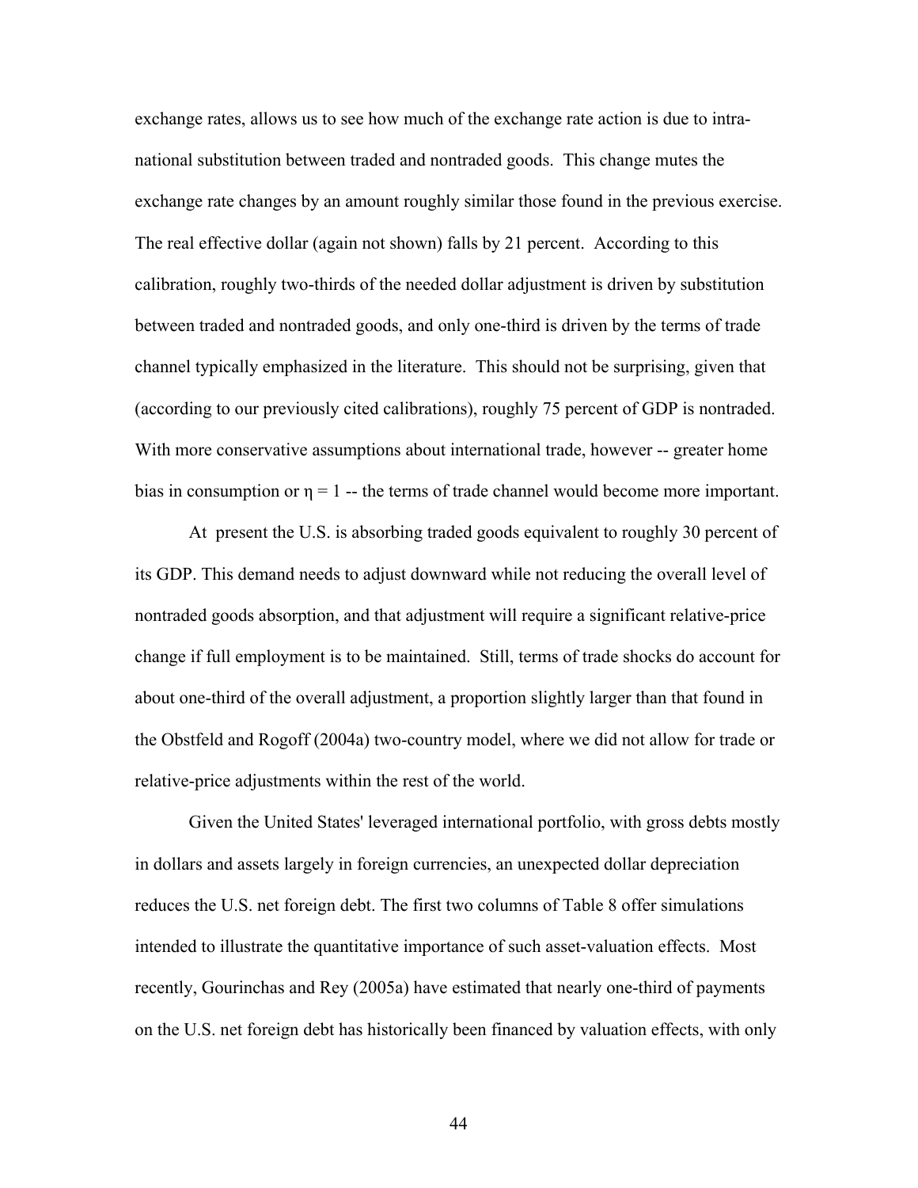exchange rates, allows us to see how much of the exchange rate action is due to intra-national substitution between traded and nontraded goods. This change mutes the exchange rate changes by an amount roughly similar those found in the previous exercise. The real effective dollar (again not shown) falls by 21 percent. According to this calibration, roughly two-thirds of the needed dollar adjustment is driven by substitution between traded and nontraded goods, and only one-third is driven by the terms of trade channel typically emphasized in the literature. This should not be surprising, given that (according to our previously cited calibrations), roughly 75 percent of GDP is nontraded. With more conservative assumptions about international trade, however -- greater home bias in consumption or $\eta = 1$ -- the terms of trade channel would become more important.

At present the U.S. is absorbing traded goods equivalent to roughly 30 percent of its GDP. This demand needs to adjust downward while not reducing the overall level of nontraded goods absorption, and that adjustment will require a significant relative-price change if full employment is to be maintained. Still, terms of trade shocks do account for about one-third of the overall adjustment, a proportion slightly larger than that found in the Obstfeld and Rogoff (2004a) two-country model, where we did not allow for trade or relative-price adjustments within the rest of the world.

Given the United States' leveraged international portfolio, with gross debts mostly in dollars and assets largely in foreign currencies, an unexpected dollar depreciation reduces the U.S. net foreign debt. The first two columns of Table 8 offer simulations intended to illustrate the quantitative importance of such asset-valuation effects. Most recently, Gourinchas and Rey (2005a) have estimated that nearly one-third of payments on the U.S. net foreign debt has historically been financed by valuation effects, with only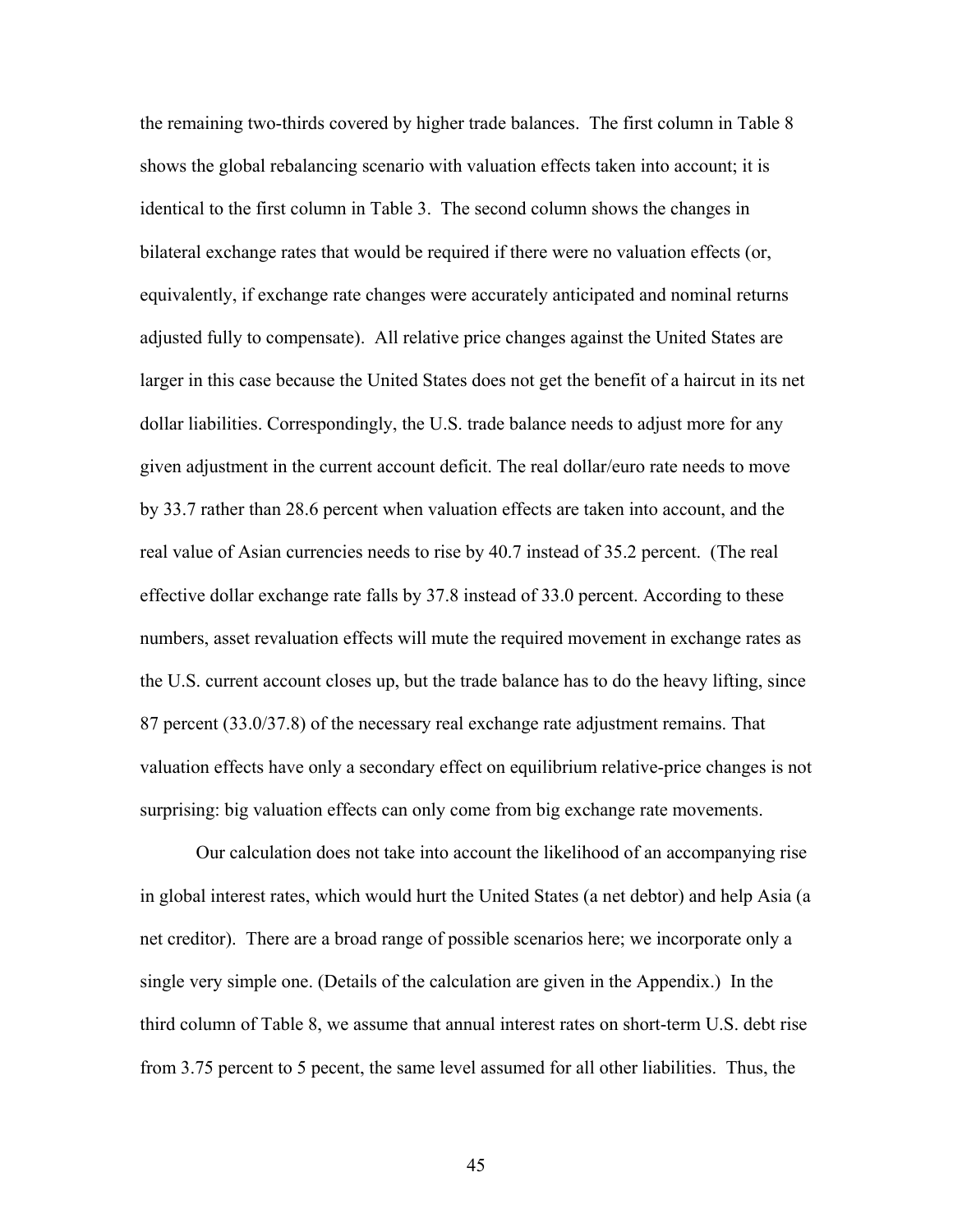the remaining two-thirds covered by higher trade balances. The first column in Table 8 shows the global rebalancing scenario with valuation effects taken into account; it is identical to the first column in Table 3. The second column shows the changes in bilateral exchange rates that would be required if there were no valuation effects (or, equivalently, if exchange rate changes were accurately anticipated and nominal returns adjusted fully to compensate). All relative price changes against the United States are larger in this case because the United States does not get the benefit of a haircut in its net dollar liabilities. Correspondingly, the U.S. trade balance needs to adjust more for any given adjustment in the current account deficit. The real dollar/euro rate needs to move by 33.7 rather than 28.6 percent when valuation effects are taken into account, and the real value of Asian currencies needs to rise by 40.7 instead of 35.2 percent. (The real effective dollar exchange rate falls by 37.8 instead of 33.0 percent. According to these numbers, asset revaluation effects will mute the required movement in exchange rates as the U.S. current account closes up, but the trade balance has to do the heavy lifting, since 87 percent (33.0/37.8) of the necessary real exchange rate adjustment remains. That valuation effects have only a secondary effect on equilibrium relative-price changes is not surprising: big valuation effects can only come from big exchange rate movements.

Our calculation does not take into account the likelihood of an accompanying rise in global interest rates, which would hurt the United States (a net debtor) and help Asia (a net creditor). There are a broad range of possible scenarios here; we incorporate only a single very simple one. (Details of the calculation are given in the Appendix.) In the third column of Table 8, we assume that annual interest rates on short-term U.S. debt rise from 3.75 percent to 5 pecent, the same level assumed for all other liabilities. Thus, the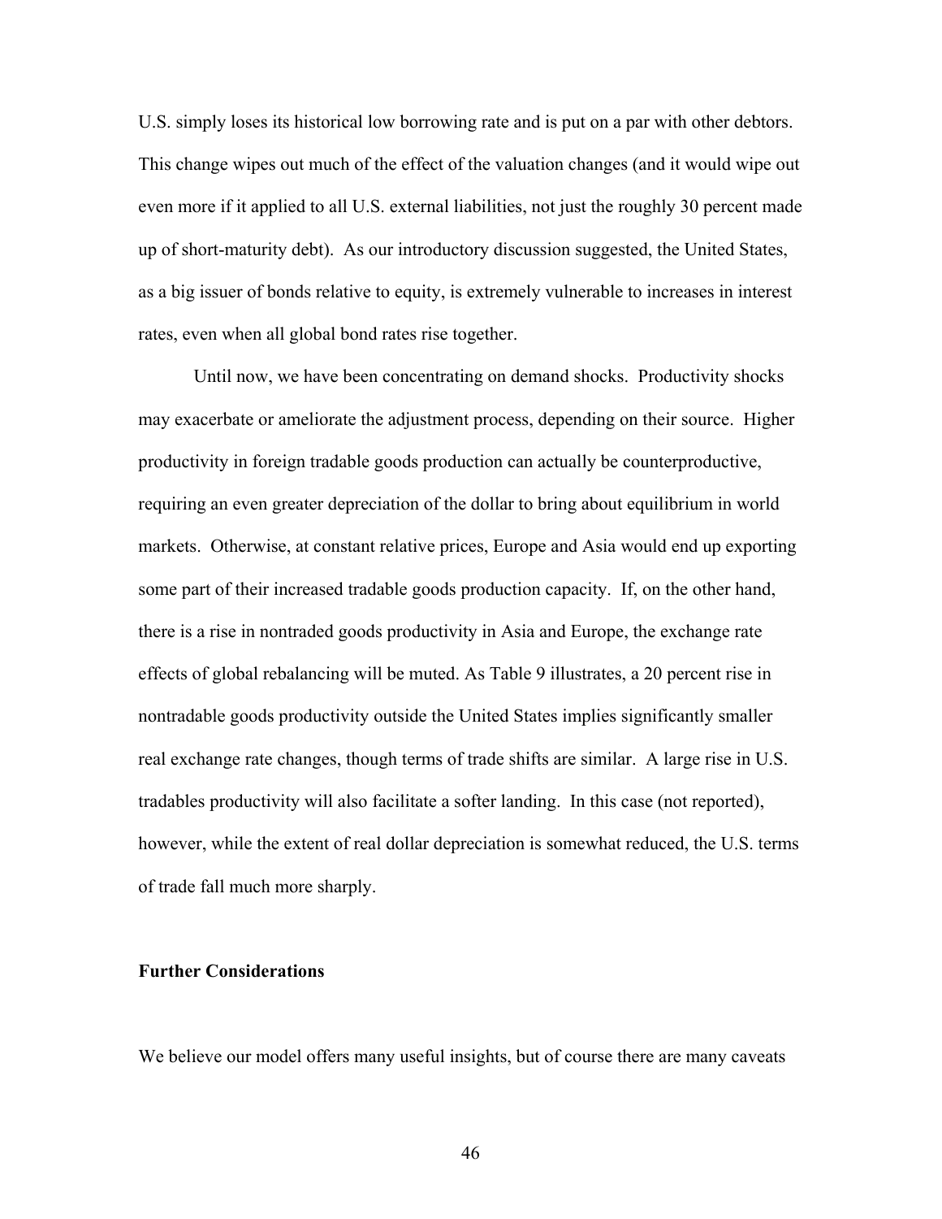U.S. simply loses its historical low borrowing rate and is put on a par with other debtors. This change wipes out much of the effect of the valuation changes (and it would wipe out even more if it applied to all U.S. external liabilities, not just the roughly 30 percent made up of short-maturity debt). As our introductory discussion suggested, the United States, as a big issuer of bonds relative to equity, is extremely vulnerable to increases in interest rates, even when all global bond rates rise together.

Until now, we have been concentrating on demand shocks. Productivity shocks may exacerbate or ameliorate the adjustment process, depending on their source. Higher productivity in foreign tradable goods production can actually be counterproductive, requiring an even greater depreciation of the dollar to bring about equilibrium in world markets. Otherwise, at constant relative prices, Europe and Asia would end up exporting some part of their increased tradable goods production capacity. If, on the other hand, there is a rise in nontraded goods productivity in Asia and Europe, the exchange rate effects of global rebalancing will be muted. As Table 9 illustrates, a 20 percent rise in nontradable goods productivity outside the United States implies significantly smaller real exchange rate changes, though terms of trade shifts are similar. A large rise in U.S. tradables productivity will also facilitate a softer landing. In this case (not reported), however, while the extent of real dollar depreciation is somewhat reduced, the U.S. terms of trade fall much more sharply.

**Further Considerations**

We believe our model offers many useful insights, but of course there are many caveats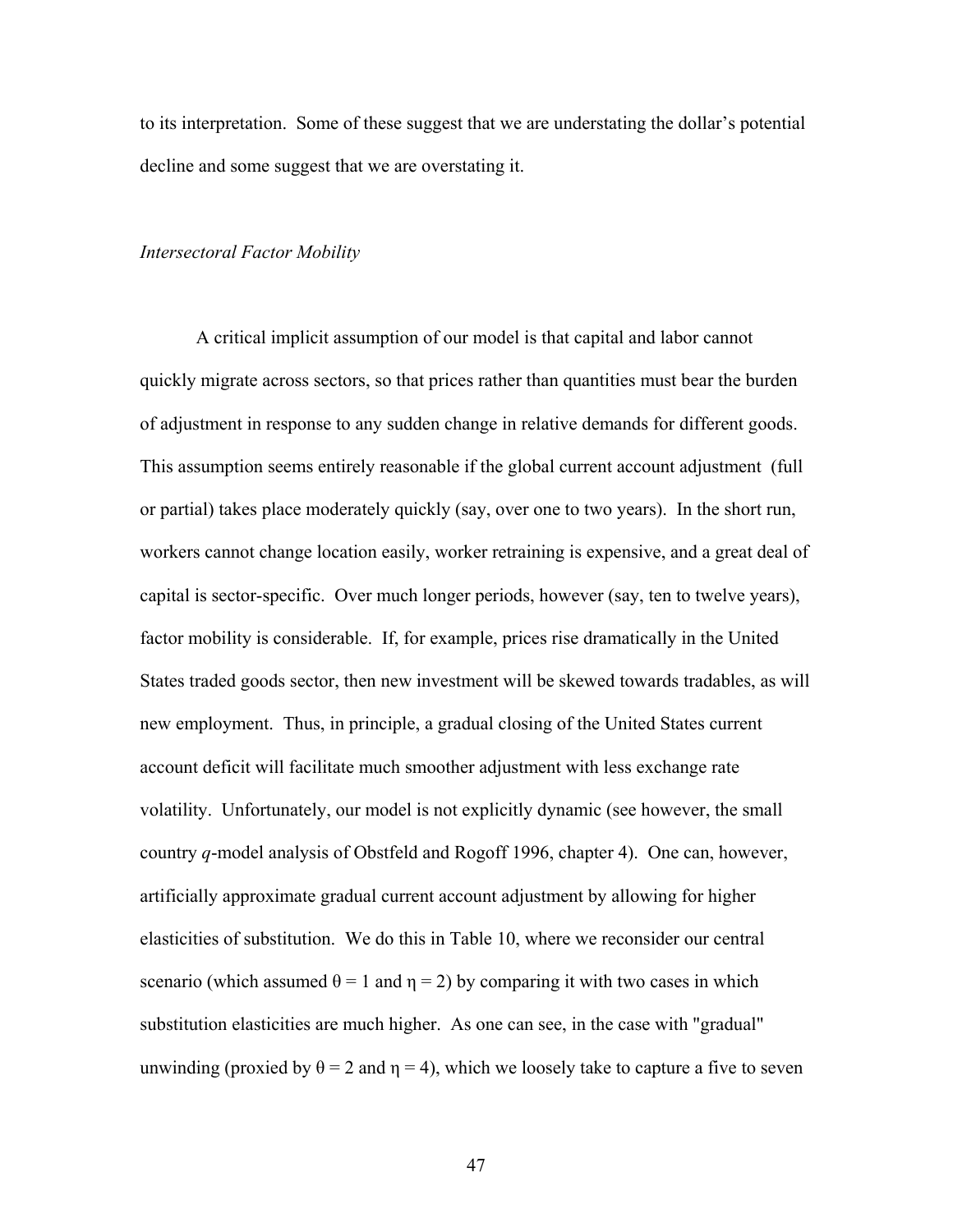to its interpretation. Some of these suggest that we are understating the dollar's potential decline and some suggest that we are overstating it.

*Intersectoral Factor Mobility*

A critical implicit assumption of our model is that capital and labor cannot quickly migrate across sectors, so that prices rather than quantities must bear the burden of adjustment in response to any sudden change in relative demands for different goods. This assumption seems entirely reasonable if the global current account adjustment (full or partial) takes place moderately quickly (say, over one to two years). In the short run, workers cannot change location easily, worker retraining is expensive, and a great deal of capital is sector-specific. Over much longer periods, however (say, ten to twelve years), factor mobility is considerable. If, for example, prices rise dramatically in the United States traded goods sector, then new investment will be skewed towards tradables, as will new employment. Thus, in principle, a gradual closing of the United States current account deficit will facilitate much smoother adjustment with less exchange rate volatility. Unfortunately, our model is not explicitly dynamic (see however, the small country *q*-model analysis of Obstfeld and Rogoff 1996, chapter 4). One can, however, artificially approximate gradual current account adjustment by allowing for higher elasticities of substitution. We do this in Table 10, where we reconsider our central scenario (which assumed $\theta = 1$ and $\eta = 2$) by comparing it with two cases in which substitution elasticities are much higher. As one can see, in the case with "gradual" unwinding (proxied by $\theta = 2$ and $\eta = 4$), which we loosely take to capture a five to seven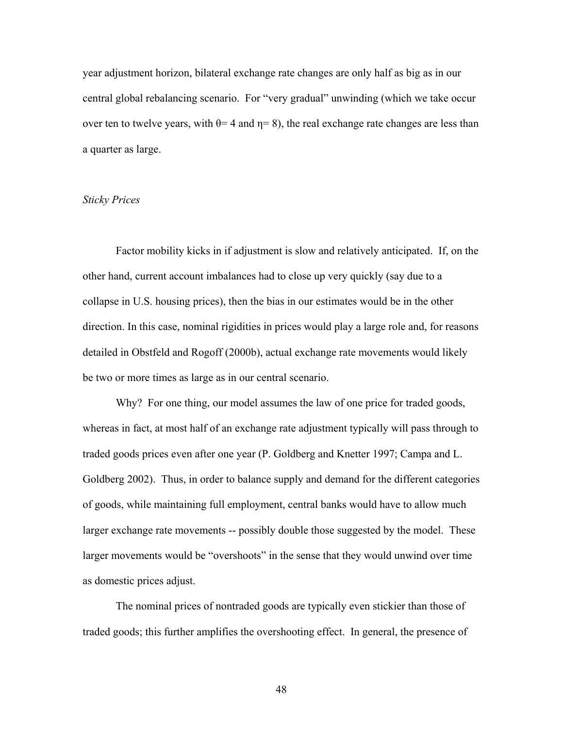year adjustment horizon, bilateral exchange rate changes are only half as big as in our central global rebalancing scenario. For "very gradual" unwinding (which we take occur over ten to twelve years, with $\theta = 4$ and $\eta = 8$), the real exchange rate changes are less than a quarter as large.

*Sticky Prices*

Factor mobility kicks in if adjustment is slow and relatively anticipated. If, on the other hand, current account imbalances had to close up very quickly (say due to a collapse in U.S. housing prices), then the bias in our estimates would be in the other direction. In this case, nominal rigidities in prices would play a large role and, for reasons detailed in Obstfeld and Rogoff (2000b), actual exchange rate movements would likely be two or more times as large as in our central scenario.

Why? For one thing, our model assumes the law of one price for traded goods, whereas in fact, at most half of an exchange rate adjustment typically will pass through to traded goods prices even after one year (P. Goldberg and Knetter 1997; Campa and L. Goldberg 2002). Thus, in order to balance supply and demand for the different categories of goods, while maintaining full employment, central banks would have to allow much larger exchange rate movements -- possibly double those suggested by the model. These larger movements would be "overshoots" in the sense that they would unwind over time as domestic prices adjust.

The nominal prices of nontraded goods are typically even stickier than those of traded goods; this further amplifies the overshooting effect. In general, the presence of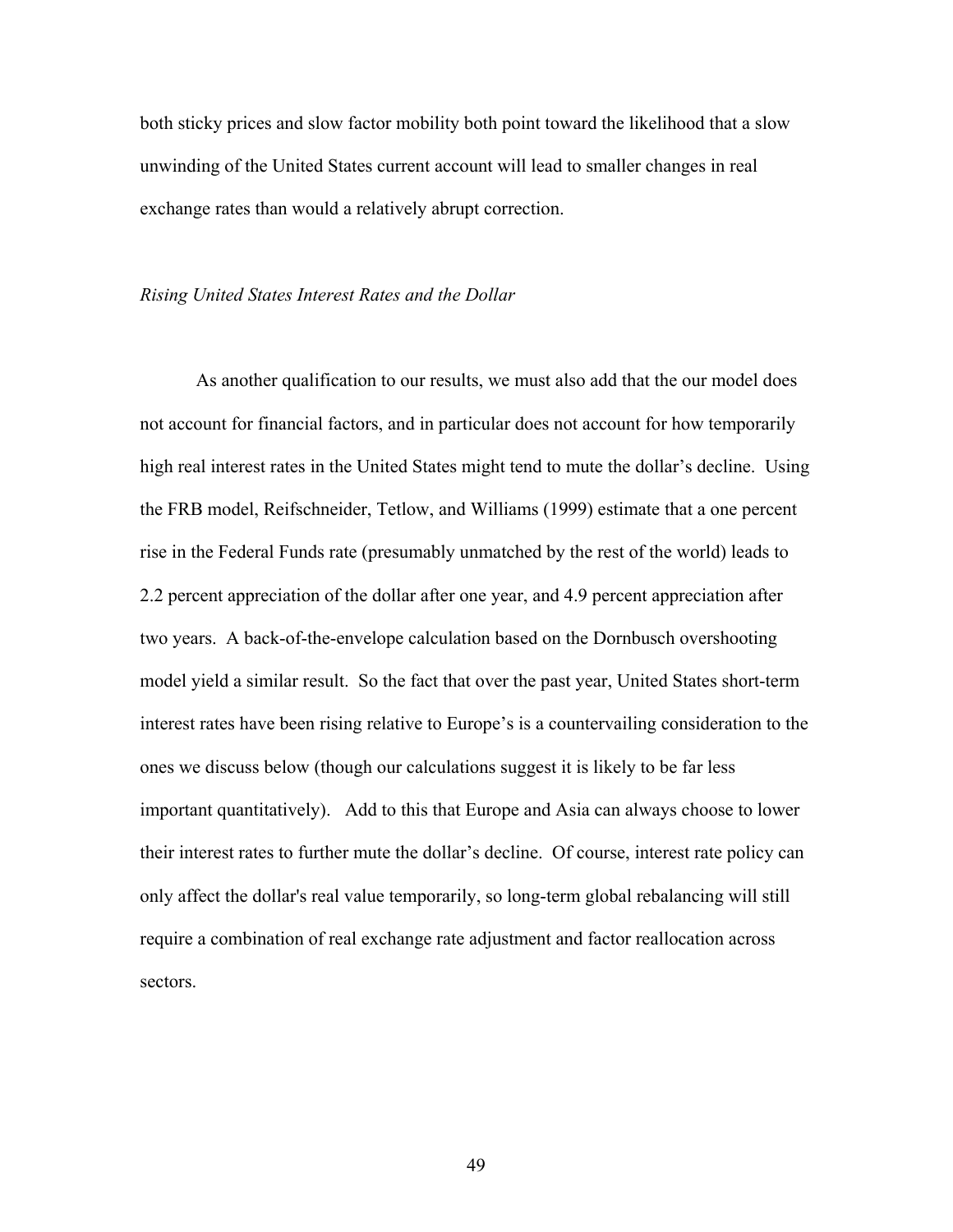both sticky prices and slow factor mobility both point toward the likelihood that a slow unwinding of the United States current account will lead to smaller changes in real exchange rates than would a relatively abrupt correction.

*Rising United States Interest Rates and the Dollar*

As another qualification to our results, we must also add that the our model does not account for financial factors, and in particular does not account for how temporarily high real interest rates in the United States might tend to mute the dollar's decline. Using the FRB model, Reifschneider, Tetlow, and Williams (1999) estimate that a one percent rise in the Federal Funds rate (presumably unmatched by the rest of the world) leads to 2.2 percent appreciation of the dollar after one year, and 4.9 percent appreciation after two years. A back-of-the-envelope calculation based on the Dornbusch overshooting model yield a similar result. So the fact that over the past year, United States short-term interest rates have been rising relative to Europe's is a countervailing consideration to the ones we discuss below (though our calculations suggest it is likely to be far less important quantitatively). Add to this that Europe and Asia can always choose to lower their interest rates to further mute the dollar's decline. Of course, interest rate policy can only affect the dollar's real value temporarily, so long-term global rebalancing will still require a combination of real exchange rate adjustment and factor reallocation across sectors.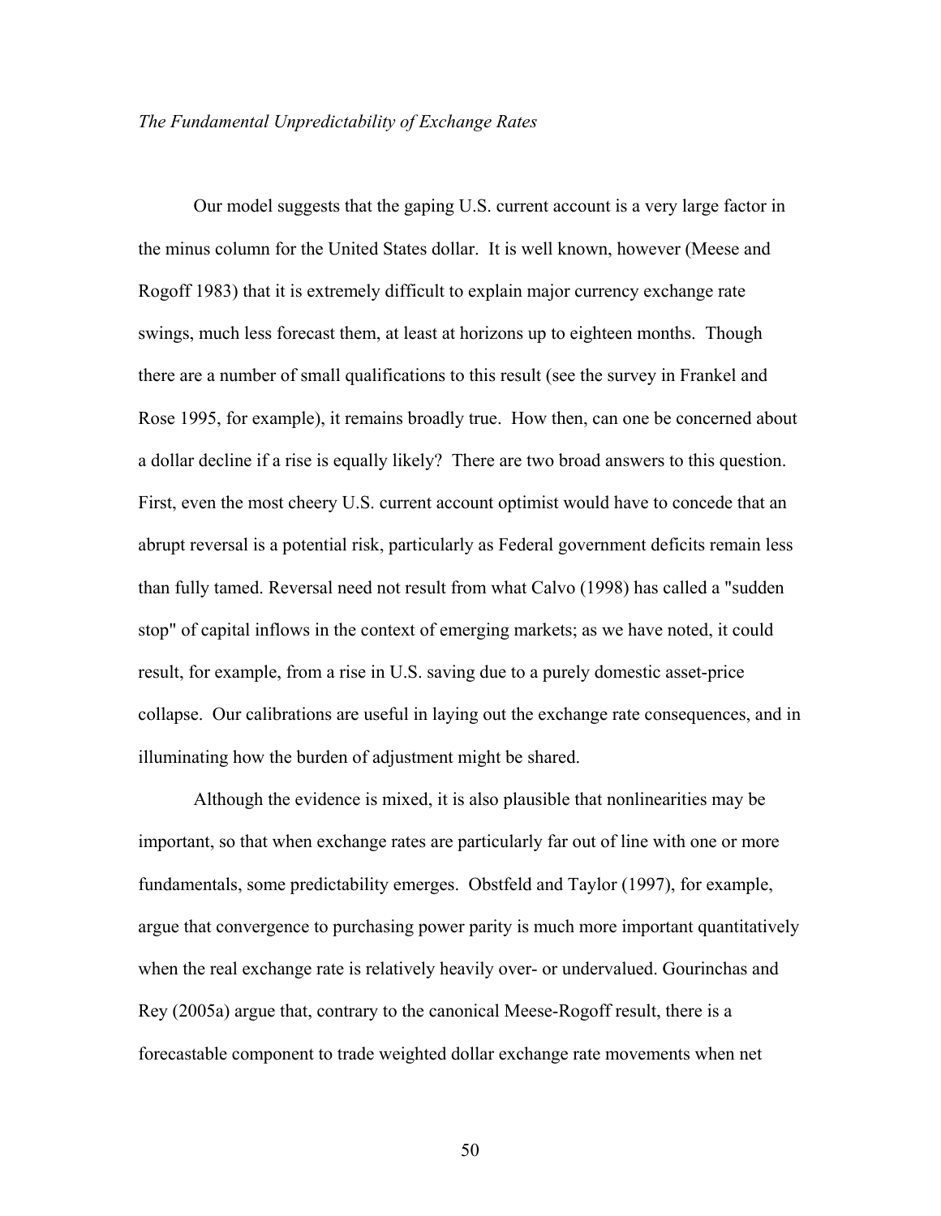*The Fundamental Unpredictability of Exchange Rates*

Our model suggests that the gaping U.S. current account is a very large factor in the minus column for the United States dollar. It is well known, however (Meese and Rogoff 1983) that it is extremely difficult to explain major currency exchange rate swings, much less forecast them, at least at horizons up to eighteen months. Though there are a number of small qualifications to this result (see the survey in Frankel and Rose 1995, for example), it remains broadly true. How then, can one be concerned about a dollar decline if a rise is equally likely? There are two broad answers to this question. First, even the most cheery U.S. current account optimist would have to concede that an abrupt reversal is a potential risk, particularly as Federal government deficits remain less than fully tamed. Reversal need not result from what Calvo (1998) has called a "sudden stop" of capital inflows in the context of emerging markets; as we have noted, it could result, for example, from a rise in U.S. saving due to a purely domestic asset-price collapse. Our calibrations are useful in laying out the exchange rate consequences, and in illuminating how the burden of adjustment might be shared.

Although the evidence is mixed, it is also plausible that nonlinearities may be important, so that when exchange rates are particularly far out of line with one or more fundamentals, some predictability emerges. Obstfeld and Taylor (1997), for example, argue that convergence to purchasing power parity is much more important quantitatively when the real exchange rate is relatively heavily over- or undervalued. Gourinchas and Rey (2005a) argue that, contrary to the canonical Meese-Rogoff result, there is a forecastable component to trade weighted dollar exchange rate movements when net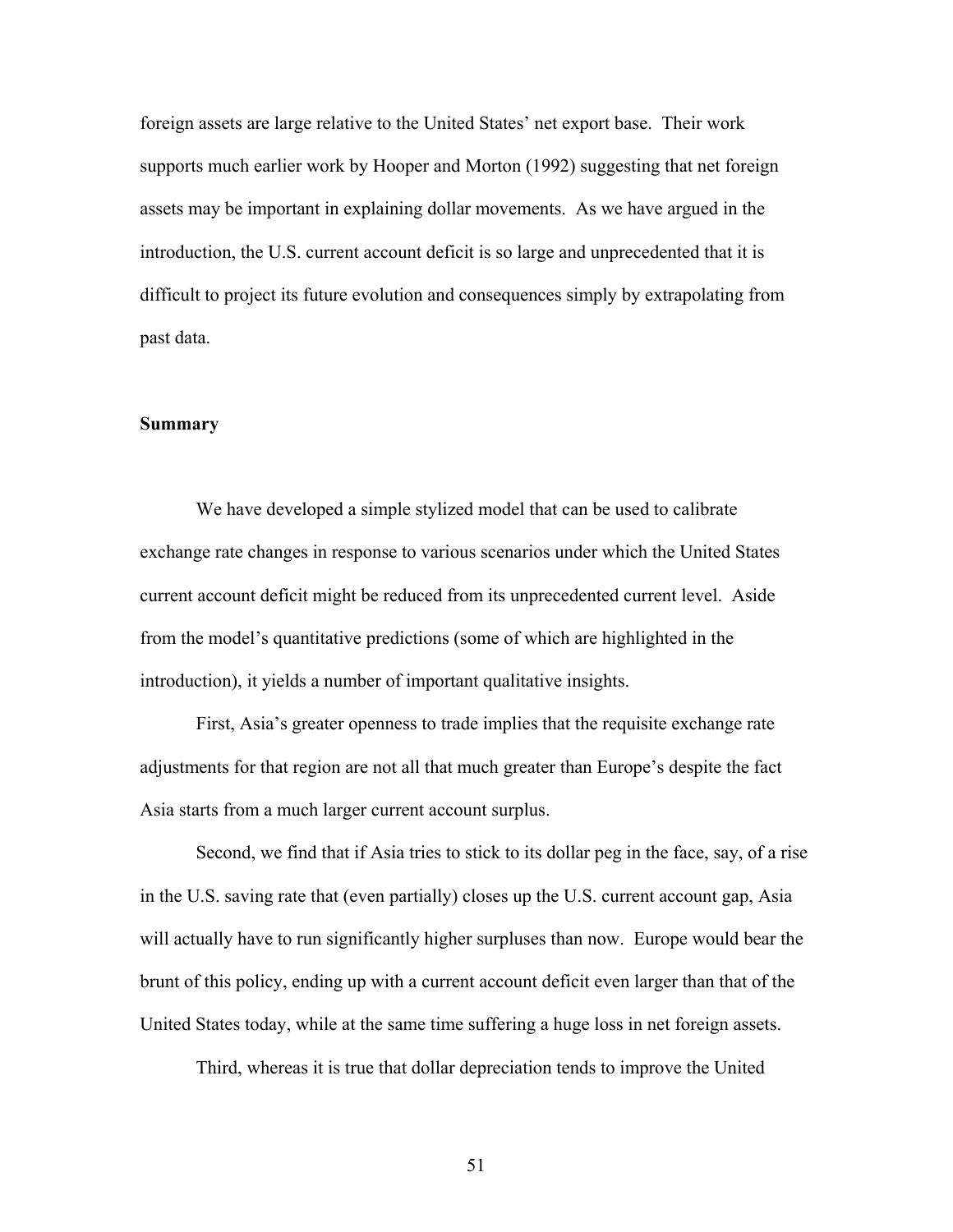foreign assets are large relative to the United States' net export base. Their work supports much earlier work by Hooper and Morton (1992) suggesting that net foreign assets may be important in explaining dollar movements. As we have argued in the introduction, the U.S. current account deficit is so large and unprecedented that it is difficult to project its future evolution and consequences simply by extrapolating from past data.

**Summary**

We have developed a simple stylized model that can be used to calibrate exchange rate changes in response to various scenarios under which the United States current account deficit might be reduced from its unprecedented current level. Aside from the model's quantitative predictions (some of which are highlighted in the introduction), it yields a number of important qualitative insights.

First, Asia's greater openness to trade implies that the requisite exchange rate adjustments for that region are not all that much greater than Europe's despite the fact Asia starts from a much larger current account surplus.

Second, we find that if Asia tries to stick to its dollar peg in the face, say, of a rise in the U.S. saving rate that (even partially) closes up the U.S. current account gap, Asia will actually have to run significantly higher surpluses than now. Europe would bear the brunt of this policy, ending up with a current account deficit even larger than that of the United States today, while at the same time suffering a huge loss in net foreign assets.

Third, whereas it is true that dollar depreciation tends to improve the United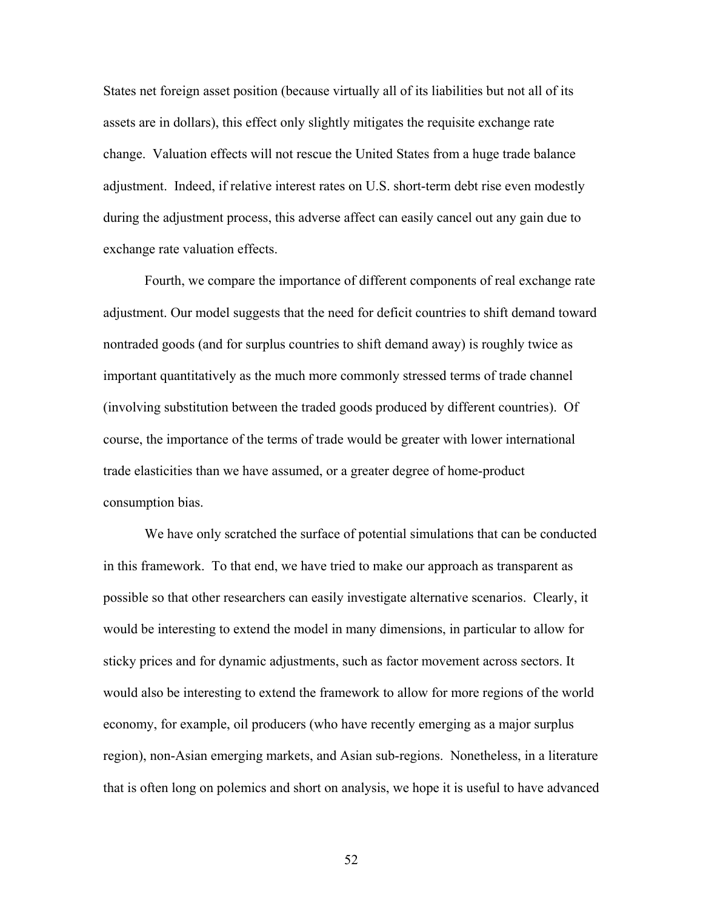States net foreign asset position (because virtually all of its liabilities but not all of its assets are in dollars), this effect only slightly mitigates the requisite exchange rate change. Valuation effects will not rescue the United States from a huge trade balance adjustment. Indeed, if relative interest rates on U.S. short-term debt rise even modestly during the adjustment process, this adverse affect can easily cancel out any gain due to exchange rate valuation effects.

Fourth, we compare the importance of different components of real exchange rate adjustment. Our model suggests that the need for deficit countries to shift demand toward nontraded goods (and for surplus countries to shift demand away) is roughly twice as important quantitatively as the much more commonly stressed terms of trade channel (involving substitution between the traded goods produced by different countries). Of course, the importance of the terms of trade would be greater with lower international trade elasticities than we have assumed, or a greater degree of home-product consumption bias.

We have only scratched the surface of potential simulations that can be conducted in this framework. To that end, we have tried to make our approach as transparent as possible so that other researchers can easily investigate alternative scenarios. Clearly, it would be interesting to extend the model in many dimensions, in particular to allow for sticky prices and for dynamic adjustments, such as factor movement across sectors. It would also be interesting to extend the framework to allow for more regions of the world economy, for example, oil producers (who have recently emerging as a major surplus region), non-Asian emerging markets, and Asian sub-regions. Nonetheless, in a literature that is often long on polemics and short on analysis, we hope it is useful to have advanced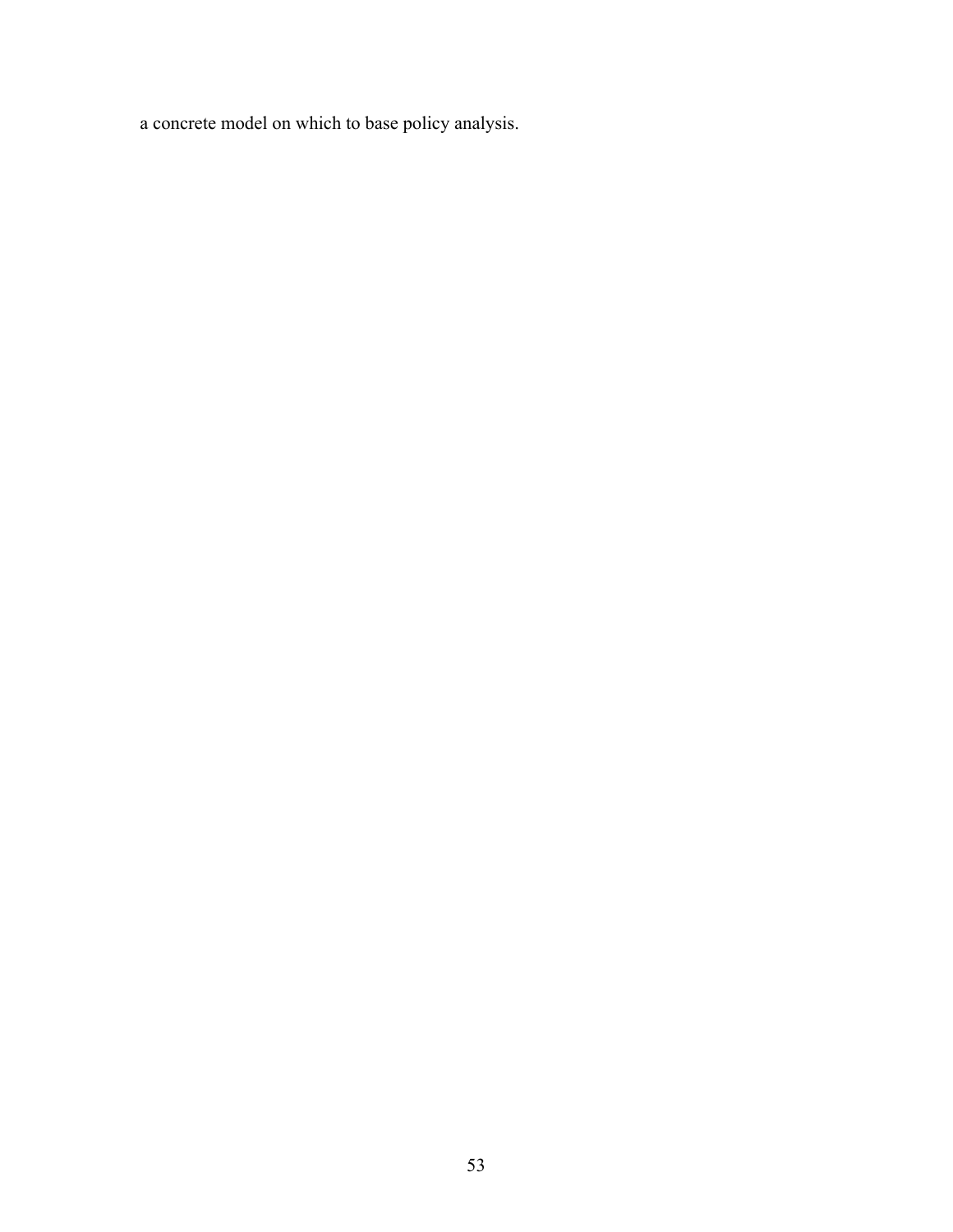a concrete model on which to base policy analysis.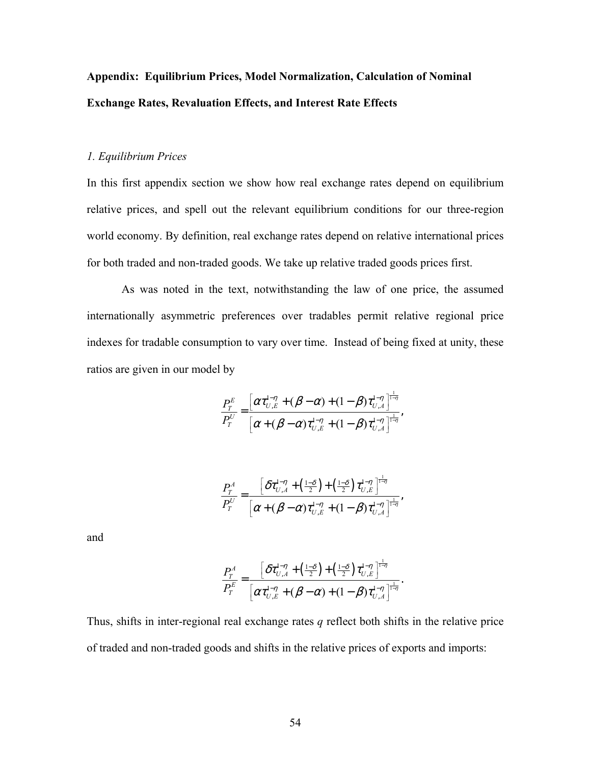## Appendix: Equilibrium Prices, Model Normalization, Calculation of Nominal Exchange Rates, Revaluation Effects, and Interest Rate Effects

### *1. Equilibrium Prices*

In this first appendix section we show how real exchange rates depend on equilibrium relative prices, and spell out the relevant equilibrium conditions for our three-region world economy. By definition, real exchange rates depend on relative international prices for both traded and non-traded goods. We take up relative traded goods prices first.

As was noted in the text, notwithstanding the law of one price, the assumed internationally asymmetric preferences over tradables permit relative regional price indexes for tradable consumption to vary over time. Instead of being fixed at unity, these ratios are given in our model by

$$\frac{P_T^E}{P_T^U} = \frac{\left[\alpha \tau_{U,E}^{1-\eta} + (\beta - \alpha) + (1-\beta)\tau_{U,A}^{1-\eta}\right]^{\frac{1}{1-\eta}}}{\left[\alpha + (\beta - \alpha)\tau_{U,E}^{1-\eta} + (1-\beta)\tau_{U,A}^{1-\eta}\right]^{\frac{1}{1-\eta}}},$$

$$\frac{P_T^A}{P_T^U} = \frac{\left[\delta \tau_{U,A}^{1-\eta} + \left(\frac{1-\delta}{2}\right) + \left(\frac{1-\delta}{2}\right)\tau_{U,E}^{1-\eta}\right]^{\frac{1}{1-\eta}}}{\left[\alpha + (\beta - \alpha)\tau_{U,E}^{1-\eta} + (1-\beta)\tau_{U,A}^{1-\eta}\right]^{\frac{1}{1-\eta}}},$$

and

$$\frac{P_T^A}{P_T^E} = \frac{\left[\delta \tau_{U,A}^{1-\eta} + \left(\frac{1-\delta}{2}\right) + \left(\frac{1-\delta}{2}\right)\tau_{U,E}^{1-\eta}\right]^{\frac{1}{1-\eta}}}{\left[\alpha \tau_{U,E}^{1-\eta} + (\beta - \alpha) + (1-\beta)\tau_{U,A}^{1-\eta}\right]^{\frac{1}{1-\eta}}}.$$

Thus, shifts in inter-regional real exchange rates *q* reflect both shifts in the relative price of traded and non-traded goods and shifts in the relative prices of exports and imports: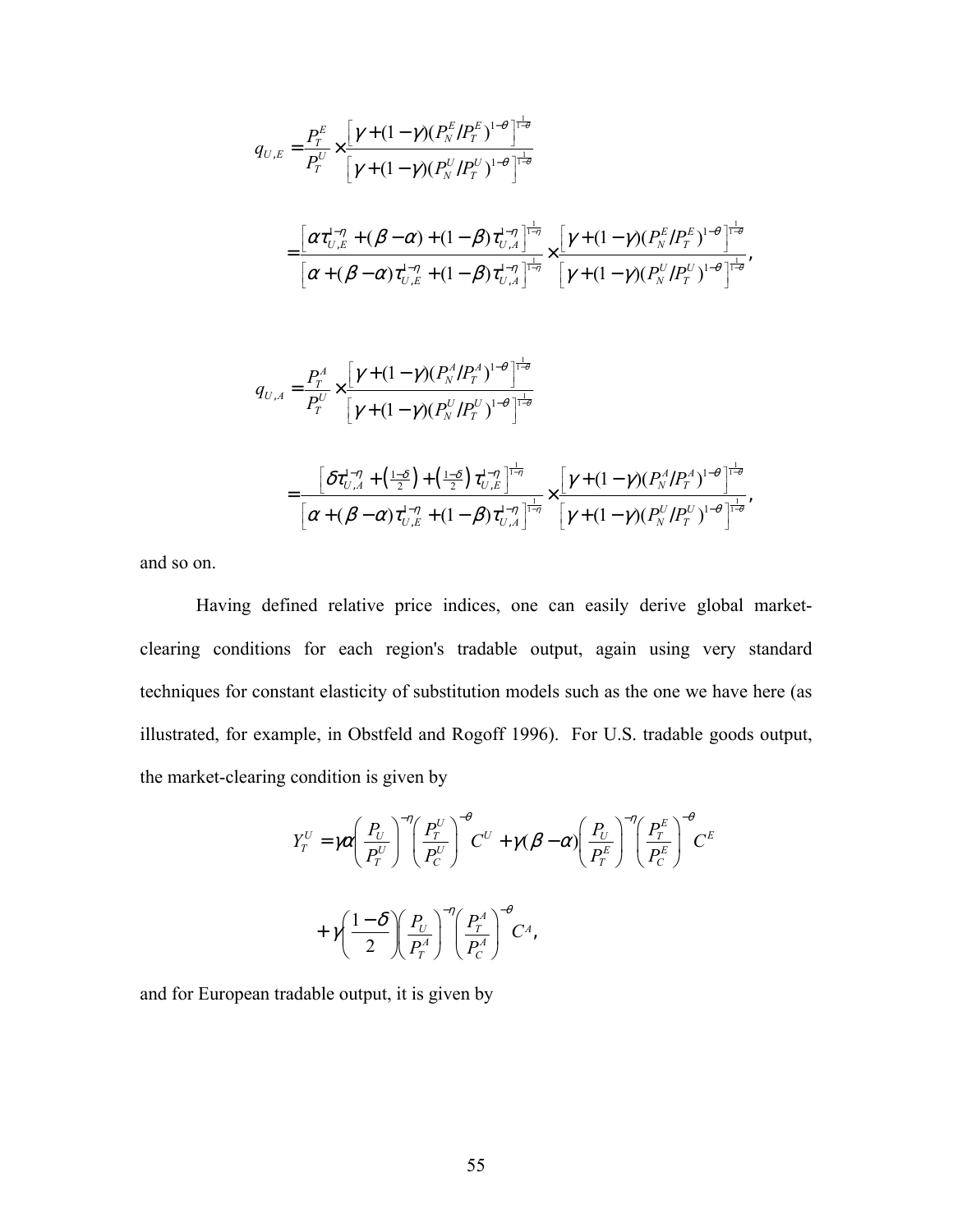$$q_{U,E} = \frac{P_T^E}{P_T^U} \times \frac{\left[\gamma + (1-\gamma)(P_N^E / P_T^E)^{1-\theta}\right]^{\frac{1}{1-\theta}}}{\left[\gamma + (1-\gamma)(P_N^U / P_T^U)^{1-\theta}\right]^{\frac{1}{1-\theta}}}$$

$$= \frac{\left[\alpha \tau_{U,E}^{1-\eta} + (\beta - \alpha) + (1-\beta)\tau_{U,A}^{1-\eta}\right]^{\frac{1}{1-\eta}}}{\left[\alpha + (\beta - \alpha)\tau_{U,E}^{1-\eta} + (1-\beta)\tau_{U,A}^{1-\eta}\right]^{\frac{1}{1-\eta}}} \times \frac{\left[\gamma + (1-\gamma)(P_N^E / P_T^E)^{1-\theta}\right]^{\frac{1}{1-\theta}}}{\left[\gamma + (1-\gamma)(P_N^U / P_T^U)^{1-\theta}\right]^{\frac{1}{1-\theta}}},$$

$$q_{U,A} = \frac{P_T^A}{P_T^U} \times \frac{\left[\gamma + (1-\gamma)(P_N^A / P_T^A)^{1-\theta}\right]^{\frac{1}{1-\theta}}}{\left[\gamma + (1-\gamma)(P_N^U / P_T^U)^{1-\theta}\right]^{\frac{1}{1-\theta}}}$$

$$= \frac{\left[\delta \tau_{U,A}^{1-\eta} + \left(\frac{1-\delta}{2}\right) + \left(\frac{1-\delta}{2}\right)\tau_{U,E}^{1-\eta}\right]^{\frac{1}{1-\eta}}}{\left[\alpha + (\beta - \alpha)\tau_{U,E}^{1-\eta} + (1-\beta)\tau_{U,A}^{1-\eta}\right]^{\frac{1}{1-\eta}}} \times \frac{\left[\gamma + (1-\gamma)(P_N^A / P_T^A)^{1-\theta}\right]^{\frac{1}{1-\theta}}}{\left[\gamma + (1-\gamma)(P_N^U / P_T^U)^{1-\theta}\right]^{\frac{1}{1-\theta}}},$$

and so on.

Having defined relative price indices, one can easily derive global market-clearing conditions for each region's tradable output, again using very standard techniques for constant elasticity of substitution models such as the one we have here (as illustrated, for example, in Obstfeld and Rogoff 1996). For U.S. tradable goods output, the market-clearing condition is given by

$$Y_T^U = \gamma \alpha \left(\frac{P_U}{P_T^U}\right)^{-\eta} \left(\frac{P_T^U}{P_C^U}\right)^{-\theta} C^U + \gamma(\beta - \alpha)\left(\frac{P_U}{P_T^E}\right)^{-\eta} \left(\frac{P_T^E}{P_C^E}\right)^{-\theta} C^E$$

$$+ \gamma \left(\frac{1-\delta}{2}\right)\left(\frac{P_U}{P_T^A}\right)^{-\eta} \left(\frac{P_T^A}{P_C^A}\right)^{-\theta} C^A,$$

and for European tradable output, it is given by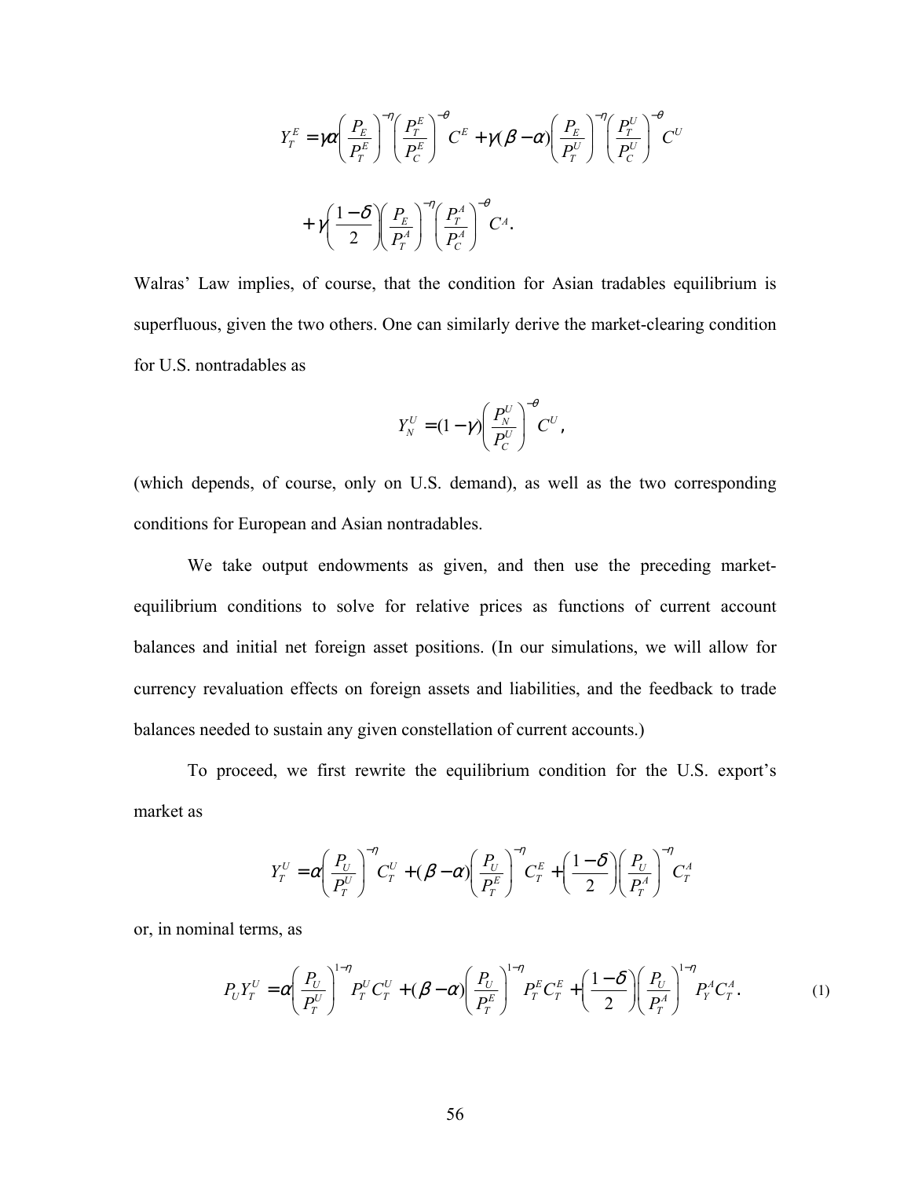$$Y_T^E = \gamma\alpha\left(\frac{P_E}{P_T^E}\right)^{-\eta}\left(\frac{P_T^E}{P_C^E}\right)^{-\theta} C^E + \gamma(\beta-\alpha)\left(\frac{P_E}{P_T^U}\right)^{-\eta}\left(\frac{P_T^U}{P_C^U}\right)^{-\theta} C^U$$

$$+\gamma\left(\frac{1-\delta}{2}\right)\left(\frac{P_E}{P_T^A}\right)^{-\eta}\left(\frac{P_T^A}{P_C^A}\right)^{-\theta} C^A.$$

Walras' Law implies, of course, that the condition for Asian tradables equilibrium is superfluous, given the two others. One can similarly derive the market-clearing condition for U.S. nontradables as

$$Y_N^U = (1-\gamma)\left(\frac{P_N^U}{P_C^U}\right)^{-\theta} C^U,$$

(which depends, of course, only on U.S. demand), as well as the two corresponding conditions for European and Asian nontradables.

We take output endowments as given, and then use the preceding market-equilibrium conditions to solve for relative prices as functions of current account balances and initial net foreign asset positions. (In our simulations, we will allow for currency revaluation effects on foreign assets and liabilities, and the feedback to trade balances needed to sustain any given constellation of current accounts.)

To proceed, we first rewrite the equilibrium condition for the U.S. export's market as

$$Y_T^U = \alpha\left(\frac{P_U}{P_T^U}\right)^{-\eta} C_T^U + (\beta-\alpha)\left(\frac{P_U}{P_T^E}\right)^{-\eta} C_T^E + \left(\frac{1-\delta}{2}\right)\left(\frac{P_U}{P_T^A}\right)^{-\eta} C_T^A$$

or, in nominal terms, as

$$P_U Y_T^U = \alpha\left(\frac{P_U}{P_T^U}\right)^{1-\eta} P_T^U C_T^U + (\beta-\alpha)\left(\frac{P_U}{P_T^E}\right)^{1-\eta} P_T^E C_T^E + \left(\frac{1-\delta}{2}\right)\left(\frac{P_U}{P_T^A}\right)^{1-\eta} P_Y^A C_T^A. \tag{1}$$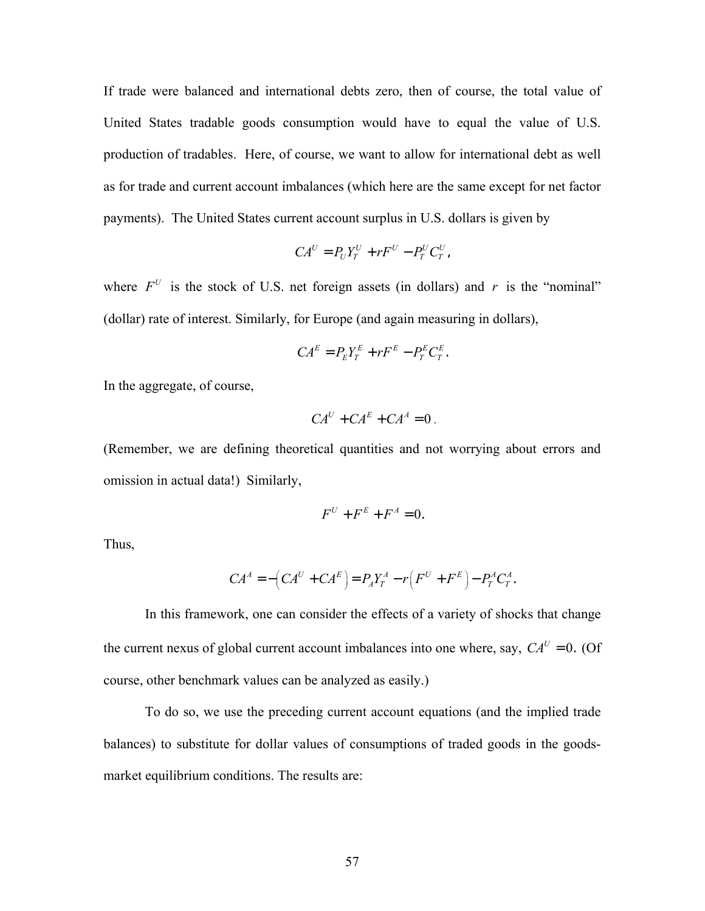If trade were balanced and international debts zero, then of course, the total value of United States tradable goods consumption would have to equal the value of U.S. production of tradables. Here, of course, we want to allow for international debt as well as for trade and current account imbalances (which here are the same except for net factor payments). The United States current account surplus in U.S. dollars is given by

$$CA^U = P_U Y_T^U + rF^U - P_T^U C_T^U,$$

where $F^U$ is the stock of U.S. net foreign assets (in dollars) and $r$ is the "nominal" (dollar) rate of interest. Similarly, for Europe (and again measuring in dollars),

$$CA^E = P_E Y_T^E + rF^E - P_T^E C_T^E.$$

In the aggregate, of course,

$$CA^U + CA^E + CA^A = 0.$$

(Remember, we are defining theoretical quantities and not worrying about errors and omission in actual data!) Similarly,

$$F^U + F^E + F^A = 0.$$

Thus,

$$CA^A = -\left(CA^U + CA^E\right) = P_A Y_T^A - r\left(F^U + F^E\right) - P_T^A C_T^A.$$

In this framework, one can consider the effects of a variety of shocks that change the current nexus of global current account imbalances into one where, say, $CA^U = 0$. (Of course, other benchmark values can be analyzed as easily.)

To do so, we use the preceding current account equations (and the implied trade balances) to substitute for dollar values of consumptions of traded goods in the goods-market equilibrium conditions. The results are: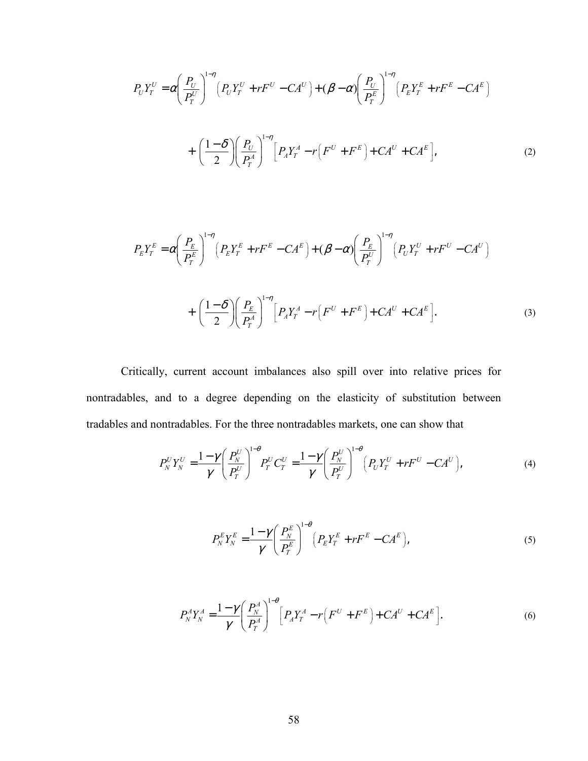$$
P_U Y_T^U = \alpha \left( \frac{P_U}{P_T^U} \right)^{1-\eta} \left( P_U Y_T^U + rF^U - CA^U \right) + (\beta - \alpha) \left( \frac{P_U}{P_T^E} \right)^{1-\eta} \left( P_E Y_T^E + rF^E - CA^E \right)
$$

$$
+ \left( \frac{1-\delta}{2} \right) \left( \frac{P_U}{P_T^A} \right)^{1-\eta} \left[ P_A Y_T^A - r\left( F^U + F^E \right) + CA^U + CA^E \right], \tag{2}
$$

$$
P_E Y_T^E = \alpha \left( \frac{P_E}{P_T^E} \right)^{1-\eta} \left( P_E Y_T^E + rF^E - CA^E \right) + (\beta - \alpha) \left( \frac{P_E}{P_T^U} \right)^{1-\eta} \left( P_U Y_T^U + rF^U - CA^U \right)
$$

$$
+ \left( \frac{1-\delta}{2} \right) \left( \frac{P_E}{P_T^A} \right)^{1-\eta} \left[ P_A Y_T^A - r\left( F^U + F^E \right) + CA^U + CA^E \right]. \tag{3}
$$

Critically, current account imbalances also spill over into relative prices for nontradables, and to a degree depending on the elasticity of substitution between tradables and nontradables. For the three nontradables markets, one can show that

$$
P_N^U Y_N^U = \frac{1-\gamma}{\gamma} \left( \frac{P_N^U}{P_T^U} \right)^{1-\theta} P_T^U C_T^U = \frac{1-\gamma}{\gamma} \left( \frac{P_N^U}{P_T^U} \right)^{1-\theta} \left( P_U Y_T^U + rF^U - CA^U \right), \tag{4}
$$

$$
P_N^E Y_N^E = \frac{1-\gamma}{\gamma} \left( \frac{P_N^E}{P_T^E} \right)^{1-\theta} \left( P_E Y_T^E + rF^E - CA^E \right), \tag{5}
$$

$$
P_N^A Y_N^A = \frac{1-\gamma}{\gamma} \left( \frac{P_N^A}{P_T^A} \right)^{1-\theta} \left[ P_A Y_T^A - r\left( F^U + F^E \right) + CA^U + CA^E \right]. \tag{6}
$$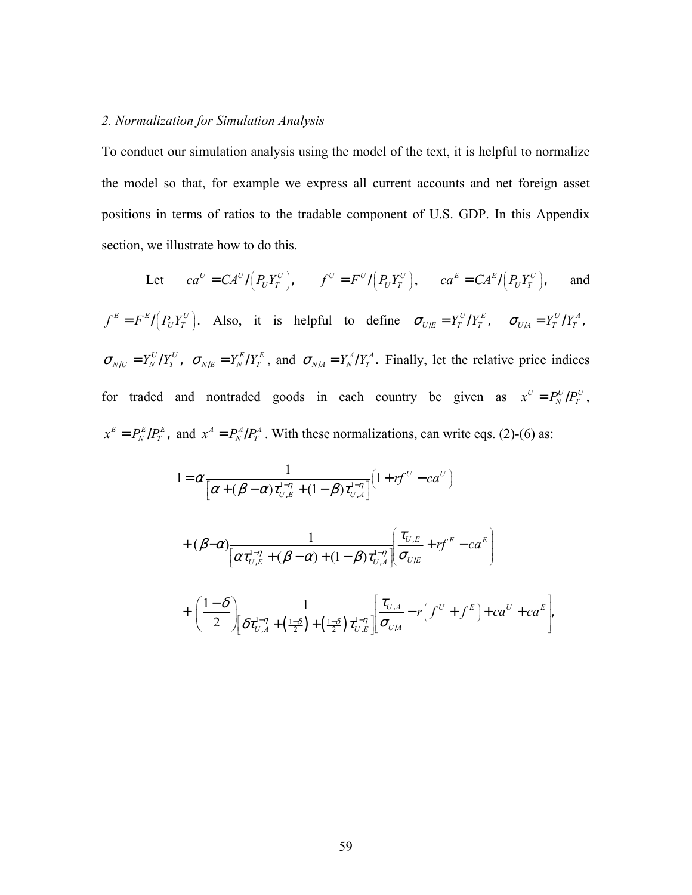*2. Normalization for Simulation Analysis*

To conduct our simulation analysis using the model of the text, it is helpful to normalize the model so that, for example we express all current accounts and net foreign asset positions in terms of ratios to the tradable component of U.S. GDP. In this Appendix section, we illustrate how to do this.

Let $ca^U = CA^U / \left(P_U Y_T^U\right)$, $f^U = F^U / \left(P_U Y_T^U\right)$, $ca^E = CA^E / \left(P_U Y_T^U\right)$, and $f^E = F^E / \left(P_U Y_T^U\right)$. Also, it is helpful to define $\sigma_{U/E} = Y_T^U / Y_T^E$, $\sigma_{U/A} = Y_T^U / Y_T^A$, $\sigma_{N/U} = Y_N^U / Y_T^U$, $\sigma_{N/E} = Y_N^E / Y_T^E$, and $\sigma_{N/A} = Y_N^A / Y_T^A$. Finally, let the relative price indices for traded and nontraded goods in each country be given as $x^U = P_N^U / P_T^U$, $x^E = P_N^E / P_T^E$, and $x^A = P_N^A / P_T^A$. With these normalizations, can write eqs. (2)-(6) as:

$$
\begin{aligned}
1 = {} & \alpha \frac{1}{\left[\alpha + (\beta - \alpha)\tau_{U,E}^{1-\eta} + (1-\beta)\tau_{U,A}^{1-\eta}\right]} \left(1 + rf^U - ca^U\right) \\
& + (\beta - \alpha) \frac{1}{\left[\alpha \tau_{U,E}^{1-\eta} + (\beta - \alpha) + (1-\beta)\tau_{U,A}^{1-\eta}\right]} \left(\frac{\tau_{U,E}}{\sigma_{U/E}} + rf^E - ca^E\right) \\
& + \left(\frac{1-\delta}{2}\right) \frac{1}{\left[\delta \tau_{U,A}^{1-\eta} + \left(\frac{1-\delta}{2}\right) + \left(\frac{1-\delta}{2}\right)\tau_{U,E}^{1-\eta}\right]} \left[\frac{\tau_{U,A}}{\sigma_{U/A}} - r\left(f^U + f^E\right) + ca^U + ca^E\right],
\end{aligned}
$$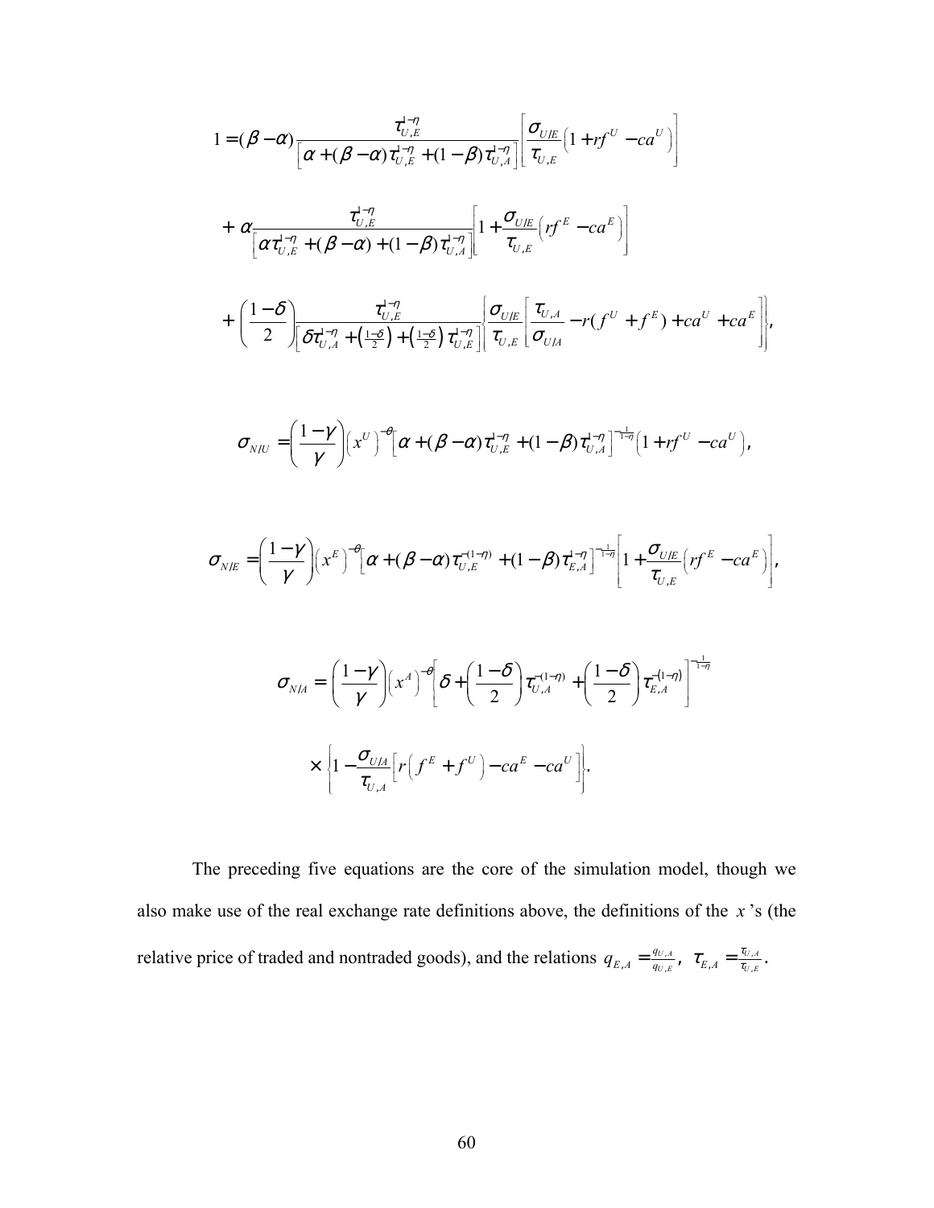$$1 = (\beta - \alpha) \frac{\tau_{U,E}^{1-\eta}}{\left[\alpha + (\beta - \alpha)\tau_{U,E}^{1-\eta} + (1-\beta)\tau_{U,A}^{1-\eta}\right]} \left[\frac{\sigma_{U/E}}{\tau_{U,E}}\left(1 + rf^U - ca^U\right)\right]$$

$$+ \alpha \frac{\tau_{U,E}^{1-\eta}}{\left[\alpha \tau_{U,E}^{1-\eta} + (\beta - \alpha) + (1-\beta)\tau_{U,A}^{1-\eta}\right]} \left[1 + \frac{\sigma_{U/E}}{\tau_{U,E}}\left(rf^E - ca^E\right)\right]$$

$$+ \left(\frac{1-\delta}{2}\right) \frac{\tau_{U,E}^{1-\eta}}{\left[\delta \tau_{U,A}^{1-\eta} + \left(\frac{1-\delta}{2}\right) + \left(\frac{1-\delta}{2}\right)\tau_{U,E}^{1-\eta}\right]} \left\{\frac{\sigma_{U/E}}{\tau_{U,E}}\left[\frac{\tau_{U,A}}{\sigma_{U/A}} - r(f^U + f^E) + ca^U + ca^E\right]\right\},$$

$$\sigma_{N/U} = \left(\frac{1-\gamma}{\gamma}\right)\left(x^U\right)^{-\theta}\left[\alpha + (\beta - \alpha)\tau_{U,E}^{1-\eta} + (1-\beta)\tau_{U,A}^{1-\eta}\right]^{\frac{1}{1-\eta}}\left(1 + rf^U - ca^U\right),$$

$$\sigma_{N/E} = \left(\frac{1-\gamma}{\gamma}\right)\left(x^E\right)^{-\theta}\left[\alpha + (\beta - \alpha)\tau_{U,E}^{-(1-\eta)} + (1-\beta)\tau_{E,A}^{1-\eta}\right]^{\frac{1}{1-\eta}}\left[1 + \frac{\sigma_{U/E}}{\tau_{U,E}}\left(rf^E - ca^E\right)\right],$$

$$\sigma_{N/A} = \left(\frac{1-\gamma}{\gamma}\right)\left(x^A\right)^{-\theta}\left[\delta + \left(\frac{1-\delta}{2}\right)\tau_{U,A}^{-(1-\eta)} + \left(\frac{1-\delta}{2}\right)\tau_{E,A}^{-(1-\eta)}\right]^{\frac{1}{1-\eta}}$$

$$\times \left\{1 - \frac{\sigma_{U/A}}{\tau_{U,A}}\left[r\left(f^E + f^U\right) - ca^E - ca^U\right]\right\}.$$

The preceding five equations are the core of the simulation model, though we also make use of the real exchange rate definitions above, the definitions of the $x$'s (the relative price of traded and nontraded goods), and the relations $q_{E,A} = \frac{q_{U,A}}{q_{U,E}}$, $\tau_{E,A} = \frac{\tau_{U,A}}{\tau_{U,E}}$.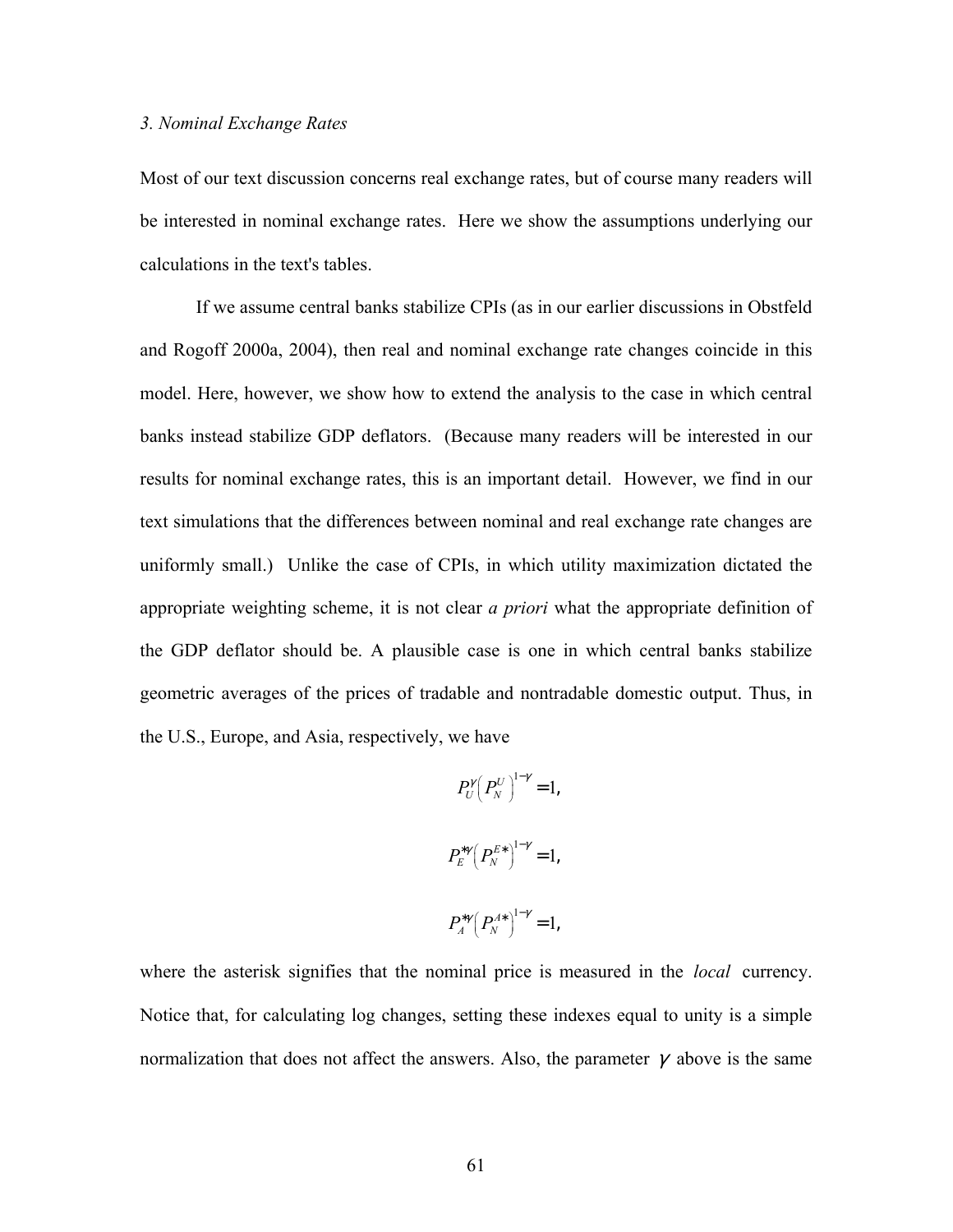*3. Nominal Exchange Rates*

Most of our text discussion concerns real exchange rates, but of course many readers will be interested in nominal exchange rates. Here we show the assumptions underlying our calculations in the text's tables.

If we assume central banks stabilize CPIs (as in our earlier discussions in Obstfeld and Rogoff 2000a, 2004), then real and nominal exchange rate changes coincide in this model. Here, however, we show how to extend the analysis to the case in which central banks instead stabilize GDP deflators. (Because many readers will be interested in our results for nominal exchange rates, this is an important detail. However, we find in our text simulations that the differences between nominal and real exchange rate changes are uniformly small.) Unlike the case of CPIs, in which utility maximization dictated the appropriate weighting scheme, it is not clear *a priori* what the appropriate definition of the GDP deflator should be. A plausible case is one in which central banks stabilize geometric averages of the prices of tradable and nontradable domestic output. Thus, in the U.S., Europe, and Asia, respectively, we have

$$P_U^{\gamma}\left(P_N^U\right)^{1-\gamma}=1,$$

$$P_E^{*\gamma}\left(P_N^{E*}\right)^{1-\gamma}=1,$$

$$P_A^{*\gamma}\left(P_N^{A*}\right)^{1-\gamma}=1,$$

where the asterisk signifies that the nominal price is measured in the *local* currency. Notice that, for calculating log changes, setting these indexes equal to unity is a simple normalization that does not affect the answers. Also, the parameter $\gamma$ above is the same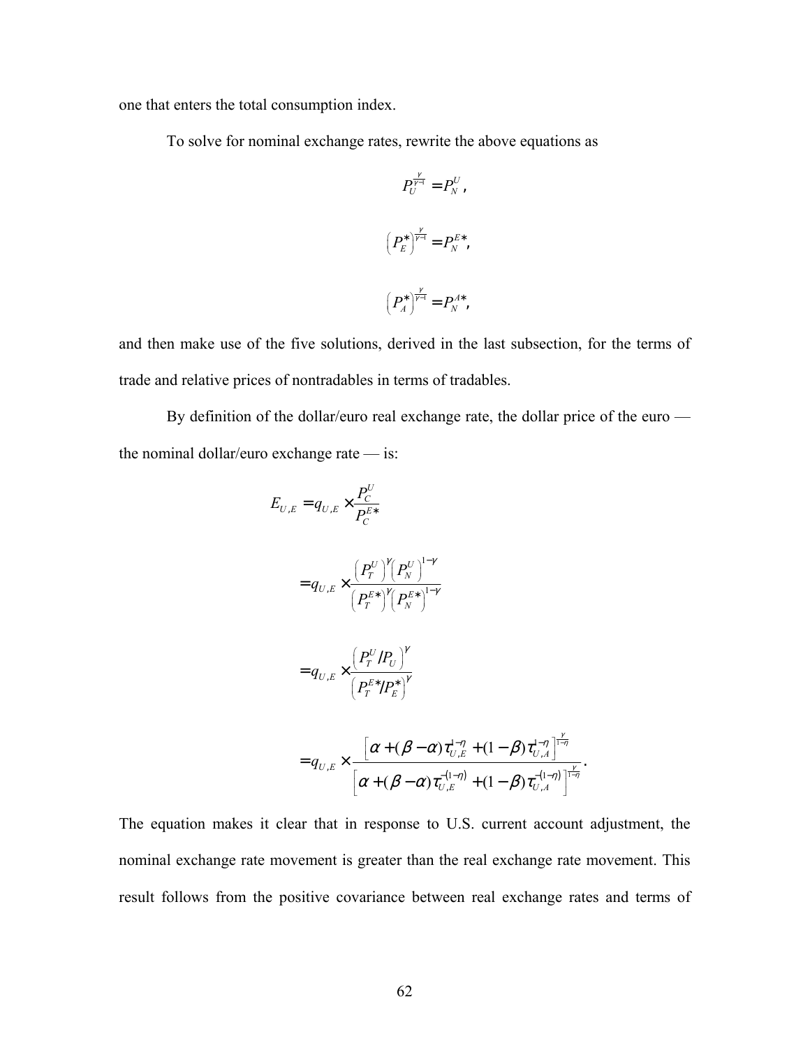one that enters the total consumption index.

To solve for nominal exchange rates, rewrite the above equations as

$$P_U^{\frac{\gamma}{\gamma-1}} = P_N^U \,,$$

$$\left(P_E^*\right)^{\frac{\gamma}{\gamma-1}} = P_N^{E*},$$

$$\left(P_A^*\right)^{\frac{\gamma}{\gamma-1}} = P_N^{A*},$$

and then make use of the five solutions, derived in the last subsection, for the terms of trade and relative prices of nontradables in terms of tradables.

By definition of the dollar/euro real exchange rate, the dollar price of the euro — the nominal dollar/euro exchange rate — is:

$$
\begin{aligned}
E_{U,E} &= q_{U,E} \times \frac{P_C^U}{P_C^{E*}} \\
&= q_{U,E} \times \frac{\left(P_T^U\right)^{\gamma}\left(P_N^U\right)^{1-\gamma}}{\left(P_T^{E*}\right)^{\gamma}\left(P_N^{E*}\right)^{1-\gamma}} \\
&= q_{U,E} \times \frac{\left(P_T^U / P_U\right)^{\gamma}}{\left(P_T^{E*} / P_E^*\right)^{\gamma}} \\
&= q_{U,E} \times \frac{\left[\alpha + (\beta - \alpha)\tau_{U,E}^{1-\eta} + (1-\beta)\tau_{U,A}^{1-\eta}\right]^{\frac{\gamma}{1-\eta}}}{\left[\alpha + (\beta - \alpha)\tau_{U,E}^{-(1-\eta)} + (1-\beta)\tau_{U,A}^{-(1-\eta)}\right]^{\frac{\gamma}{1-\eta}}}.
\end{aligned}
$$

The equation makes it clear that in response to U.S. current account adjustment, the nominal exchange rate movement is greater than the real exchange rate movement. This result follows from the positive covariance between real exchange rates and terms of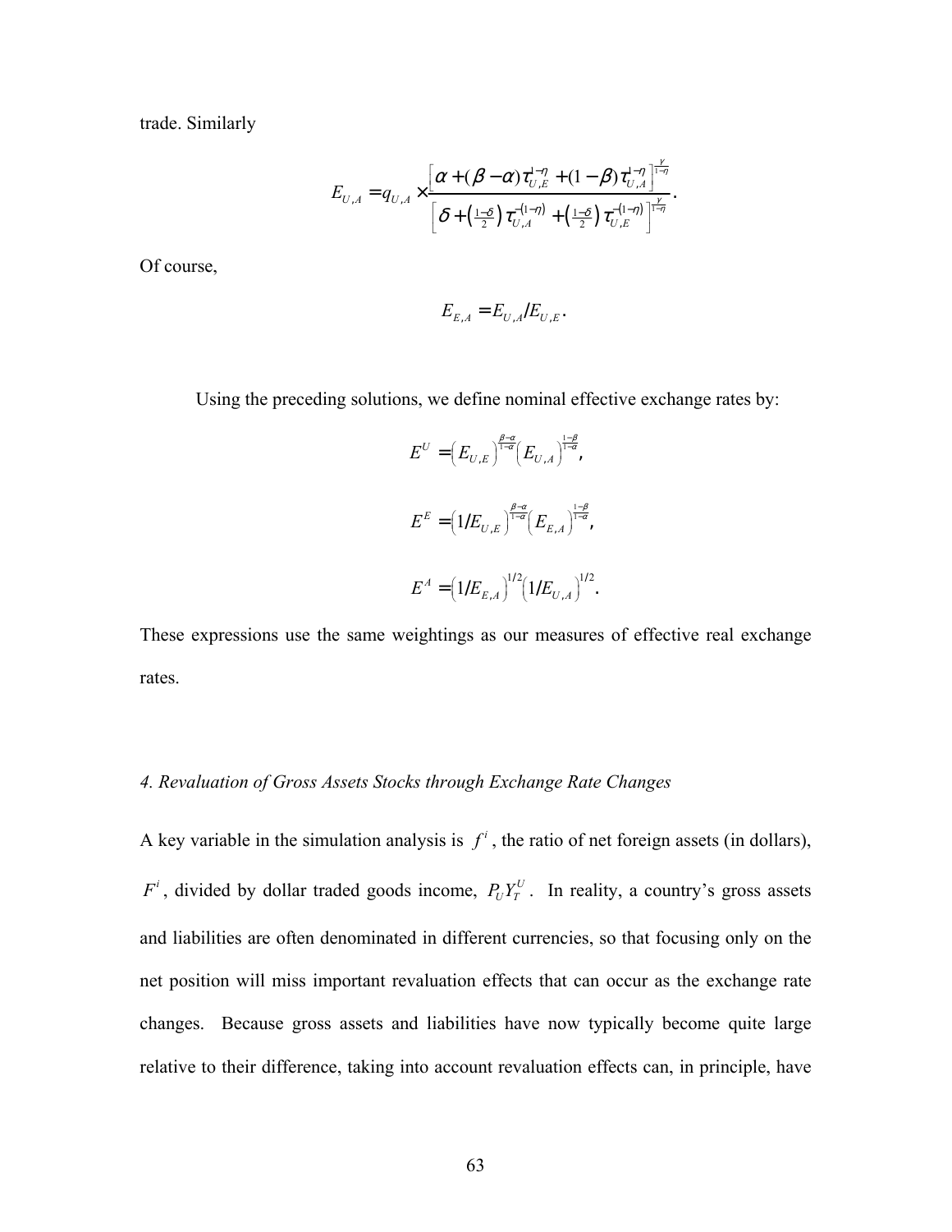trade. Similarly

$$E_{U,A} = q_{U,A} \times \frac{\left[\alpha + (\beta - \alpha)\tau_{U,E}^{1-\eta} + (1-\beta)\tau_{U,A}^{1-\eta}\right]^{\frac{\gamma}{1-\eta}}}{\left[\delta + \left(\frac{1-\delta}{2}\right)\tau_{U,A}^{-(1-\eta)} + \left(\frac{1-\delta}{2}\right)\tau_{U,E}^{-(1-\eta)}\right]^{\frac{\gamma}{1-\eta}}}.$$

Of course,

$$E_{E,A} = E_{U,A}/E_{U,E}.$$

Using the preceding solutions, we define nominal effective exchange rates by:

$$E^{U} = \left(E_{U,E}\right)^{\frac{\beta-\alpha}{1-\alpha}}\left(E_{U,A}\right)^{\frac{1-\beta}{1-\alpha}},$$

$$E^{E} = \left(1/E_{U,E}\right)^{\frac{\beta-\alpha}{1-\alpha}}\left(E_{E,A}\right)^{\frac{1-\beta}{1-\alpha}},$$

$$E^{A} = \left(1/E_{E,A}\right)^{1/2}\left(1/E_{U,A}\right)^{1/2}.$$

These expressions use the same weightings as our measures of effective real exchange rates.

*4. Revaluation of Gross Assets Stocks through Exchange Rate Changes*

A key variable in the simulation analysis is $f^{i}$, the ratio of net foreign assets (in dollars), $F^{i}$, divided by dollar traded goods income, $P_{U}Y_{T}^{U}$. In reality, a country's gross assets and liabilities are often denominated in different currencies, so that focusing only on the net position will miss important revaluation effects that can occur as the exchange rate changes. Because gross assets and liabilities have now typically become quite large relative to their difference, taking into account revaluation effects can, in principle, have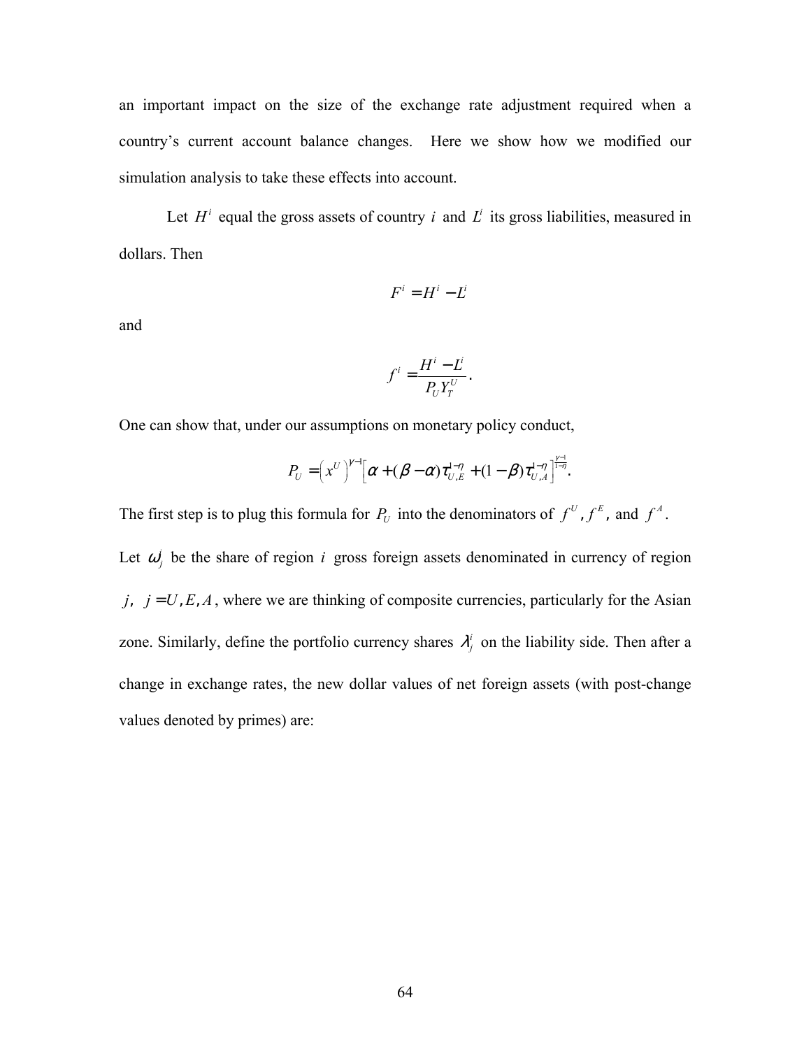an important impact on the size of the exchange rate adjustment required when a country's current account balance changes. Here we show how we modified our simulation analysis to take these effects into account.

Let $H^i$ equal the gross assets of country $i$ and $L^i$ its gross liabilities, measured in dollars. Then

$$F^i = H^i - L^i$$

and

$$f^i = \frac{H^i - L^i}{P_U Y_T^U}.$$

One can show that, under our assumptions on monetary policy conduct,

$$P_U = \left(x^U\right)^{\gamma-1}\left[\alpha + (\beta - \alpha)\tau_{U,E}^{1-\eta} + (1-\beta)\tau_{U,A}^{1-\eta}\right]^{\frac{\gamma-1}{1-\eta}}.$$

The first step is to plug this formula for $P_U$ into the denominators of $f^U$, $f^E$, and $f^A$.

Let $\omega_j^i$ be the share of region $i$ gross foreign assets denominated in currency of region $j$, $j = U, E, A$, where we are thinking of composite currencies, particularly for the Asian zone. Similarly, define the portfolio currency shares $\lambda_j^i$ on the liability side. Then after a change in exchange rates, the new dollar values of net foreign assets (with post-change values denoted by primes) are: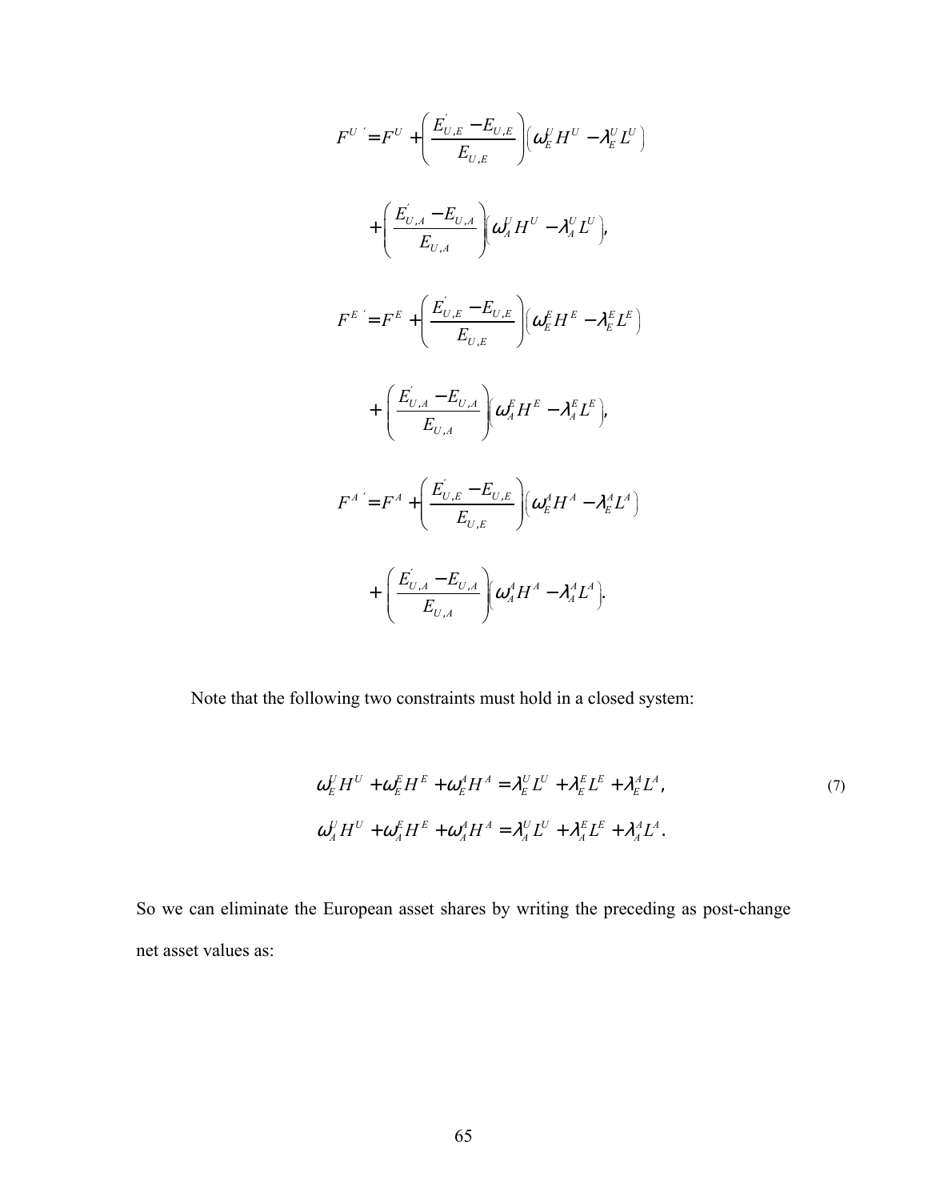$$F^{U\,'} = F^U + \left(\frac{E'_{U,E} - E_{U,E}}{E_{U,E}}\right)\left(\omega_E^U H^U - \lambda_E^U L^U\right)$$

$$+ \left(\frac{E'_{U,A} - E_{U,A}}{E_{U,A}}\right)\left(\omega_A^U H^U - \lambda_A^U L^U\right),$$

$$F^{E\,'} = F^E + \left(\frac{E'_{U,E} - E_{U,E}}{E_{U,E}}\right)\left(\omega_E^E H^E - \lambda_E^E L^E\right)$$

$$+ \left(\frac{E'_{U,A} - E_{U,A}}{E_{U,A}}\right)\left(\omega_A^E H^E - \lambda_A^E L^E\right),$$

$$F^{A\,'} = F^A + \left(\frac{E'_{U,E} - E_{U,E}}{E_{U,E}}\right)\left(\omega_E^A H^A - \lambda_E^A L^A\right)$$

$$+ \left(\frac{E'_{U,A} - E_{U,A}}{E_{U,A}}\right)\left(\omega_A^A H^A - \lambda_A^A L^A\right).$$

Note that the following two constraints must hold in a closed system:

$$\omega_E^U H^U + \omega_E^E H^E + \omega_E^A H^A = \lambda_E^U L^U + \lambda_E^E L^E + \lambda_E^A L^A, \tag{7}$$
$$\omega_A^U H^U + \omega_A^E H^E + \omega_A^A H^A = \lambda_A^U L^U + \lambda_A^E L^E + \lambda_A^A L^A.$$

So we can eliminate the European asset shares by writing the preceding as post-change net asset values as: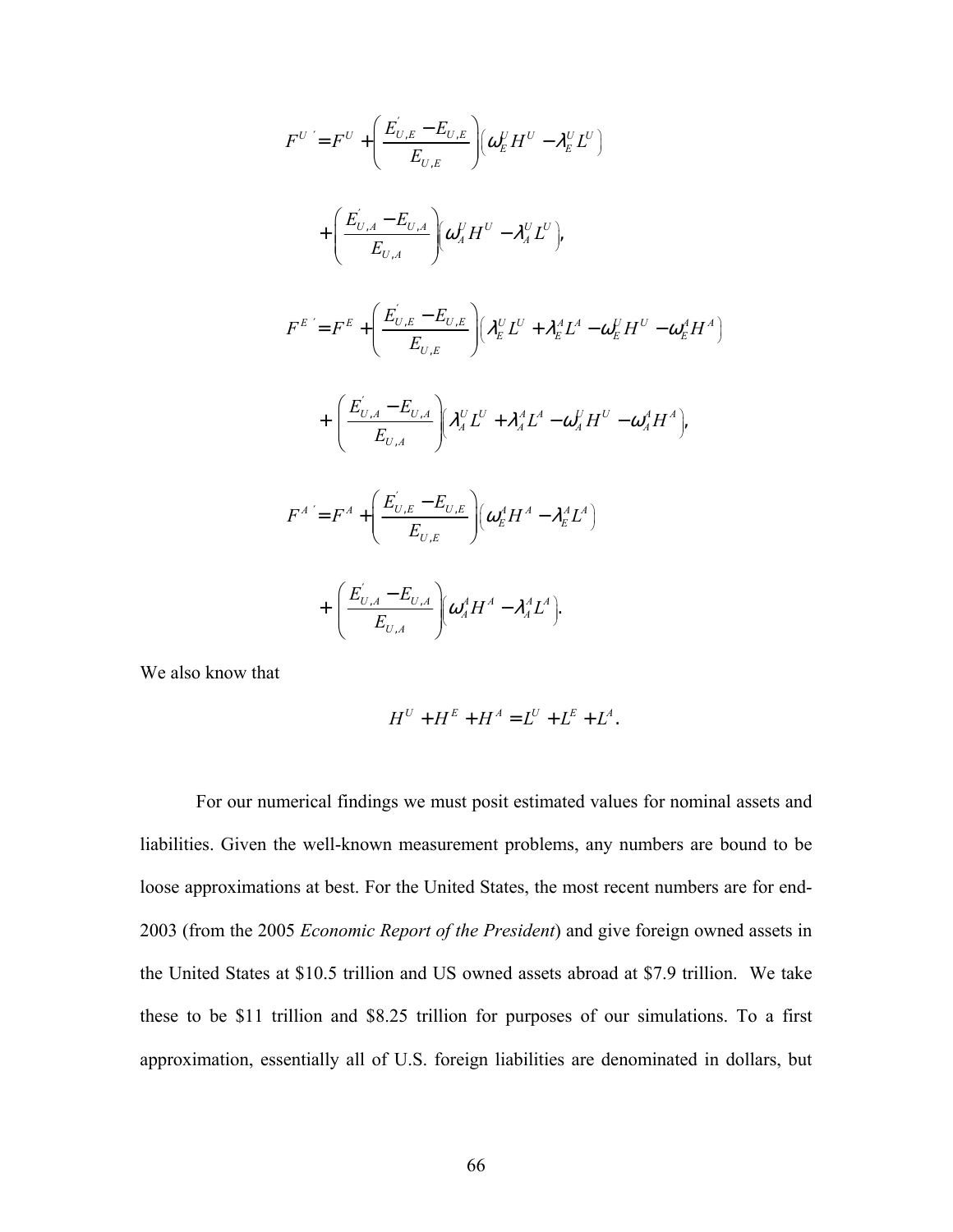$$F^{U\,'} = F^U + \left( \frac{E'_{U,E} - E_{U,E}}{E_{U,E}} \right) \left( \omega_E^U H^U - \lambda_E^U L^U \right)$$

$$+ \left( \frac{E'_{U,A} - E_{U,A}}{E_{U,A}} \right) \left( \omega_A^U H^U - \lambda_A^U L^U \right),$$

$$F^{E\,'} = F^E + \left( \frac{E'_{U,E} - E_{U,E}}{E_{U,E}} \right) \left( \lambda_E^U L^U + \lambda_E^A L^A - \omega_E^U H^U - \omega_E^A H^A \right)$$

$$+ \left( \frac{E'_{U,A} - E_{U,A}}{E_{U,A}} \right) \left( \lambda_A^U L^U + \lambda_A^A L^A - \omega_A^U H^U - \omega_A^A H^A \right),$$

$$F^{A\,'} = F^A + \left( \frac{E'_{U,E} - E_{U,E}}{E_{U,E}} \right) \left( \omega_E^A H^A - \lambda_E^A L^A \right)$$

$$+ \left( \frac{E'_{U,A} - E_{U,A}}{E_{U,A}} \right) \left( \omega_A^A H^A - \lambda_A^A L^A \right).$$

We also know that

$$H^U + H^E + H^A = L^U + L^E + L^A.$$

For our numerical findings we must posit estimated values for nominal assets and liabilities. Given the well-known measurement problems, any numbers are bound to be loose approximations at best. For the United States, the most recent numbers are for end-2003 (from the 2005 *Economic Report of the President*) and give foreign owned assets in the United States at \$10.5 trillion and US owned assets abroad at \$7.9 trillion. We take these to be \$11 trillion and \$8.25 trillion for purposes of our simulations. To a first approximation, essentially all of U.S. foreign liabilities are denominated in dollars, but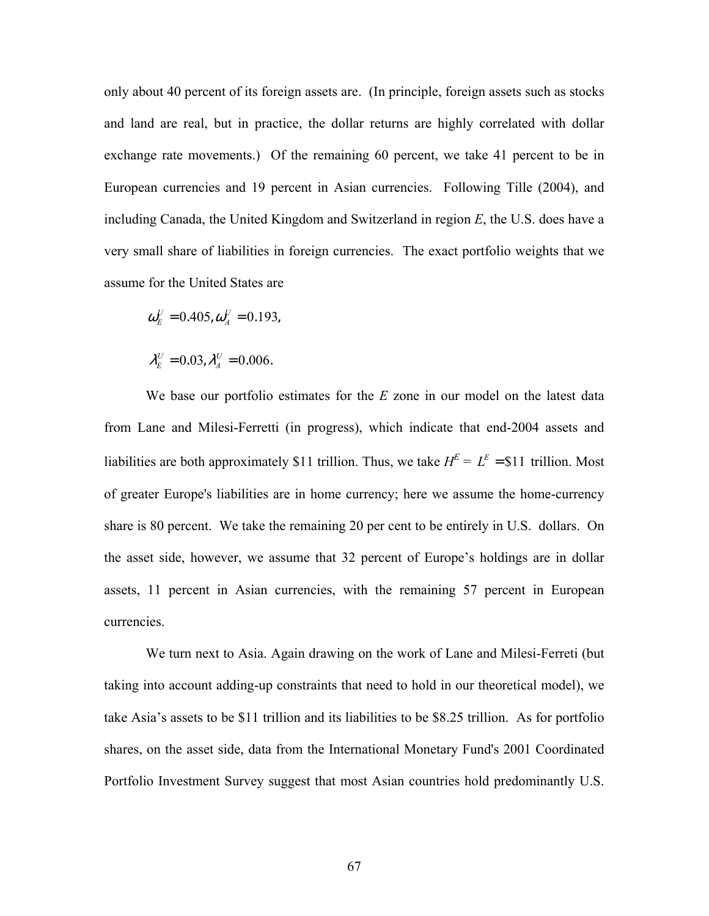only about 40 percent of its foreign assets are. (In principle, foreign assets such as stocks and land are real, but in practice, the dollar returns are highly correlated with dollar exchange rate movements.) Of the remaining 60 percent, we take 41 percent to be in European currencies and 19 percent in Asian currencies. Following Tille (2004), and including Canada, the United Kingdom and Switzerland in region *E*, the U.S. does have a very small share of liabilities in foreign currencies. The exact portfolio weights that we assume for the United States are

$$\omega_E^U = 0.405, \omega_A^U = 0.193,$$

$$\lambda_E^U = 0.03, \lambda_A^U = 0.006.$$

We base our portfolio estimates for the *E* zone in our model on the latest data from Lane and Milesi-Ferretti (in progress), which indicate that end-2004 assets and liabilities are both approximately \$11 trillion. Thus, we take $H^E = L^E = \$11$ trillion. Most of greater Europe's liabilities are in home currency; here we assume the home-currency share is 80 percent. We take the remaining 20 per cent to be entirely in U.S. dollars. On the asset side, however, we assume that 32 percent of Europe's holdings are in dollar assets, 11 percent in Asian currencies, with the remaining 57 percent in European currencies.

We turn next to Asia. Again drawing on the work of Lane and Milesi-Ferreti (but taking into account adding-up constraints that need to hold in our theoretical model), we take Asia's assets to be \$11 trillion and its liabilities to be \$8.25 trillion. As for portfolio shares, on the asset side, data from the International Monetary Fund's 2001 Coordinated Portfolio Investment Survey suggest that most Asian countries hold predominantly U.S.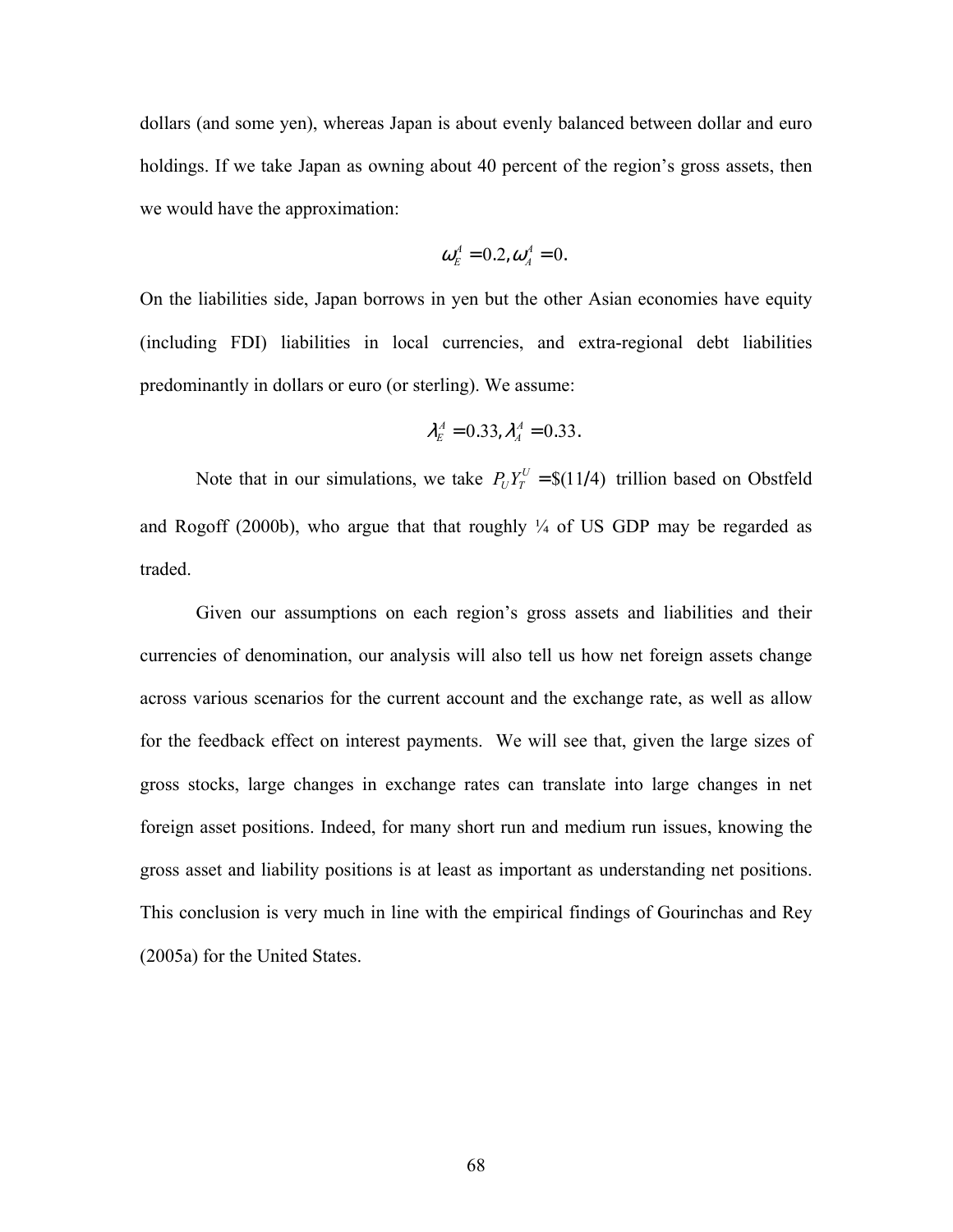dollars (and some yen), whereas Japan is about evenly balanced between dollar and euro holdings. If we take Japan as owning about 40 percent of the region's gross assets, then we would have the approximation:

$$\omega_E^A = 0.2, \omega_A^A = 0.$$

On the liabilities side, Japan borrows in yen but the other Asian economies have equity (including FDI) liabilities in local currencies, and extra-regional debt liabilities predominantly in dollars or euro (or sterling). We assume:

$$\lambda_E^A = 0.33, \lambda_A^A = 0.33.$$

Note that in our simulations, we take $P_U Y_T^U = \$(11/4)$ trillion based on Obstfeld and Rogoff (2000b), who argue that that roughly ¼ of US GDP may be regarded as traded.

Given our assumptions on each region's gross assets and liabilities and their currencies of denomination, our analysis will also tell us how net foreign assets change across various scenarios for the current account and the exchange rate, as well as allow for the feedback effect on interest payments. We will see that, given the large sizes of gross stocks, large changes in exchange rates can translate into large changes in net foreign asset positions. Indeed, for many short run and medium run issues, knowing the gross asset and liability positions is at least as important as understanding net positions. This conclusion is very much in line with the empirical findings of Gourinchas and Rey (2005a) for the United States.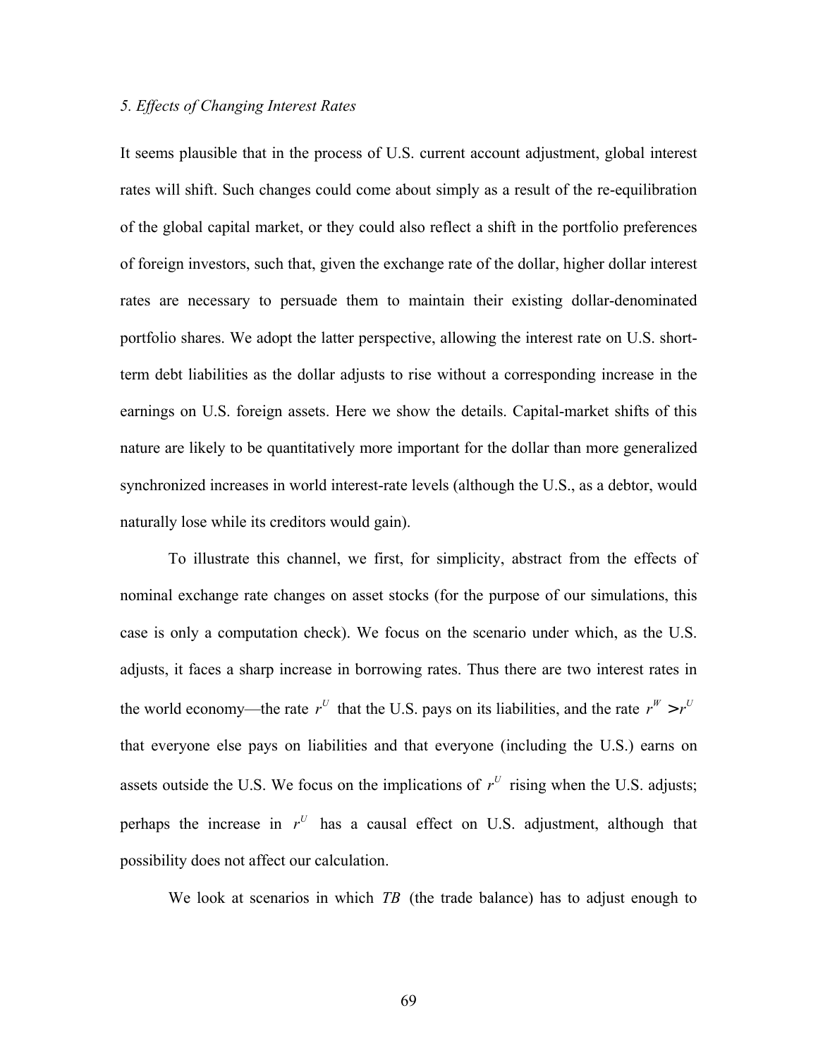*5. Effects of Changing Interest Rates*

It seems plausible that in the process of U.S. current account adjustment, global interest rates will shift. Such changes could come about simply as a result of the re-equilibration of the global capital market, or they could also reflect a shift in the portfolio preferences of foreign investors, such that, given the exchange rate of the dollar, higher dollar interest rates are necessary to persuade them to maintain their existing dollar-denominated portfolio shares. We adopt the latter perspective, allowing the interest rate on U.S. short-term debt liabilities as the dollar adjusts to rise without a corresponding increase in the earnings on U.S. foreign assets. Here we show the details. Capital-market shifts of this nature are likely to be quantitatively more important for the dollar than more generalized synchronized increases in world interest-rate levels (although the U.S., as a debtor, would naturally lose while its creditors would gain).

To illustrate this channel, we first, for simplicity, abstract from the effects of nominal exchange rate changes on asset stocks (for the purpose of our simulations, this case is only a computation check). We focus on the scenario under which, as the U.S. adjusts, it faces a sharp increase in borrowing rates. Thus there are two interest rates in the world economy—the rate $r^U$ that the U.S. pays on its liabilities, and the rate $r^W > r^U$ that everyone else pays on liabilities and that everyone (including the U.S.) earns on assets outside the U.S. We focus on the implications of $r^U$ rising when the U.S. adjusts; perhaps the increase in $r^U$ has a causal effect on U.S. adjustment, although that possibility does not affect our calculation.

We look at scenarios in which $TB$ (the trade balance) has to adjust enough to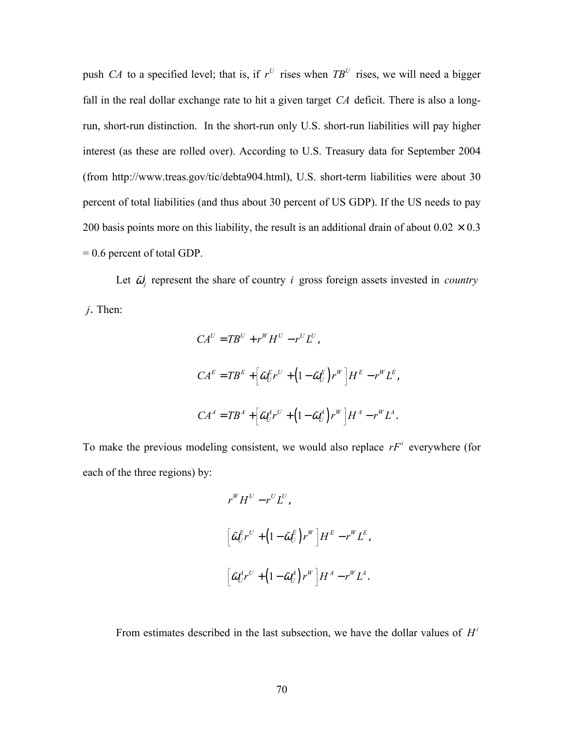push $CA$ to a specified level; that is, if $r^U$ rises when $TB^U$ rises, we will need a bigger fall in the real dollar exchange rate to hit a given target $CA$ deficit. There is also a long-run, short-run distinction. In the short-run only U.S. short-run liabilities will pay higher interest (as these are rolled over). According to U.S. Treasury data for September 2004 (from http://www.treas.gov/tic/debta904.html), U.S. short-term liabilities were about 30 percent of total liabilities (and thus about 30 percent of US GDP). If the US needs to pay 200 basis points more on this liability, the result is an additional drain of about $0.02 \times 0.3 = 0.6$ percent of total GDP.

Let $\tilde{\omega}_j^i$ represent the share of country $i$ gross foreign assets invested in *country* $j$. Then:

$$CA^U = TB^U + r^W H^U - r^U L^U,$$

$$CA^E = TB^E + \left[\tilde{\omega}_U^E r^U + \left(1 - \tilde{\omega}_U^E\right) r^W\right] H^E - r^W L^E,$$

$$CA^A = TB^A + \left[\tilde{\omega}_U^A r^U + \left(1 - \tilde{\omega}_U^A\right) r^W\right] H^A - r^W L^A.$$

To make the previous modeling consistent, we would also replace $rF^i$ everywhere (for each of the three regions) by:

$$r^W H^U - r^U L^U,$$

$$\left[\tilde{\omega}_U^E r^U + \left(1 - \tilde{\omega}_U^E\right) r^W\right] H^E - r^W L^E,$$

$$\left[\tilde{\omega}_U^A r^U + \left(1 - \tilde{\omega}_U^A\right) r^W\right] H^A - r^W L^A.$$

From estimates described in the last subsection, we have the dollar values of $H^i$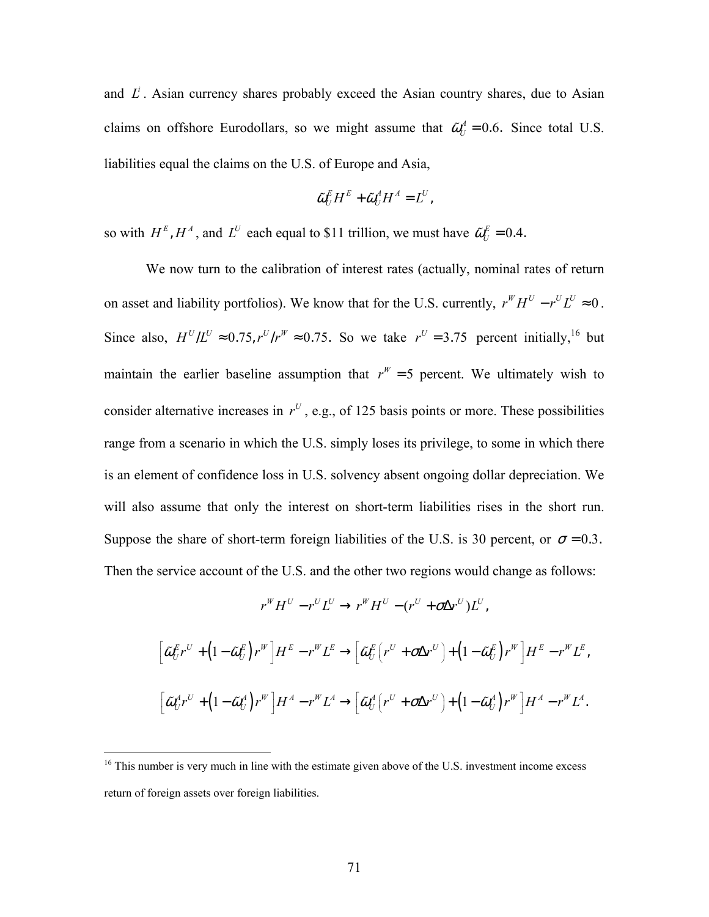and $L^i$. Asian currency shares probably exceed the Asian country shares, due to Asian claims on offshore Eurodollars, so we might assume that $\tilde{\omega}_U^A = 0.6$. Since total U.S. liabilities equal the claims on the U.S. of Europe and Asia,

$$\tilde{\omega}_U^E H^E + \tilde{\omega}_U^A H^A = L^U,$$

so with $H^E, H^A$, and $L^U$ each equal to \$11 trillion, we must have $\tilde{\omega}_U^E = 0.4$.

We now turn to the calibration of interest rates (actually, nominal rates of return on asset and liability portfolios). We know that for the U.S. currently, $r^W H^U - r^U L^U \approx 0$. Since also, $H^U / L^U \approx 0.75, r^U / r^W \approx 0.75$. So we take $r^U = 3.75$ percent initially,[16] but maintain the earlier baseline assumption that $r^W = 5$ percent. We ultimately wish to consider alternative increases in $r^U$, e.g., of 125 basis points or more. These possibilities range from a scenario in which the U.S. simply loses its privilege, to some in which there is an element of confidence loss in U.S. solvency absent ongoing dollar depreciation. We will also assume that only the interest on short-term liabilities rises in the short run. Suppose the share of short-term foreign liabilities of the U.S. is 30 percent, or $\sigma = 0.3$. Then the service account of the U.S. and the other two regions would change as follows:

$$r^W H^U - r^U L^U \rightarrow r^W H^U - (r^U + \sigma \Delta r^U) L^U,$$

$$\left[\tilde{\omega}_U^E r^U + \left(1 - \tilde{\omega}_U^E\right) r^W\right] H^E - r^W L^E \rightarrow \left[\tilde{\omega}_U^E \left(r^U + \sigma \Delta r^U\right) + \left(1 - \tilde{\omega}_U^E\right) r^W\right] H^E - r^W L^E,$$

$$\left[\tilde{\omega}_U^A r^U + \left(1 - \tilde{\omega}_U^A\right) r^W\right] H^A - r^W L^A \rightarrow \left[\tilde{\omega}_U^A \left(r^U + \sigma \Delta r^U\right) + \left(1 - \tilde{\omega}_U^A\right) r^W\right] H^A - r^W L^A.$$

[16] This number is very much in line with the estimate given above of the U.S. investment income excess return of foreign assets over foreign liabilities.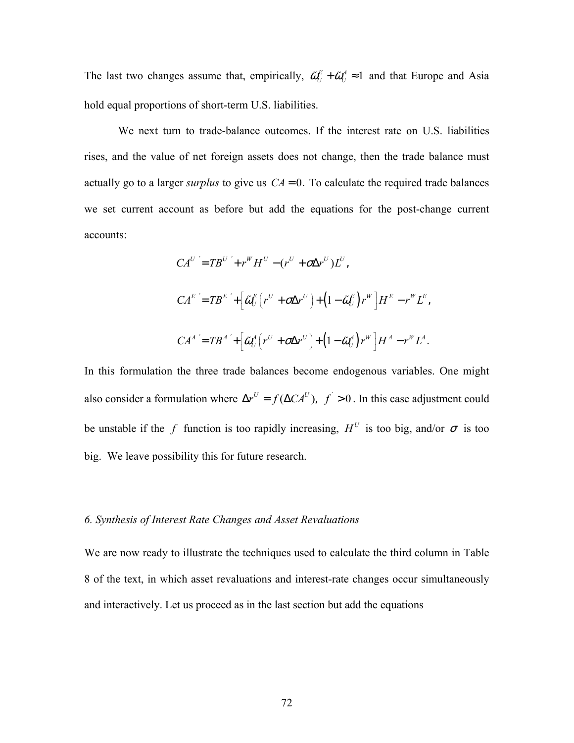The last two changes assume that, empirically, $\tilde{\omega}_U^E + \tilde{\omega}_U^A \approx 1$ and that Europe and Asia hold equal proportions of short-term U.S. liabilities.

We next turn to trade-balance outcomes. If the interest rate on U.S. liabilities rises, and the value of net foreign assets does not change, then the trade balance must actually go to a larger *surplus* to give us $CA = 0$. To calculate the required trade balances we set current account as before but add the equations for the post-change current accounts:

$$CA^{U\,'} = TB^{U\,'} + r^W H^U - (r^U + \sigma\Delta r^U)L^U,$$

$$CA^{E\,'} = TB^{E\,'} + \left[\tilde{\omega}_U^E\left(r^U + \sigma\Delta r^U\right) + \left(1 - \tilde{\omega}_U^E\right)r^W\right]H^E - r^W L^E,$$

$$CA^{A\,'} = TB^{A\,'} + \left[\tilde{\omega}_U^A\left(r^U + \sigma\Delta r^U\right) + \left(1 - \tilde{\omega}_U^A\right)r^W\right]H^A - r^W L^A.$$

In this formulation the three trade balances become endogenous variables. One might also consider a formulation where $\Delta r^U = f(\Delta CA^U)$, $f^{'} > 0$. In this case adjustment could be unstable if the $f$ function is too rapidly increasing, $H^U$ is too big, and/or $\sigma$ is too big. We leave possibility this for future research.

### *6. Synthesis of Interest Rate Changes and Asset Revaluations*

We are now ready to illustrate the techniques used to calculate the third column in Table 8 of the text, in which asset revaluations and interest-rate changes occur simultaneously and interactively. Let us proceed as in the last section but add the equations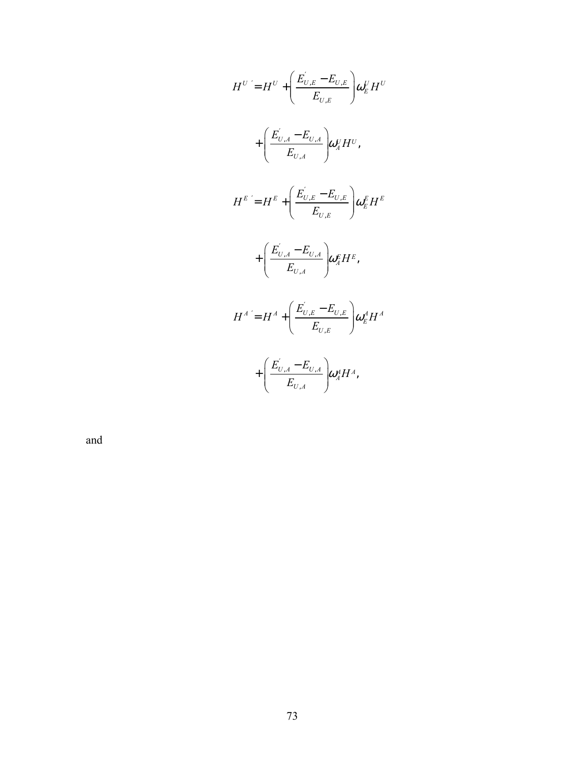$$H^{U\,'} = H^{U} + \left( \frac{E_{U,E}^{'} - E_{U,E}}{E_{U,E}} \right) \omega_{E}^{U} H^{U}$$

$$+ \left( \frac{E_{U,A}^{'} - E_{U,A}}{E_{U,A}} \right) \omega_{A}^{U} H^{U},$$

$$H^{E\,'} = H^{E} + \left( \frac{E_{U,E}^{'} - E_{U,E}}{E_{U,E}} \right) \omega_{E}^{E} H^{E}$$

$$+ \left( \frac{E_{U,A}^{'} - E_{U,A}}{E_{U,A}} \right) \omega_{A}^{E} H^{E},$$

$$H^{A\,'} = H^{A} + \left( \frac{E_{U,E}^{'} - E_{U,E}}{E_{U,E}} \right) \omega_{E}^{A} H^{A}$$

$$+ \left( \frac{E_{U,A}^{'} - E_{U,A}}{E_{U,A}} \right) \omega_{A}^{A} H^{A},$$

and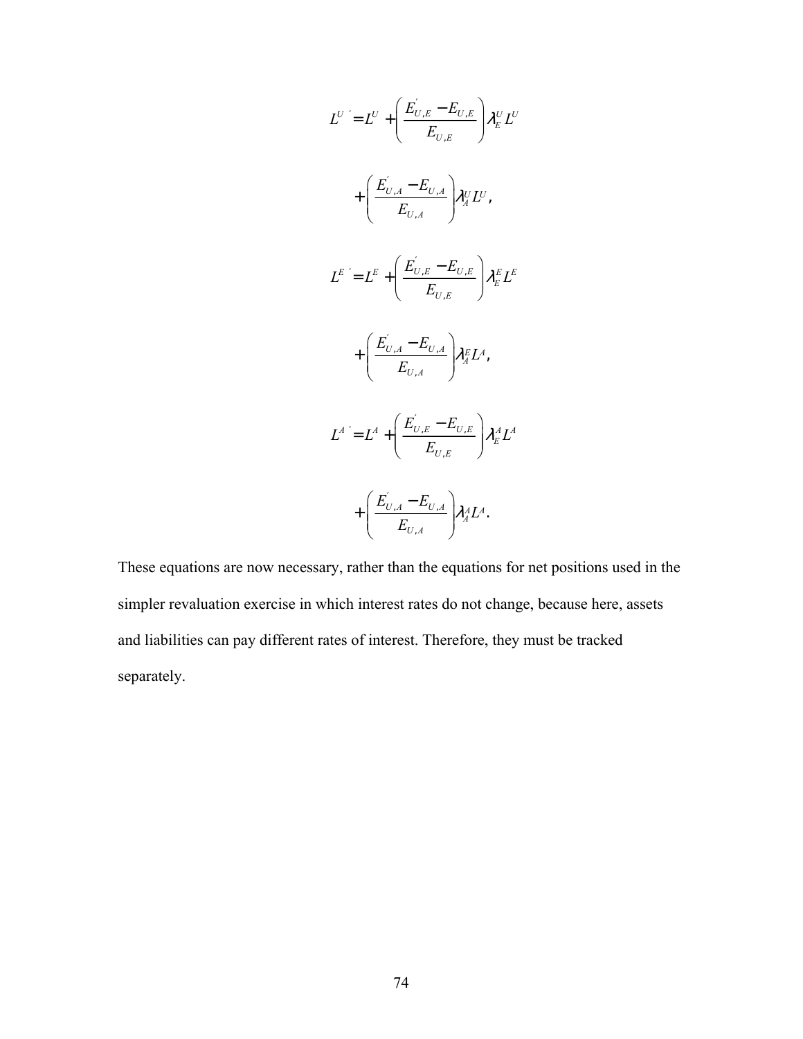$$L^{U\,\prime} = L^U + \left( \frac{E_{U,E}^{\prime} - E_{U,E}}{E_{U,E}} \right) \lambda_E^U L^U$$

$$+ \left( \frac{E_{U,A}^{\prime} - E_{U,A}}{E_{U,A}} \right) \lambda_A^U L^U,$$

$$L^{E\,\prime} = L^E + \left( \frac{E_{U,E}^{\prime} - E_{U,E}}{E_{U,E}} \right) \lambda_E^E L^E$$

$$+ \left( \frac{E_{U,A}^{\prime} - E_{U,A}}{E_{U,A}} \right) \lambda_A^E L^A,$$

$$L^{A\,\prime} = L^A + \left( \frac{E_{U,E}^{\prime} - E_{U,E}}{E_{U,E}} \right) \lambda_E^A L^A$$

$$+ \left( \frac{E_{U,A}^{\prime} - E_{U,A}}{E_{U,A}} \right) \lambda_A^A L^A.$$

These equations are now necessary, rather than the equations for net positions used in the simpler revaluation exercise in which interest rates do not change, because here, assets and liabilities can pay different rates of interest. Therefore, they must be tracked separately.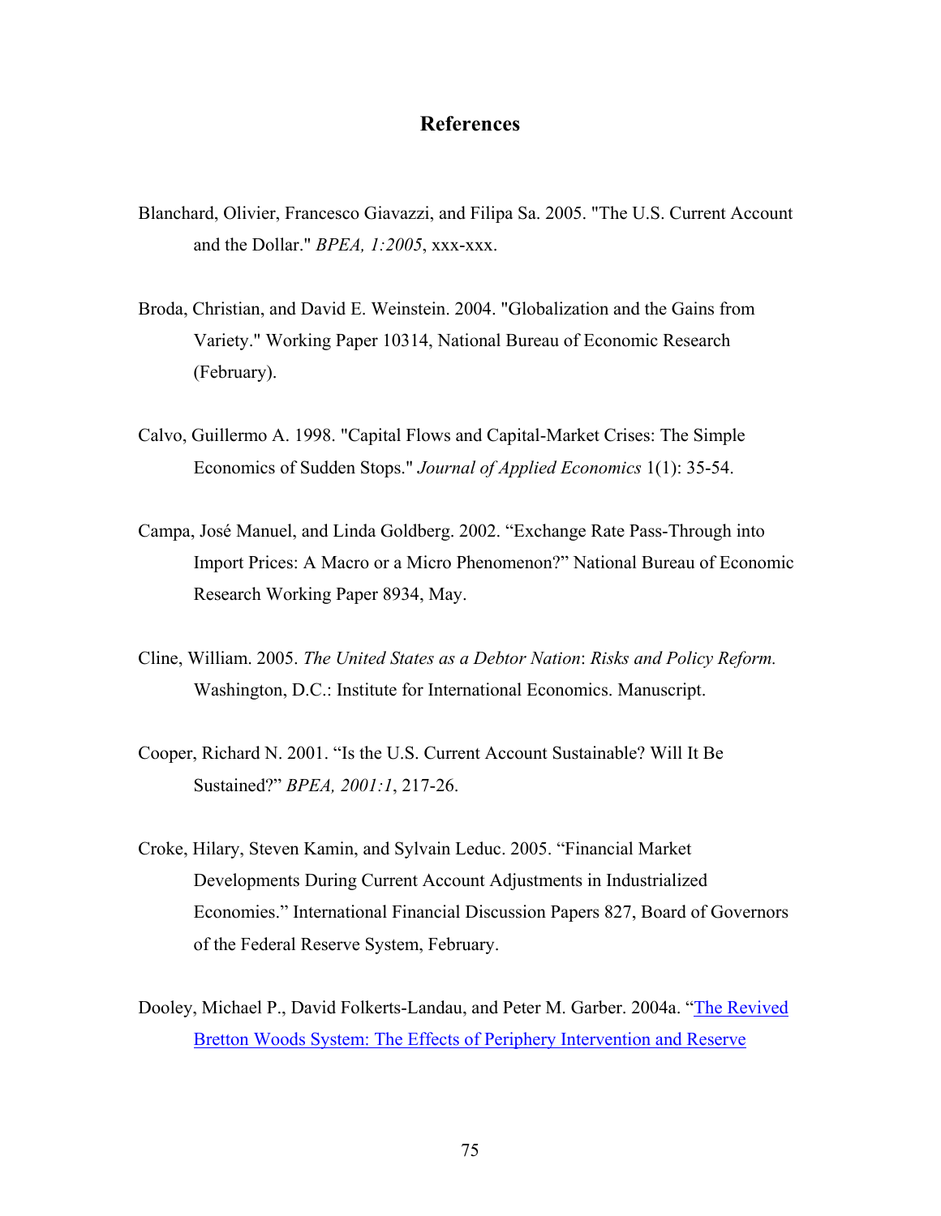# References

Blanchard, Olivier, Francesco Giavazzi, and Filipa Sa. 2005. "The U.S. Current Account and the Dollar." *BPEA, 1:2005*, xxx-xxx.

Broda, Christian, and David E. Weinstein. 2004. "Globalization and the Gains from Variety." Working Paper 10314, National Bureau of Economic Research (February).

Calvo, Guillermo A. 1998. "Capital Flows and Capital-Market Crises: The Simple Economics of Sudden Stops." *Journal of Applied Economics* 1(1): 35-54.

Campa, José Manuel, and Linda Goldberg. 2002. "Exchange Rate Pass-Through into Import Prices: A Macro or a Micro Phenomenon?" National Bureau of Economic Research Working Paper 8934, May.

Cline, William. 2005. *The United States as a Debtor Nation*: *Risks and Policy Reform.* Washington, D.C.: Institute for International Economics. Manuscript.

Cooper, Richard N. 2001. "Is the U.S. Current Account Sustainable? Will It Be Sustained?" *BPEA, 2001:1*, 217-26.

Croke, Hilary, Steven Kamin, and Sylvain Leduc. 2005. "Financial Market Developments During Current Account Adjustments in Industrialized Economies." International Financial Discussion Papers 827, Board of Governors of the Federal Reserve System, February.

Dooley, Michael P., David Folkerts-Landau, and Peter M. Garber. 2004a. "The Revived Bretton Woods System: The Effects of Periphery Intervention and Reserve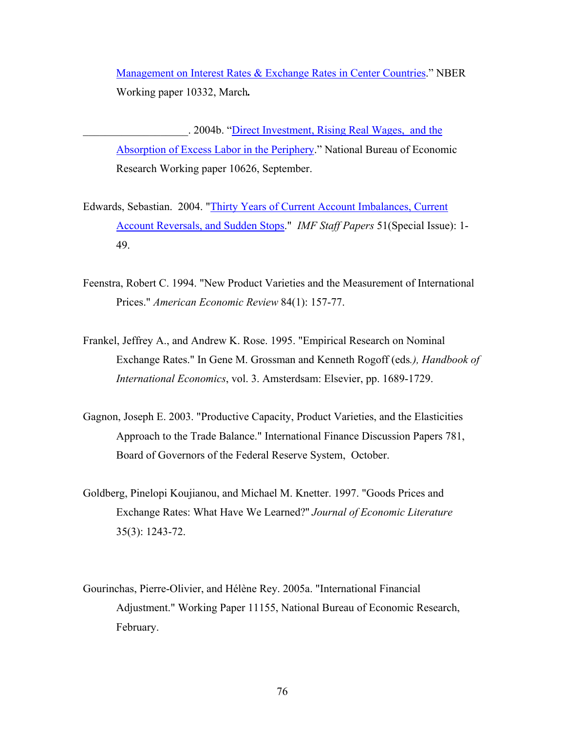Management on Interest Rates & Exchange Rates in Center Countries." NBER Working paper 10332, March**.**

___________________. 2004b. "Direct Investment, Rising Real Wages, and the Absorption of Excess Labor in the Periphery." National Bureau of Economic Research Working paper 10626, September.

Edwards, Sebastian. 2004. "Thirty Years of Current Account Imbalances, Current Account Reversals, and Sudden Stops." *IMF Staff Papers* 51(Special Issue): 1-49.

Feenstra, Robert C. 1994. "New Product Varieties and the Measurement of International Prices." *American Economic Review* 84(1): 157-77.

Frankel, Jeffrey A., and Andrew K. Rose. 1995. "Empirical Research on Nominal Exchange Rates." In Gene M. Grossman and Kenneth Rogoff (eds*.), Handbook of International Economics*, vol. 3. Amstersdsam: Elsevier, pp. 1689-1729.

Gagnon, Joseph E. 2003. "Productive Capacity, Product Varieties, and the Elasticities Approach to the Trade Balance." International Finance Discussion Papers 781, Board of Governors of the Federal Reserve System, October.

Goldberg, Pinelopi Koujianou, and Michael M. Knetter. 1997. "Goods Prices and Exchange Rates: What Have We Learned?" *Journal of Economic Literature* 35(3): 1243-72.

Gourinchas, Pierre-Olivier, and Hélène Rey. 2005a. "International Financial Adjustment." Working Paper 11155, National Bureau of Economic Research, February.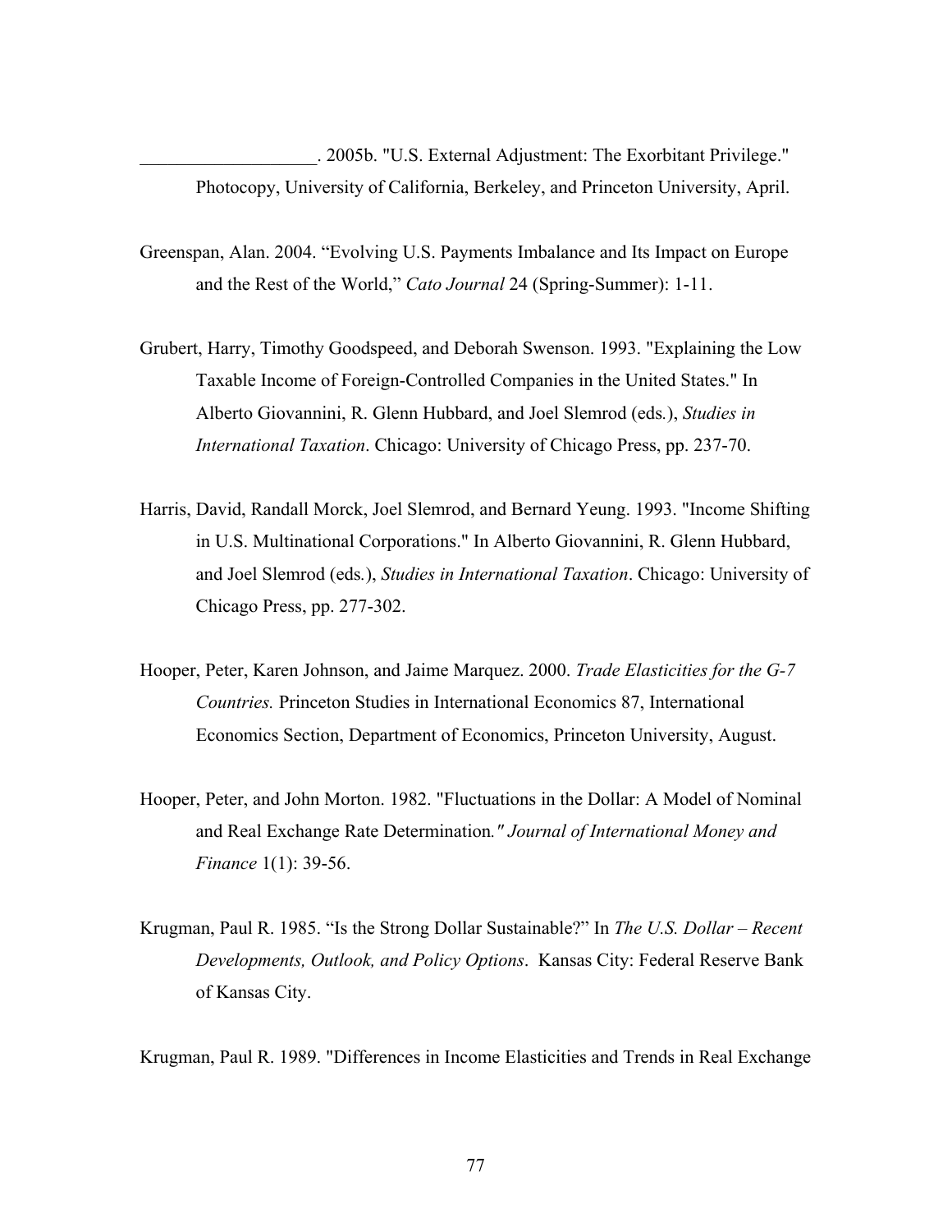___________________. 2005b. "U.S. External Adjustment: The Exorbitant Privilege." Photocopy, University of California, Berkeley, and Princeton University, April.

Greenspan, Alan. 2004. "Evolving U.S. Payments Imbalance and Its Impact on Europe and the Rest of the World," *Cato Journal* 24 (Spring-Summer): 1-11.

Grubert, Harry, Timothy Goodspeed, and Deborah Swenson. 1993. "Explaining the Low Taxable Income of Foreign-Controlled Companies in the United States." In Alberto Giovannini, R. Glenn Hubbard, and Joel Slemrod (eds.), *Studies in International Taxation*. Chicago: University of Chicago Press, pp. 237-70.

Harris, David, Randall Morck, Joel Slemrod, and Bernard Yeung. 1993. "Income Shifting in U.S. Multinational Corporations." In Alberto Giovannini, R. Glenn Hubbard, and Joel Slemrod (eds.), *Studies in International Taxation*. Chicago: University of Chicago Press, pp. 277-302.

Hooper, Peter, Karen Johnson, and Jaime Marquez. 2000. *Trade Elasticities for the G-7 Countries.* Princeton Studies in International Economics 87, International Economics Section, Department of Economics, Princeton University, August.

Hooper, Peter, and John Morton. 1982. "Fluctuations in the Dollar: A Model of Nominal and Real Exchange Rate Determination." *Journal of International Money and Finance* 1(1): 39-56.

Krugman, Paul R. 1985. "Is the Strong Dollar Sustainable?" In *The U.S. Dollar – Recent Developments, Outlook, and Policy Options*. Kansas City: Federal Reserve Bank of Kansas City.

Krugman, Paul R. 1989. "Differences in Income Elasticities and Trends in Real Exchange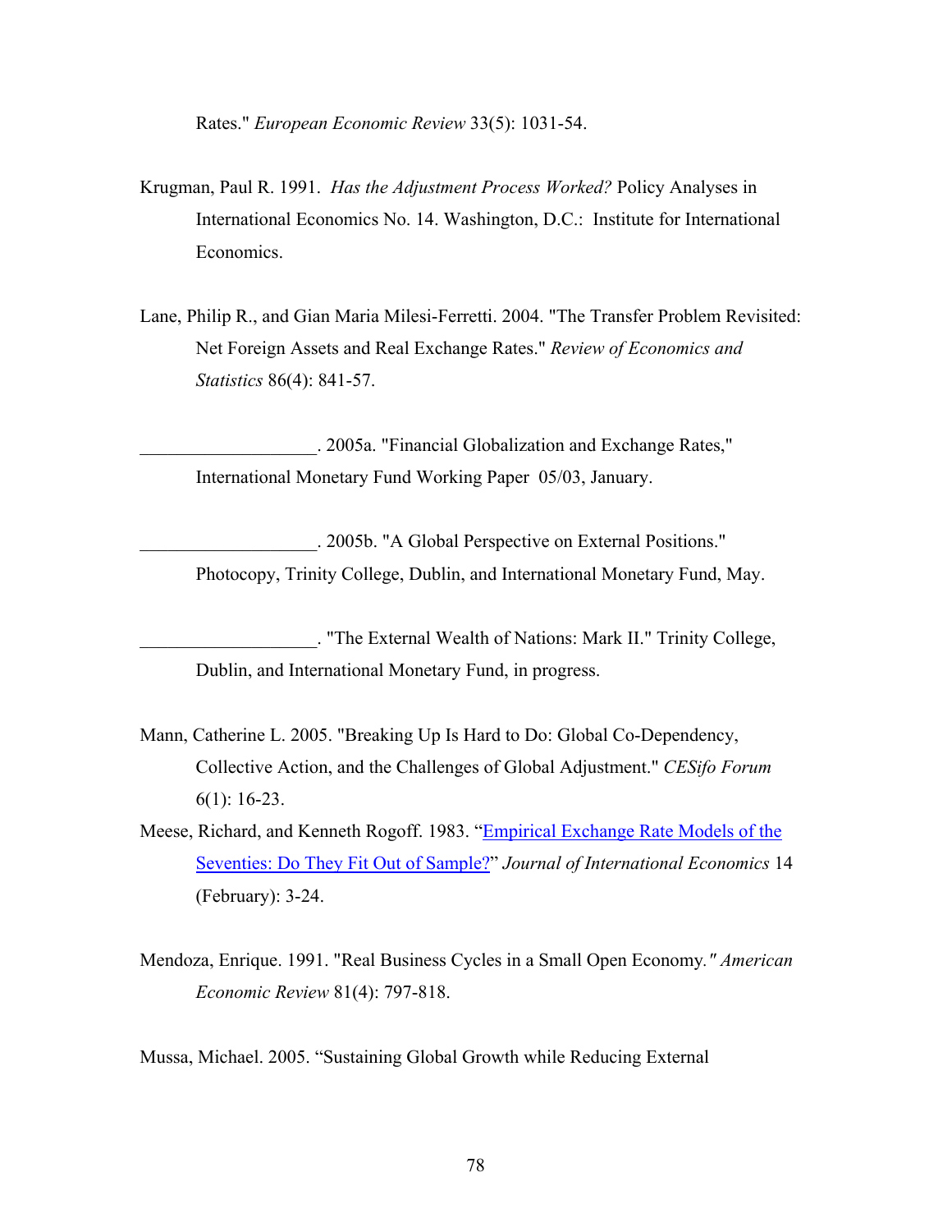Rates." *European Economic Review* 33(5): 1031-54.

Krugman, Paul R. 1991. *Has the Adjustment Process Worked?* Policy Analyses in International Economics No. 14. Washington, D.C.: Institute for International Economics.

Lane, Philip R., and Gian Maria Milesi-Ferretti. 2004. "The Transfer Problem Revisited: Net Foreign Assets and Real Exchange Rates." *Review of Economics and Statistics* 86(4): 841-57.

___________________. 2005a. "Financial Globalization and Exchange Rates," International Monetary Fund Working Paper 05/03, January.

___________________. 2005b. "A Global Perspective on External Positions." Photocopy, Trinity College, Dublin, and International Monetary Fund, May.

___________________. "The External Wealth of Nations: Mark II." Trinity College, Dublin, and International Monetary Fund, in progress.

Mann, Catherine L. 2005. "Breaking Up Is Hard to Do: Global Co-Dependency, Collective Action, and the Challenges of Global Adjustment." *CESifo Forum* 6(1): 16-23.

Meese, Richard, and Kenneth Rogoff. 1983. "Empirical Exchange Rate Models of the Seventies: Do They Fit Out of Sample?" *Journal of International Economics* 14 (February): 3-24.

Mendoza, Enrique. 1991. "Real Business Cycles in a Small Open Economy." *American Economic Review* 81(4): 797-818.

Mussa, Michael. 2005. "Sustaining Global Growth while Reducing External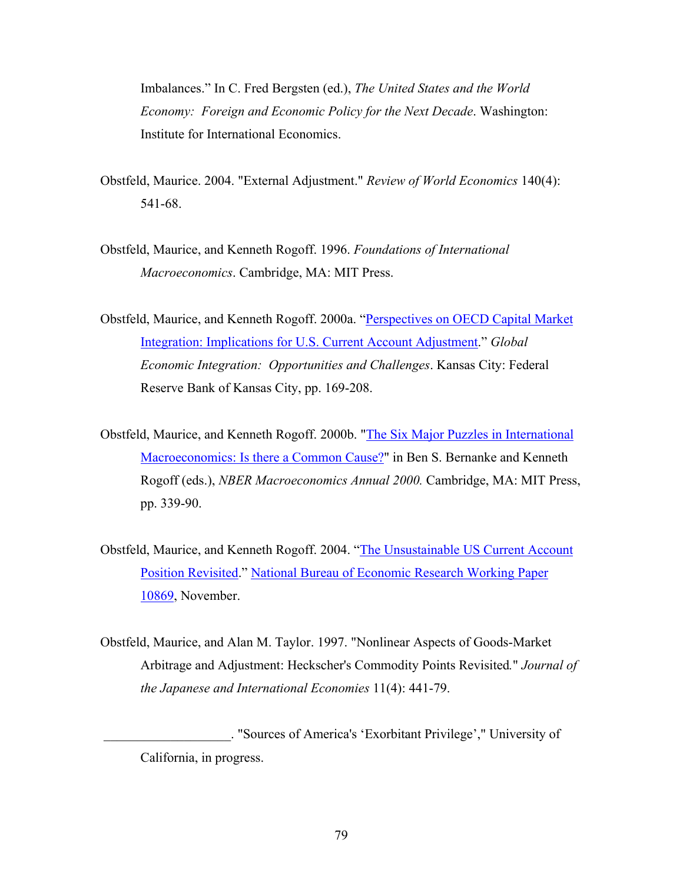Imbalances." In C. Fred Bergsten (ed.), *The United States and the World Economy: Foreign and Economic Policy for the Next Decade*. Washington: Institute for International Economics.

Obstfeld, Maurice. 2004. "External Adjustment." *Review of World Economics* 140(4): 541-68.

Obstfeld, Maurice, and Kenneth Rogoff. 1996. *Foundations of International Macroeconomics*. Cambridge, MA: MIT Press.

Obstfeld, Maurice, and Kenneth Rogoff. 2000a. "Perspectives on OECD Capital Market Integration: Implications for U.S. Current Account Adjustment." *Global Economic Integration: Opportunities and Challenges*. Kansas City: Federal Reserve Bank of Kansas City, pp. 169-208.

Obstfeld, Maurice, and Kenneth Rogoff. 2000b. "The Six Major Puzzles in International Macroeconomics: Is there a Common Cause?" in Ben S. Bernanke and Kenneth Rogoff (eds.), *NBER Macroeconomics Annual 2000.* Cambridge, MA: MIT Press, pp. 339-90.

Obstfeld, Maurice, and Kenneth Rogoff. 2004. "The Unsustainable US Current Account Position Revisited." National Bureau of Economic Research Working Paper 10869, November.

Obstfeld, Maurice, and Alan M. Taylor. 1997. "Nonlinear Aspects of Goods-Market Arbitrage and Adjustment: Heckscher's Commodity Points Revisited." *Journal of the Japanese and International Economies* 11(4): 441-79.

___________________. "Sources of America's 'Exorbitant Privilege'," University of California, in progress.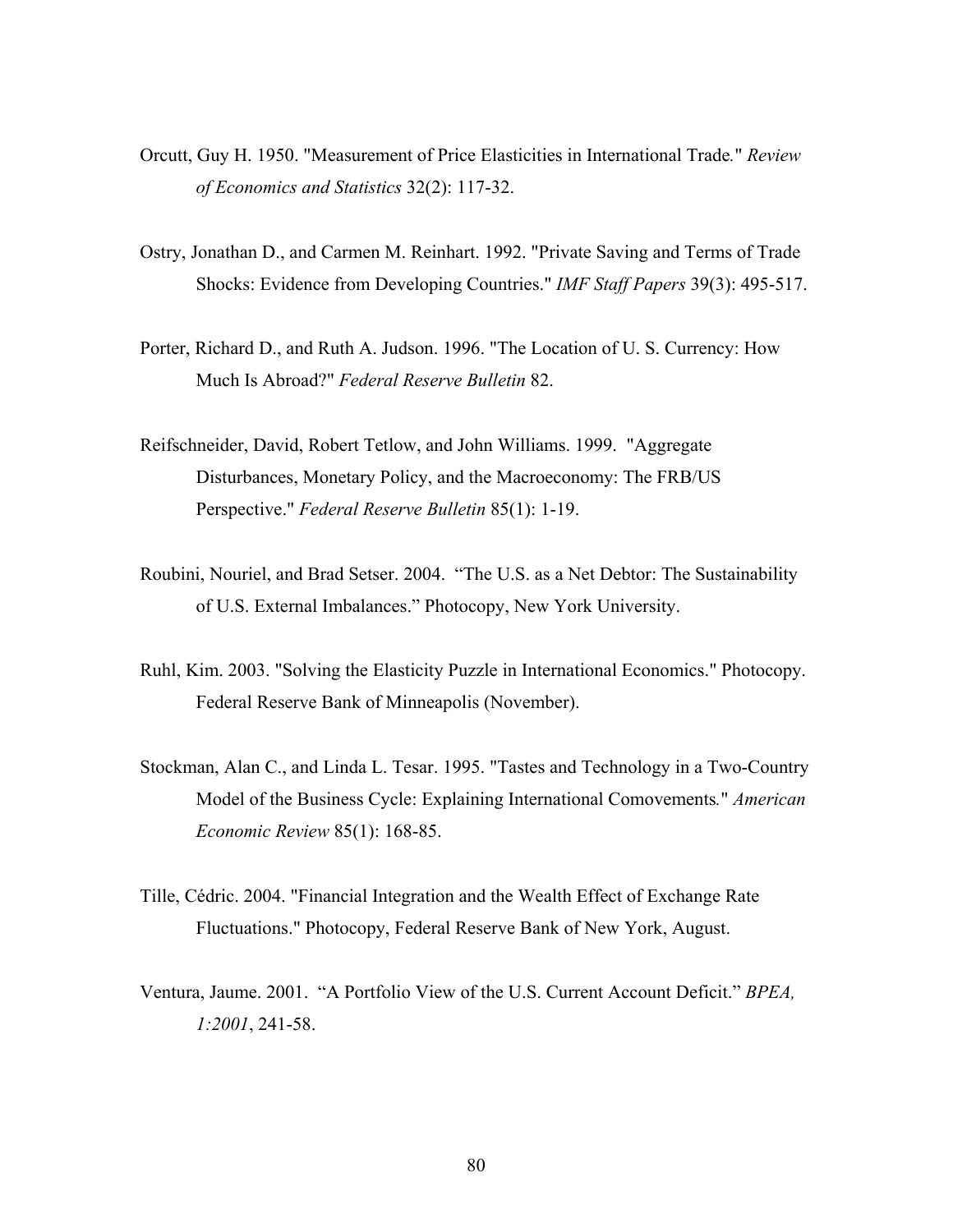Orcutt, Guy H. 1950. "Measurement of Price Elasticities in International Trade." *Review of Economics and Statistics* 32(2): 117-32.

Ostry, Jonathan D., and Carmen M. Reinhart. 1992. "Private Saving and Terms of Trade Shocks: Evidence from Developing Countries." *IMF Staff Papers* 39(3): 495-517.

Porter, Richard D., and Ruth A. Judson. 1996. "The Location of U. S. Currency: How Much Is Abroad?" *Federal Reserve Bulletin* 82.

Reifschneider, David, Robert Tetlow, and John Williams. 1999. "Aggregate Disturbances, Monetary Policy, and the Macroeconomy: The FRB/US Perspective." *Federal Reserve Bulletin* 85(1): 1-19.

Roubini, Nouriel, and Brad Setser. 2004. "The U.S. as a Net Debtor: The Sustainability of U.S. External Imbalances." Photocopy, New York University.

Ruhl, Kim. 2003. "Solving the Elasticity Puzzle in International Economics." Photocopy. Federal Reserve Bank of Minneapolis (November).

Stockman, Alan C., and Linda L. Tesar. 1995. "Tastes and Technology in a Two-Country Model of the Business Cycle: Explaining International Comovements." *American Economic Review* 85(1): 168-85.

Tille, Cédric. 2004. "Financial Integration and the Wealth Effect of Exchange Rate Fluctuations." Photocopy, Federal Reserve Bank of New York, August.

Ventura, Jaume. 2001. "A Portfolio View of the U.S. Current Account Deficit." *BPEA, 1:2001*, 241-58.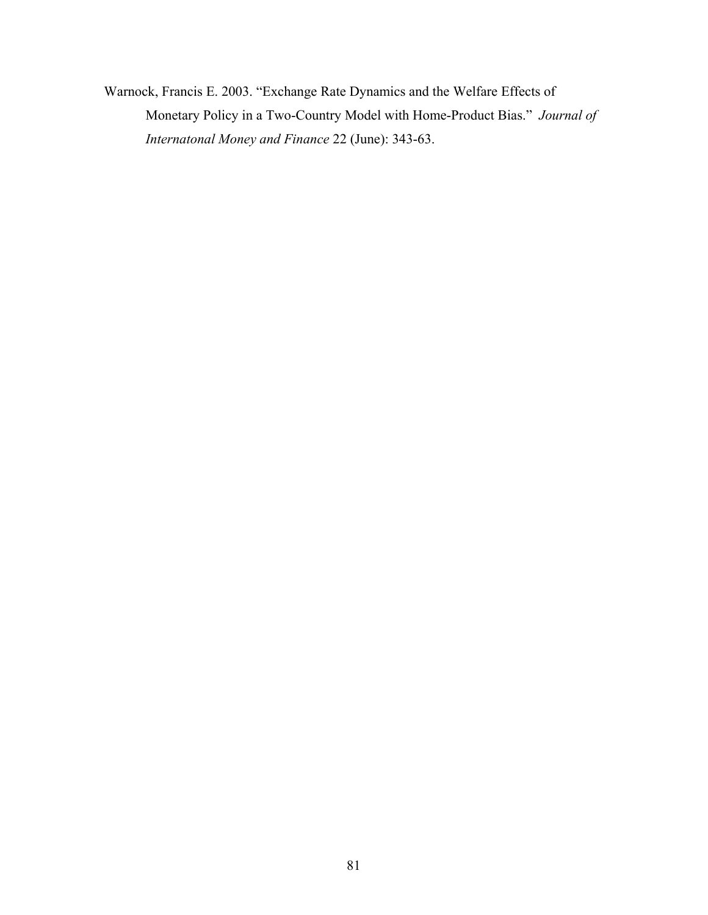Warnock, Francis E. 2003. "Exchange Rate Dynamics and the Welfare Effects of Monetary Policy in a Two-Country Model with Home-Product Bias." *Journal of Internatonal Money and Finance* 22 (June): 343-63.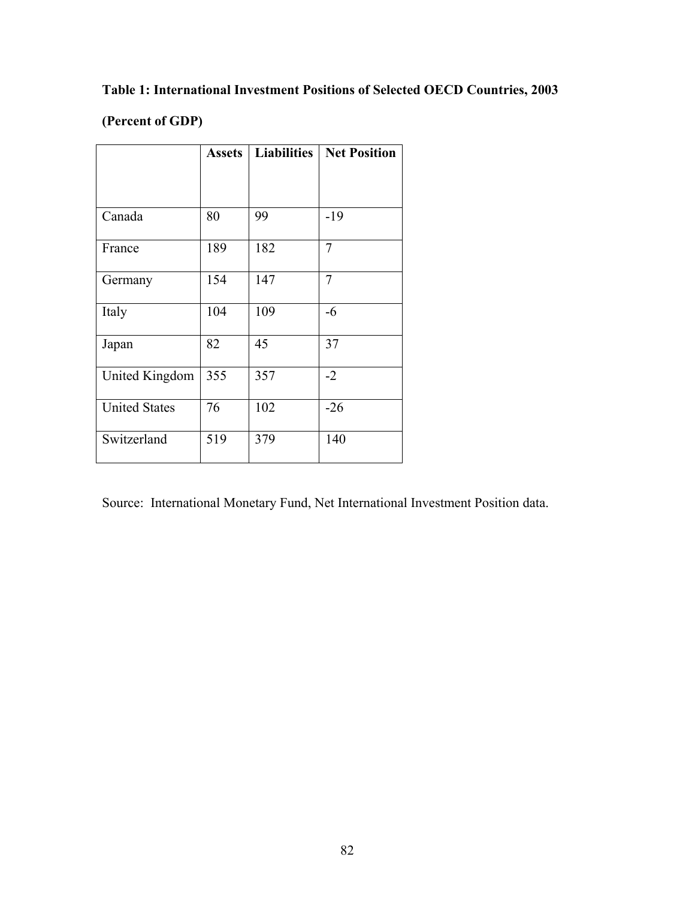**Table 1: International Investment Positions of Selected OECD Countries, 2003**

**(Percent of GDP)**

| | Assets | Liabilities | Net Position |
|---|---|---|---|
| Canada | 80 | 99 | -19 |
| France | 189 | 182 | 7 |
| Germany | 154 | 147 | 7 |
| Italy | 104 | 109 | -6 |
| Japan | 82 | 45 | 37 |
| United Kingdom | 355 | 357 | -2 |
| United States | 76 | 102 | -26 |
| Switzerland | 519 | 379 | 140 |

Source: International Monetary Fund, Net International Investment Position data.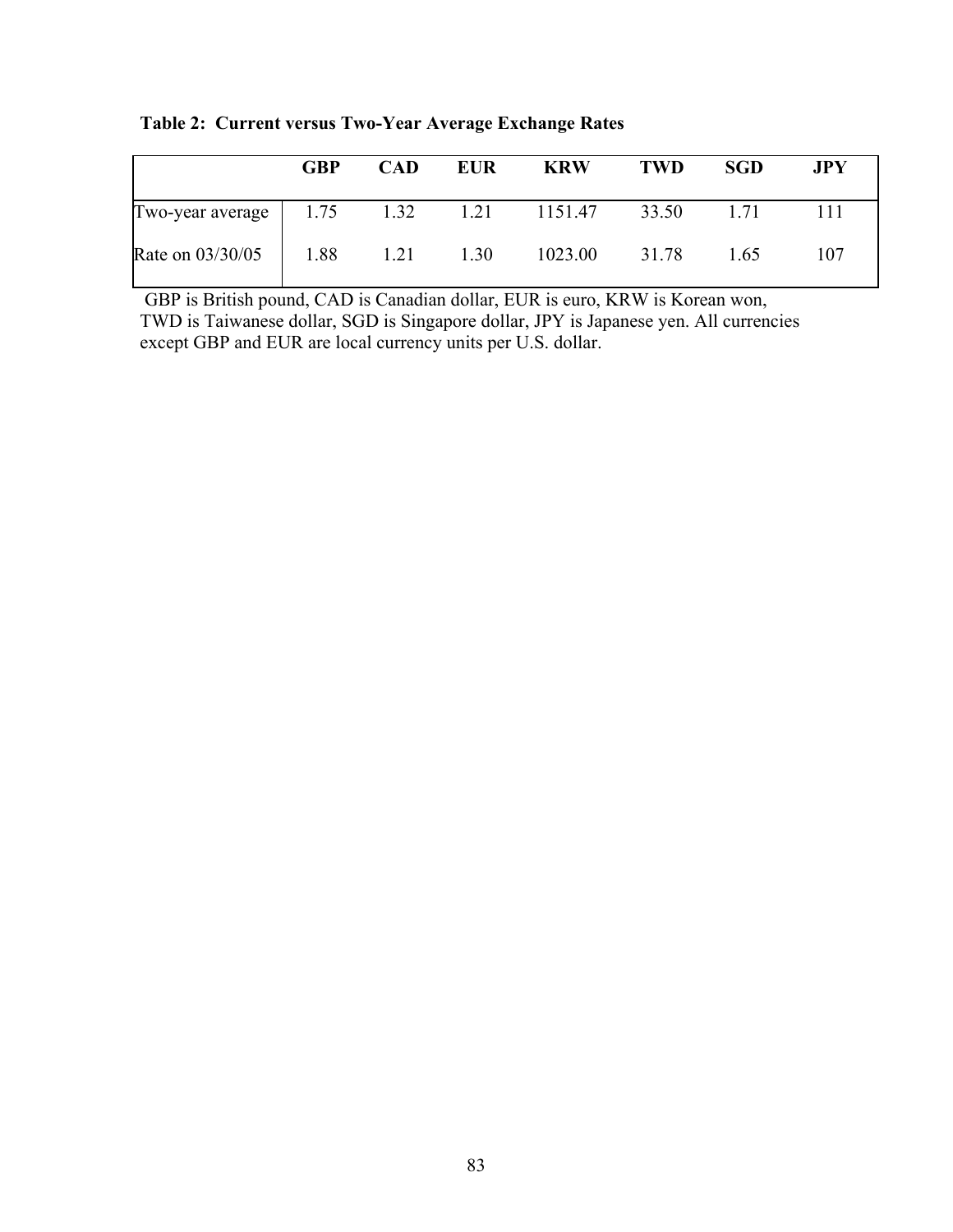**Table 2: Current versus Two-Year Average Exchange Rates**

| | GBP | CAD | EUR | KRW | TWD | SGD | JPY |
|---|---|---|---|---|---|---|---|
| Two-year average | 1.75 | 1.32 | 1.21 | 1151.47 | 33.50 | 1.71 | 111 |
| Rate on 03/30/05 | 1.88 | 1.21 | 1.30 | 1023.00 | 31.78 | 1.65 | 107 |

GBP is British pound, CAD is Canadian dollar, EUR is euro, KRW is Korean won, TWD is Taiwanese dollar, SGD is Singapore dollar, JPY is Japanese yen. All currencies except GBP and EUR are local currency units per U.S. dollar.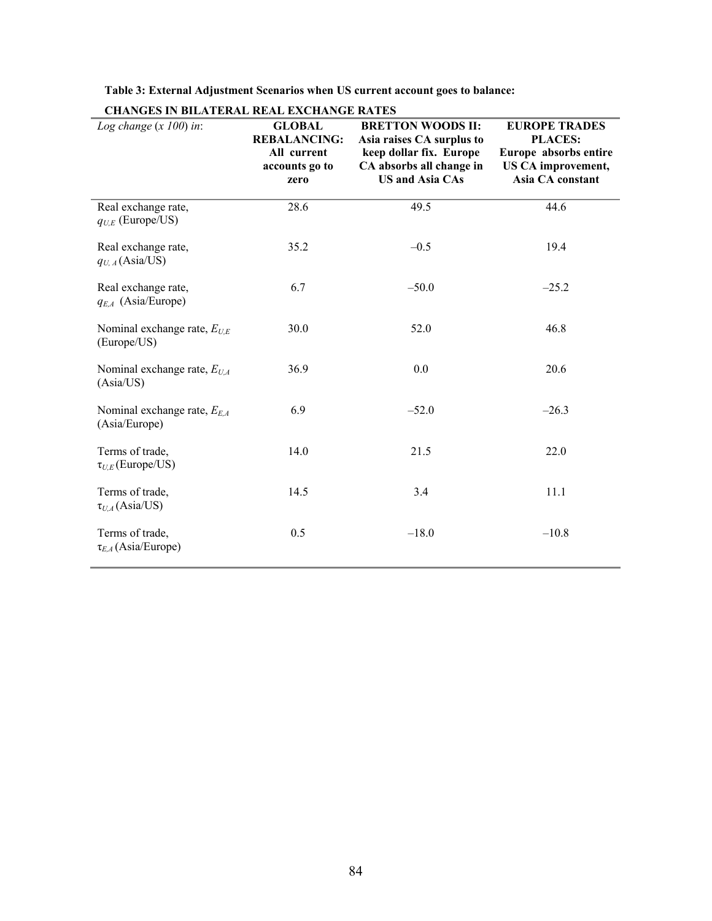**Table 3: External Adjustment Scenarios when US current account goes to balance:**

**CHANGES IN BILATERAL REAL EXCHANGE RATES**

| *Log change (x 100) in*: | **GLOBAL REBALANCING: All current accounts go to zero** | **BRETTON WOODS II: Asia raises CA surplus to keep dollar fix. Europe CA absorbs all change in US and Asia CAs** | **EUROPE TRADES PLACES: Europe absorbs entire US CA improvement, Asia CA constant** |
|---|---|---|---|
| Real exchange rate, $q_{U,E}$ (Europe/US) | 28.6 | 49.5 | 44.6 |
| Real exchange rate, $q_{U,A}$ (Asia/US) | 35.2 | –0.5 | 19.4 |
| Real exchange rate, $q_{E,A}$ (Asia/Europe) | 6.7 | –50.0 | –25.2 |
| Nominal exchange rate, $E_{U,E}$ (Europe/US) | 30.0 | 52.0 | 46.8 |
| Nominal exchange rate, $E_{U,A}$ (Asia/US) | 36.9 | 0.0 | 20.6 |
| Nominal exchange rate, $E_{E,A}$ (Asia/Europe) | 6.9 | –52.0 | –26.3 |
| Terms of trade, $\tau_{U,E}$ (Europe/US) | 14.0 | 21.5 | 22.0 |
| Terms of trade, $\tau_{U,A}$ (Asia/US) | 14.5 | 3.4 | 11.1 |
| Terms of trade, $\tau_{E,A}$ (Asia/Europe) | 0.5 | –18.0 | –10.8 |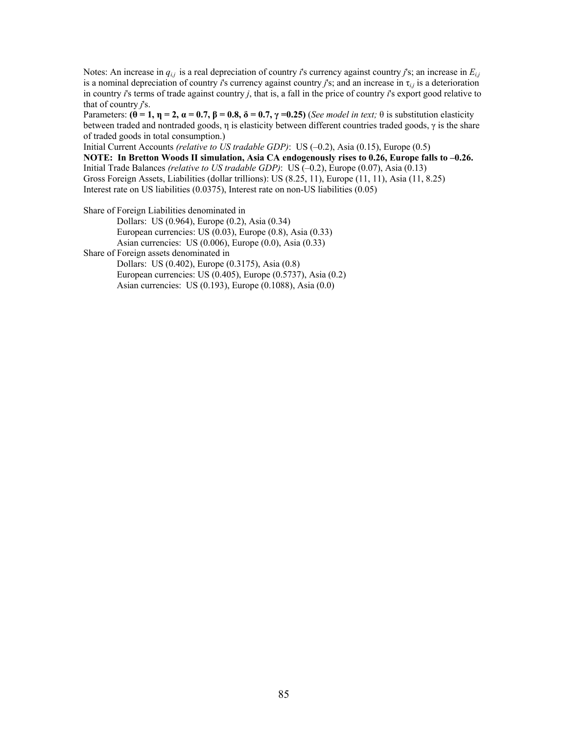Notes: An increase in $q_{i,j}$ is a real depreciation of country *i*'s currency against country *j*'s; an increase in $E_{i,j}$ is a nominal depreciation of country *i*'s currency against country *j*'s; and an increase in $\tau_{i,j}$ is a deterioration in country *i*'s terms of trade against country *j*, that is, a fall in the price of country *i*'s export good relative to that of country *j*'s.

Parameters: **($\theta$ = 1, $\eta$ = 2, $\alpha$ = 0.7, $\beta$ = 0.8, $\delta$ = 0.7, $\gamma$ =0.25)** (*See model in text;* $\theta$ is substitution elasticity between traded and nontraded goods, $\eta$ is elasticity between different countries traded goods, $\gamma$ is the share of traded goods in total consumption.)

Initial Current Accounts *(relative to US tradable GDP)*: US (–0.2), Asia (0.15), Europe (0.5)

**NOTE: In Bretton Woods II simulation, Asia CA endogenously rises to 0.26, Europe falls to –0.26.**

Initial Trade Balances *(relative to US tradable GDP)*: US (–0.2), Europe (0.07), Asia (0.13)

Gross Foreign Assets, Liabilities (dollar trillions): US (8.25, 11), Europe (11, 11), Asia (11, 8.25)

Interest rate on US liabilities (0.0375), Interest rate on non-US liabilities (0.05)

Share of Foreign Liabilities denominated in

- Dollars: US (0.964), Europe (0.2), Asia (0.34)
- European currencies: US (0.03), Europe (0.8), Asia (0.33)
- Asian currencies: US (0.006), Europe (0.0), Asia (0.33)

Share of Foreign assets denominated in

- Dollars: US (0.402), Europe (0.3175), Asia (0.8)
- European currencies: US (0.405), Europe (0.5737), Asia (0.2)
- Asian currencies: US (0.193), Europe (0.1088), Asia (0.0)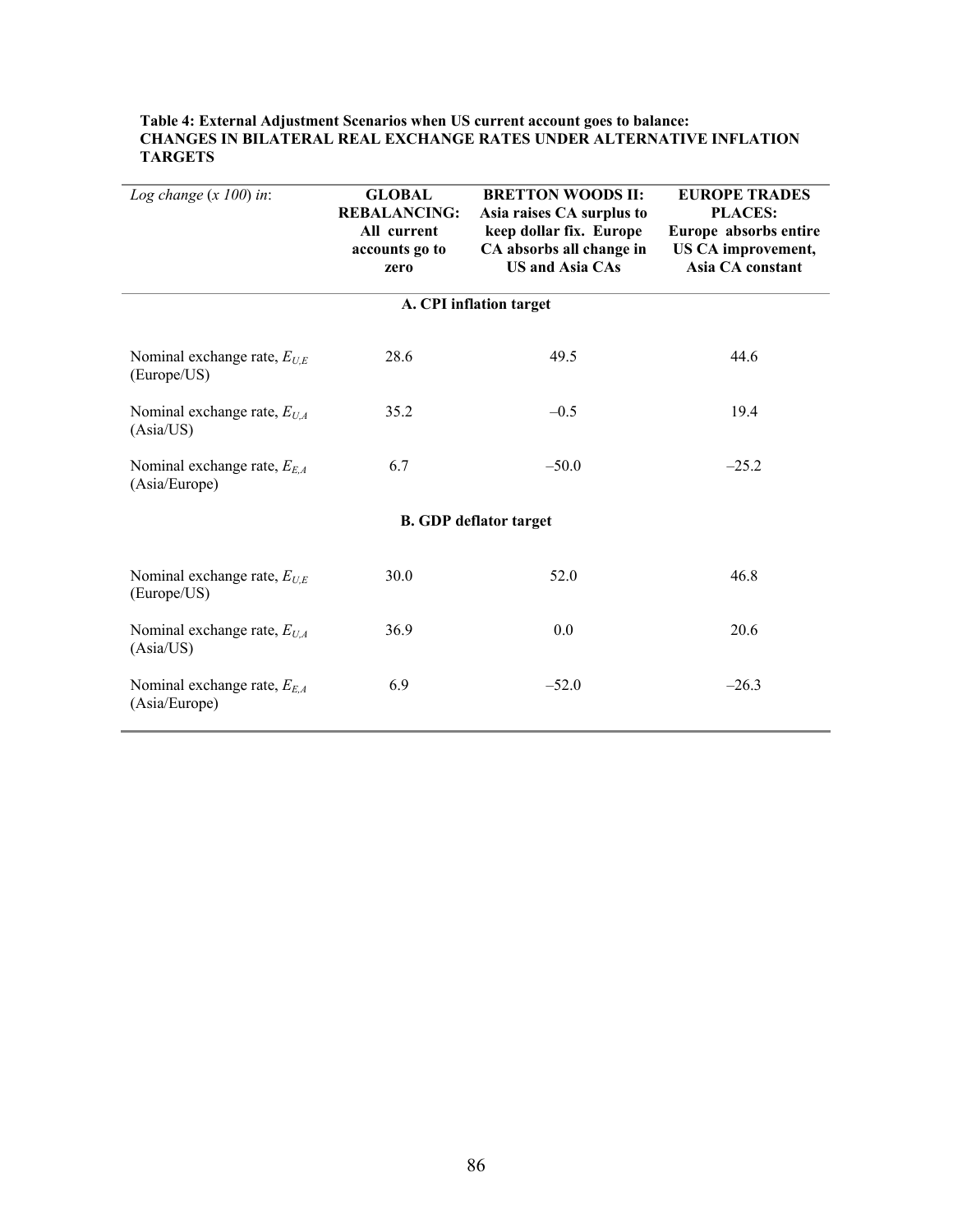**Table 4: External Adjustment Scenarios when US current account goes to balance: CHANGES IN BILATERAL REAL EXCHANGE RATES UNDER ALTERNATIVE INFLATION TARGETS**

| *Log change (x 100) in*: | **GLOBAL REBALANCING: All current accounts go to zero** | **BRETTON WOODS II: Asia raises CA surplus to keep dollar fix. Europe CA absorbs all change in US and Asia CAs** | **EUROPE TRADES PLACES: Europe absorbs entire US CA improvement, Asia CA constant** |
|---|---|---|---|
| | **A. CPI inflation target** | | |
| Nominal exchange rate, $E_{U,E}$ (Europe/US) | 28.6 | 49.5 | 44.6 |
| Nominal exchange rate, $E_{U,A}$ (Asia/US) | 35.2 | –0.5 | 19.4 |
| Nominal exchange rate, $E_{E,A}$ (Asia/Europe) | 6.7 | –50.0 | –25.2 |
| | **B. GDP deflator target** | | |
| Nominal exchange rate, $E_{U,E}$ (Europe/US) | 30.0 | 52.0 | 46.8 |
| Nominal exchange rate, $E_{U,A}$ (Asia/US) | 36.9 | 0.0 | 20.6 |
| Nominal exchange rate, $E_{E,A}$ (Asia/Europe) | 6.9 | –52.0 | –26.3 |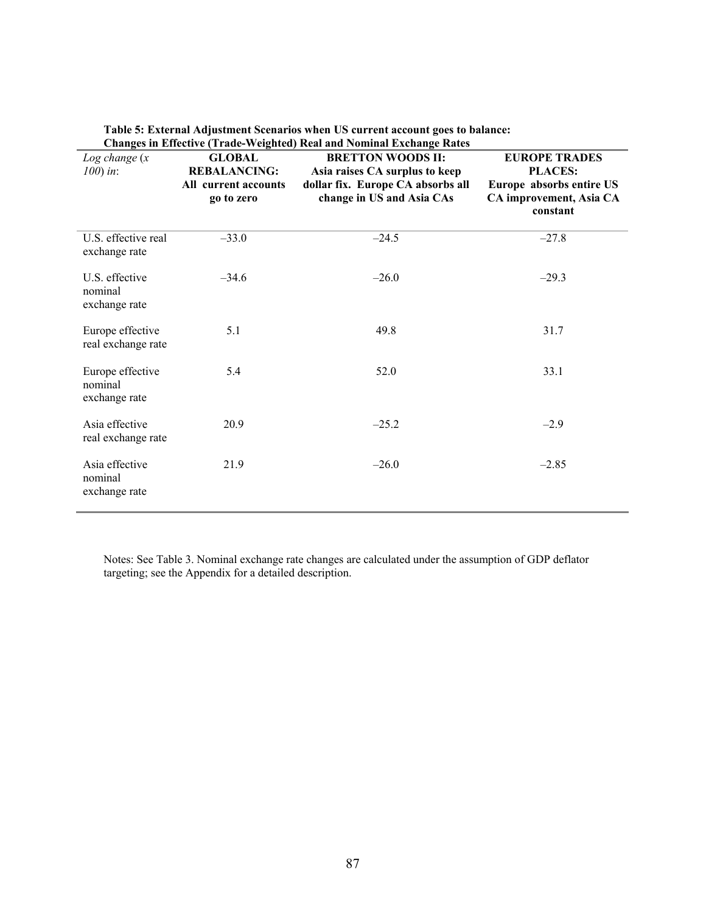**Table 5: External Adjustment Scenarios when US current account goes to balance: Changes in Effective (Trade-Weighted) Real and Nominal Exchange Rates**

| *Log change (x 100) in*: | **GLOBAL REBALANCING: All current accounts go to zero** | **BRETTON WOODS II: Asia raises CA surplus to keep dollar fix. Europe CA absorbs all change in US and Asia CAs** | **EUROPE TRADES PLACES: Europe absorbs entire US CA improvement, Asia CA constant** |
|---|---|---|---|
| U.S. effective real exchange rate | –33.0 | –24.5 | –27.8 |
| U.S. effective nominal exchange rate | –34.6 | –26.0 | –29.3 |
| Europe effective real exchange rate | 5.1 | 49.8 | 31.7 |
| Europe effective nominal exchange rate | 5.4 | 52.0 | 33.1 |
| Asia effective real exchange rate | 20.9 | –25.2 | –2.9 |
| Asia effective nominal exchange rate | 21.9 | –26.0 | –2.85 |

Notes: See Table 3. Nominal exchange rate changes are calculated under the assumption of GDP deflator targeting; see the Appendix for a detailed description.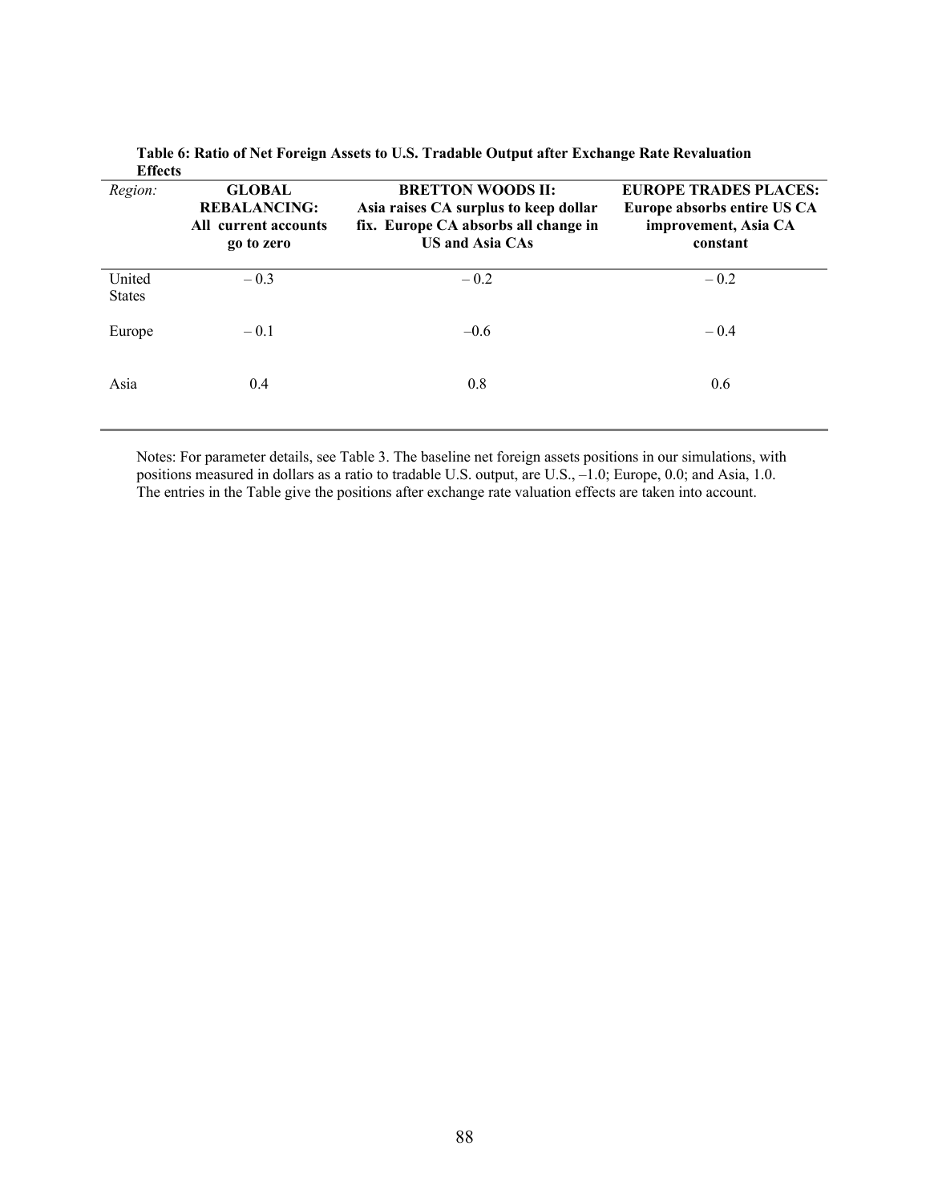**Table 6: Ratio of Net Foreign Assets to U.S. Tradable Output after Exchange Rate Revaluation Effects**

| *Region:* | **GLOBAL REBALANCING: All current accounts go to zero** | **BRETTON WOODS II: Asia raises CA surplus to keep dollar fix. Europe CA absorbs all change in US and Asia CAs** | **EUROPE TRADES PLACES: Europe absorbs entire US CA improvement, Asia CA constant** |
|---|---|---|---|
| United States | – 0.3 | – 0.2 | – 0.2 |
| Europe | – 0.1 | –0.6 | – 0.4 |
| Asia | 0.4 | 0.8 | 0.6 |

Notes: For parameter details, see Table 3. The baseline net foreign assets positions in our simulations, with positions measured in dollars as a ratio to tradable U.S. output, are U.S., –1.0; Europe, 0.0; and Asia, 1.0. The entries in the Table give the positions after exchange rate valuation effects are taken into account.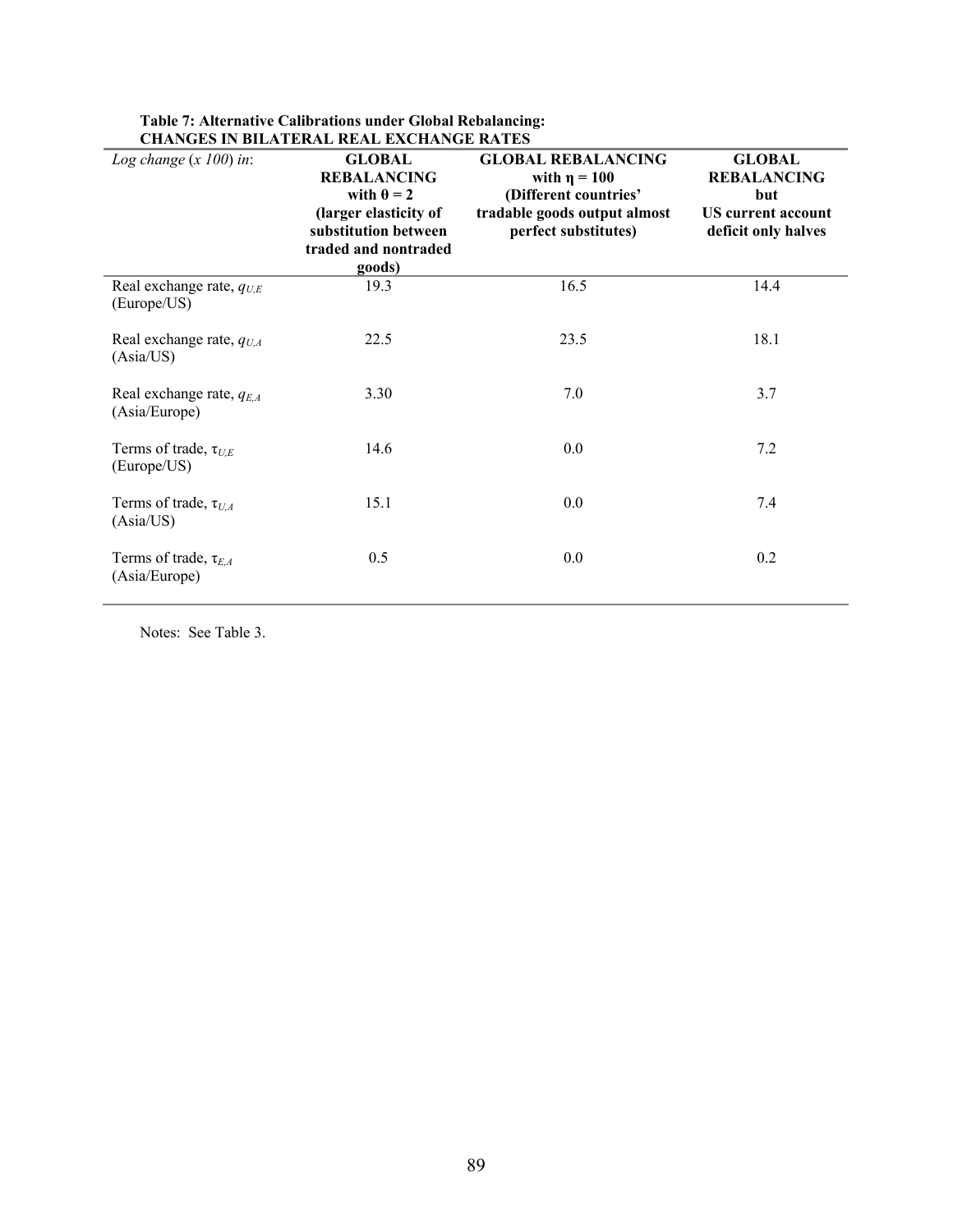**Table 7: Alternative Calibrations under Global Rebalancing: CHANGES IN BILATERAL REAL EXCHANGE RATES**

| *Log change (x 100) in*: | **GLOBAL REBALANCING with $\theta = 2$ (larger elasticity of substitution between traded and nontraded goods)** | **GLOBAL REBALANCING with $\eta = 100$ (Different countries' tradable goods output almost perfect substitutes)** | **GLOBAL REBALANCING but US current account deficit only halves** |
|---|---|---|---|
| Real exchange rate, $q_{U,E}$ (Europe/US) | 19.3 | 16.5 | 14.4 |
| Real exchange rate, $q_{U,A}$ (Asia/US) | 22.5 | 23.5 | 18.1 |
| Real exchange rate, $q_{E,A}$ (Asia/Europe) | 3.30 | 7.0 | 3.7 |
| Terms of trade, $\tau_{U,E}$ (Europe/US) | 14.6 | 0.0 | 7.2 |
| Terms of trade, $\tau_{U,A}$ (Asia/US) | 15.1 | 0.0 | 7.4 |
| Terms of trade, $\tau_{E,A}$ (Asia/Europe) | 0.5 | 0.0 | 0.2 |

Notes: See Table 3.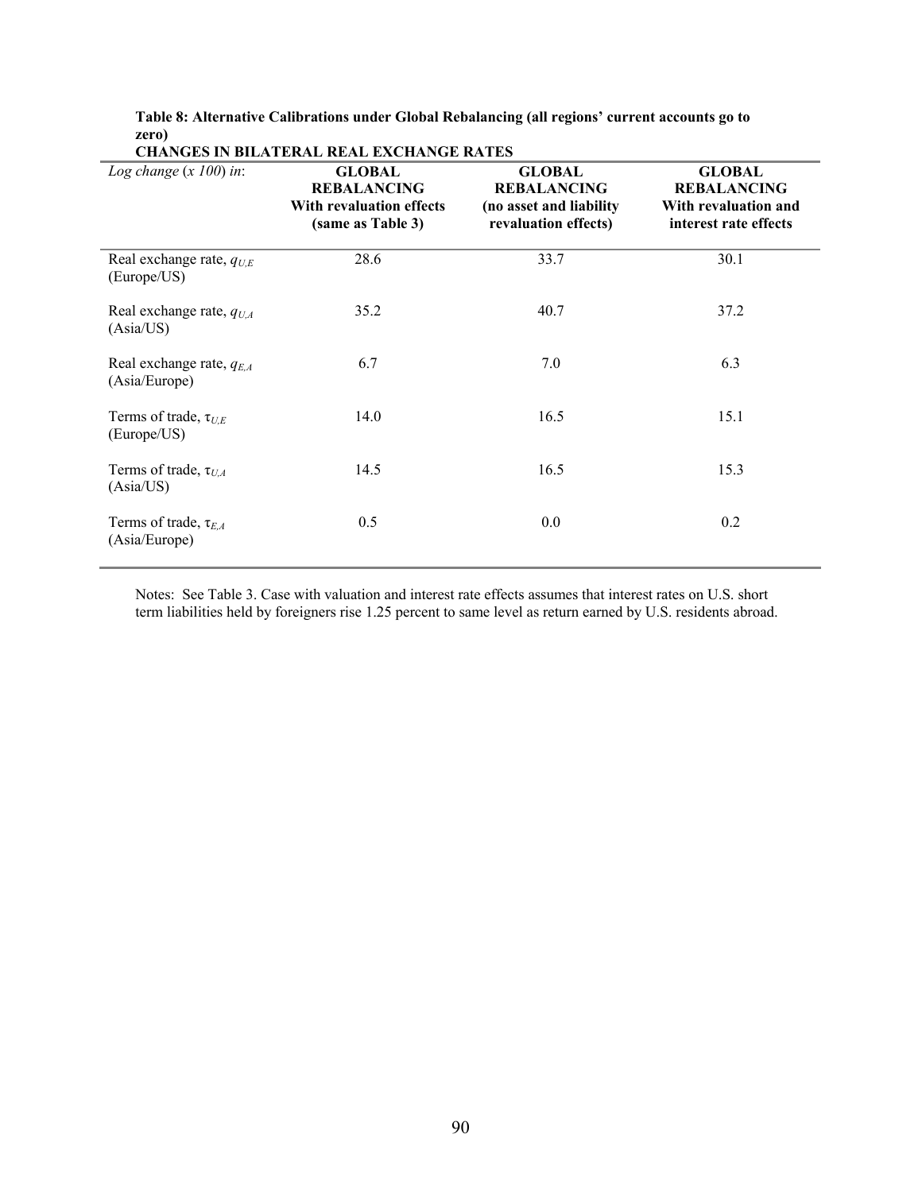**Table 8: Alternative Calibrations under Global Rebalancing (all regions' current accounts go to zero)**

**CHANGES IN BILATERAL REAL EXCHANGE RATES**

| *Log change (x 100) in*: | **GLOBAL REBALANCING With revaluation effects (same as Table 3)** | **GLOBAL REBALANCING (no asset and liability revaluation effects)** | **GLOBAL REBALANCING With revaluation and interest rate effects** |
|---|---|---|---|
| Real exchange rate, $q_{U,E}$ (Europe/US) | 28.6 | 33.7 | 30.1 |
| Real exchange rate, $q_{U,A}$ (Asia/US) | 35.2 | 40.7 | 37.2 |
| Real exchange rate, $q_{E,A}$ (Asia/Europe) | 6.7 | 7.0 | 6.3 |
| Terms of trade, $\tau_{U,E}$ (Europe/US) | 14.0 | 16.5 | 15.1 |
| Terms of trade, $\tau_{U,A}$ (Asia/US) | 14.5 | 16.5 | 15.3 |
| Terms of trade, $\tau_{E,A}$ (Asia/Europe) | 0.5 | 0.0 | 0.2 |

Notes: See Table 3. Case with valuation and interest rate effects assumes that interest rates on U.S. short term liabilities held by foreigners rise 1.25 percent to same level as return earned by U.S. residents abroad.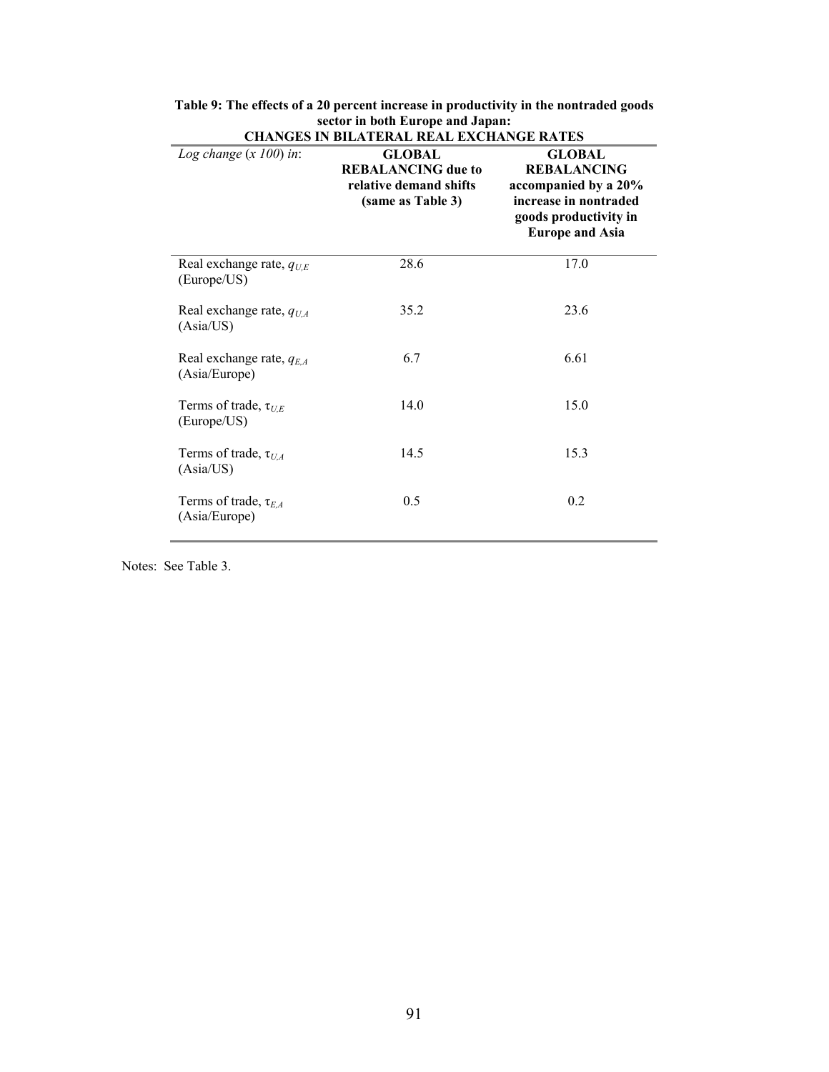**Table 9: The effects of a 20 percent increase in productivity in the nontraded goods sector in both Europe and Japan:**
**CHANGES IN BILATERAL REAL EXCHANGE RATES**

| *Log change (x 100) in*: | **GLOBAL REBALANCING due to relative demand shifts (same as Table 3)** | **GLOBAL REBALANCING accompanied by a 20% increase in nontraded goods productivity in Europe and Asia** |
|---|---|---|
| Real exchange rate, $q_{U,E}$ (Europe/US) | 28.6 | 17.0 |
| Real exchange rate, $q_{U,A}$ (Asia/US) | 35.2 | 23.6 |
| Real exchange rate, $q_{E,A}$ (Asia/Europe) | 6.7 | 6.61 |
| Terms of trade, $\tau_{U,E}$ (Europe/US) | 14.0 | 15.0 |
| Terms of trade, $\tau_{U,A}$ (Asia/US) | 14.5 | 15.3 |
| Terms of trade, $\tau_{E,A}$ (Asia/Europe) | 0.5 | 0.2 |

Notes: See Table 3.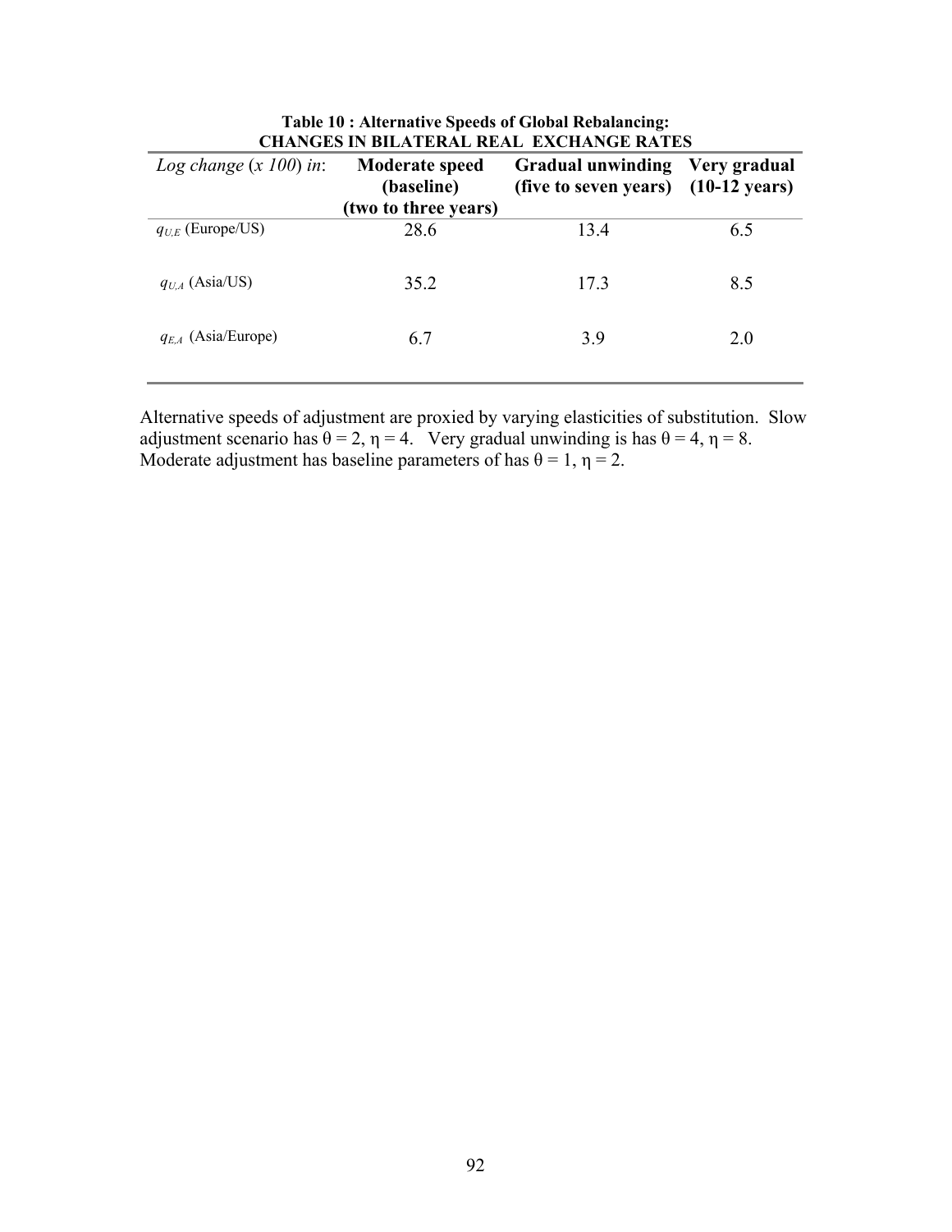**Table 10 : Alternative Speeds of Global Rebalancing:**
**CHANGES IN BILATERAL REAL EXCHANGE RATES**

| *Log change* (*x 100*) *in*: | **Moderate speed (baseline) (two to three years)** | **Gradual unwinding (five to seven years)** | **Very gradual (10-12 years)** |
|---|---|---|---|
| $q_{U,E}$ (Europe/US) | 28.6 | 13.4 | 6.5 |
| $q_{U,A}$ (Asia/US) | 35.2 | 17.3 | 8.5 |
| $q_{E,A}$ (Asia/Europe) | 6.7 | 3.9 | 2.0 |

Alternative speeds of adjustment are proxied by varying elasticities of substitution. Slow adjustment scenario has $\theta = 2$, $\eta = 4$. Very gradual unwinding is has $\theta = 4$, $\eta = 8$. Moderate adjustment has baseline parameters of has $\theta = 1$, $\eta = 2$.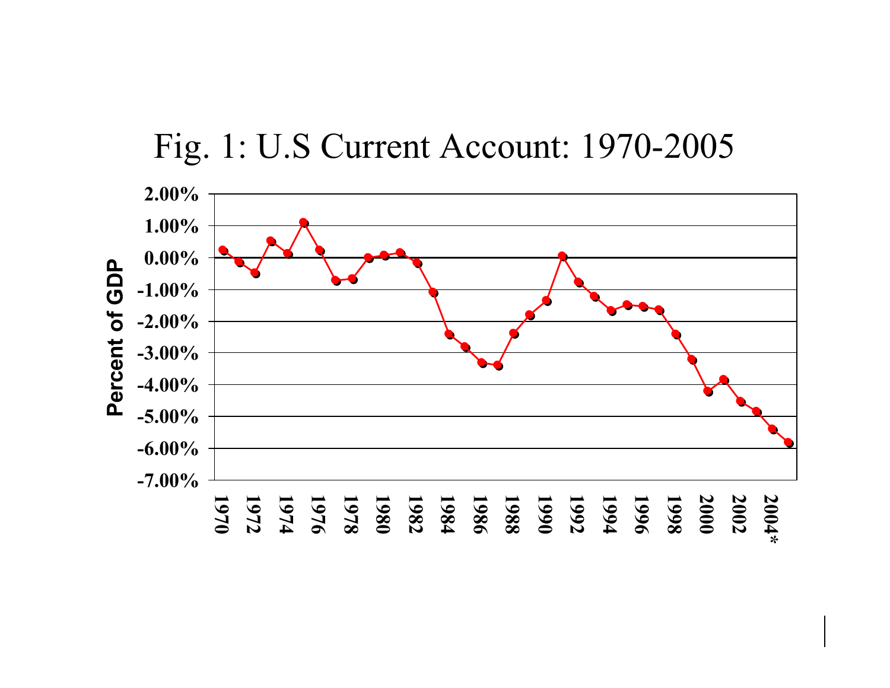Fig. 1: U.S Current Account: 1970-2005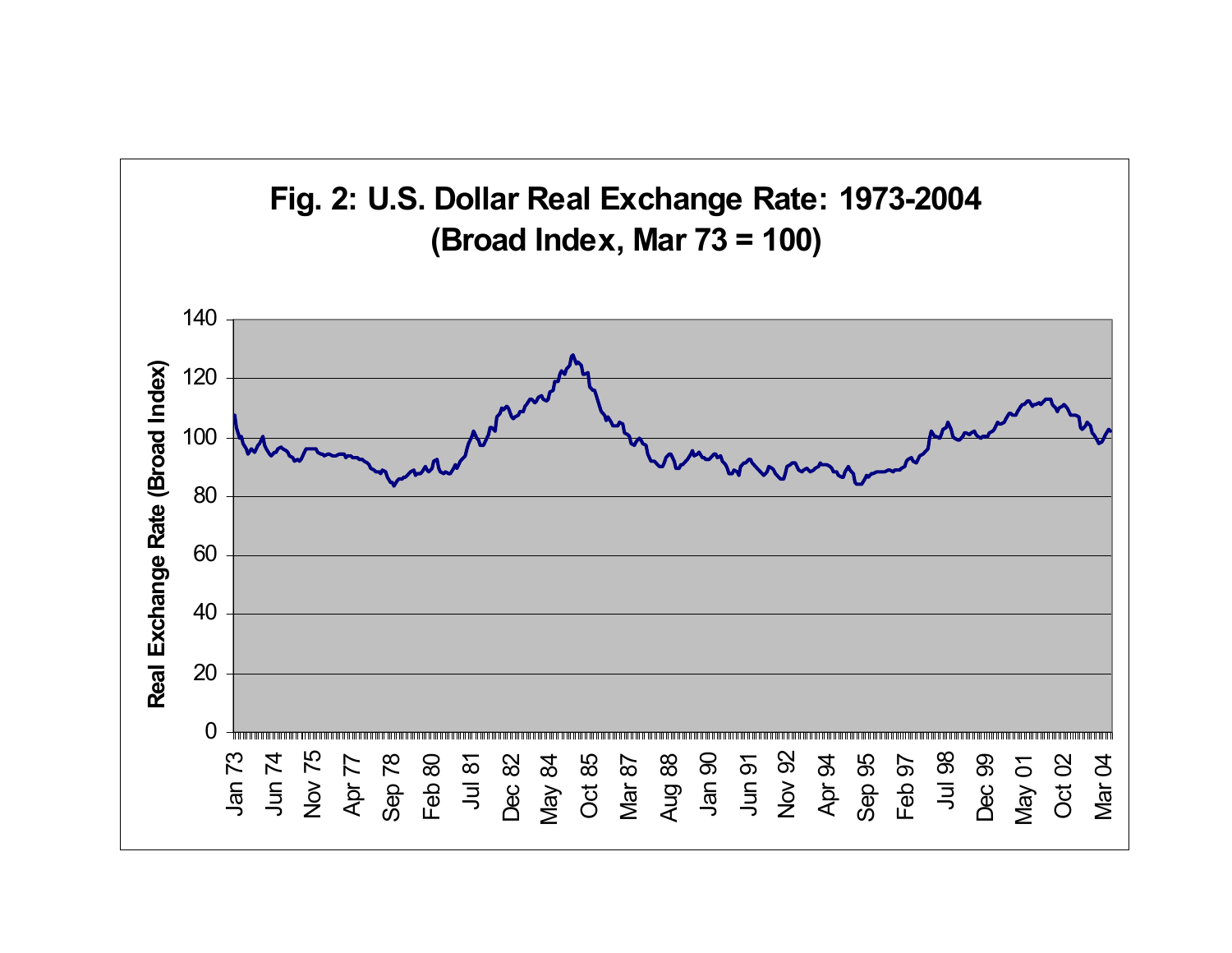**Fig. 2: U.S. Dollar Real Exchange Rate: 1973-2004**
**(Broad Index, Mar 73 = 100)**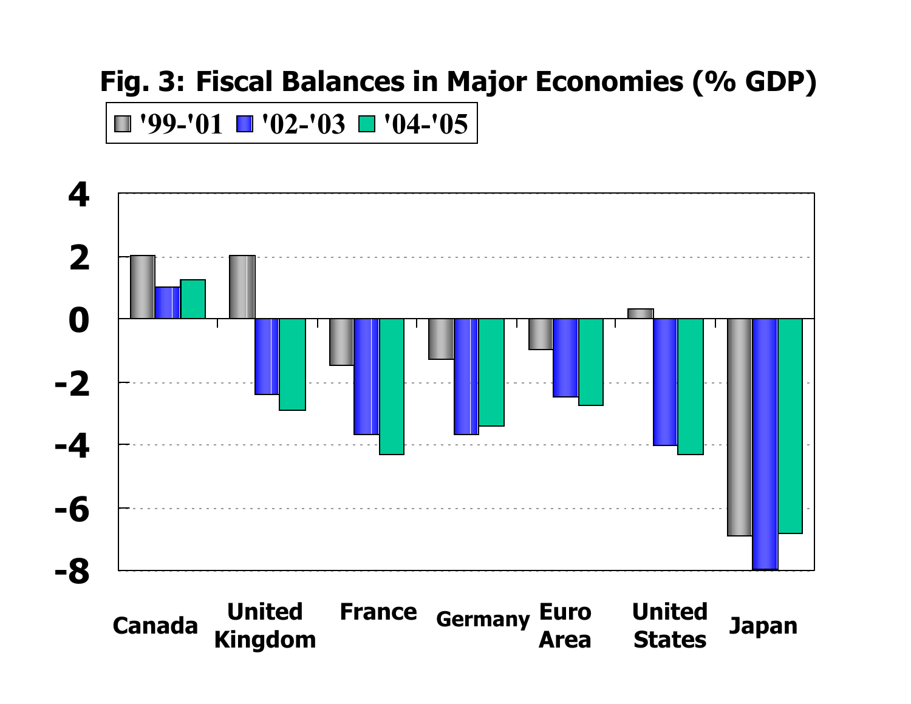**Fig. 3: Fiscal Balances in Major Economies (% GDP)**

'99-'01 '02-'03 '04-'05

4
2
0
-2
-4
-6
-8

Canada | United Kingdom | France | Germany | Euro Area | United States | Japan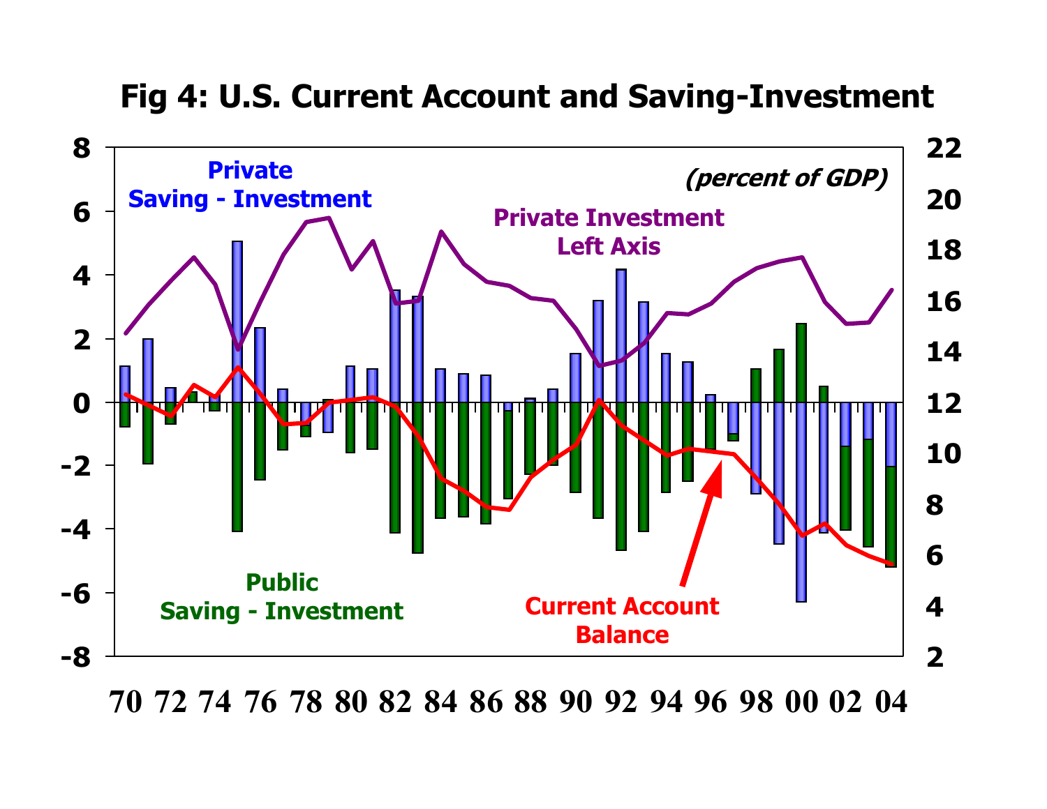# Fig 4: U.S. Current Account and Saving-Investment

*(percent of GDP)*

Private Saving - Investment

Private Investment Left Axis

Public Saving - Investment

Current Account Balance

70 72 74 76 78 80 82 84 86 88 90 92 94 96 98 00 02 04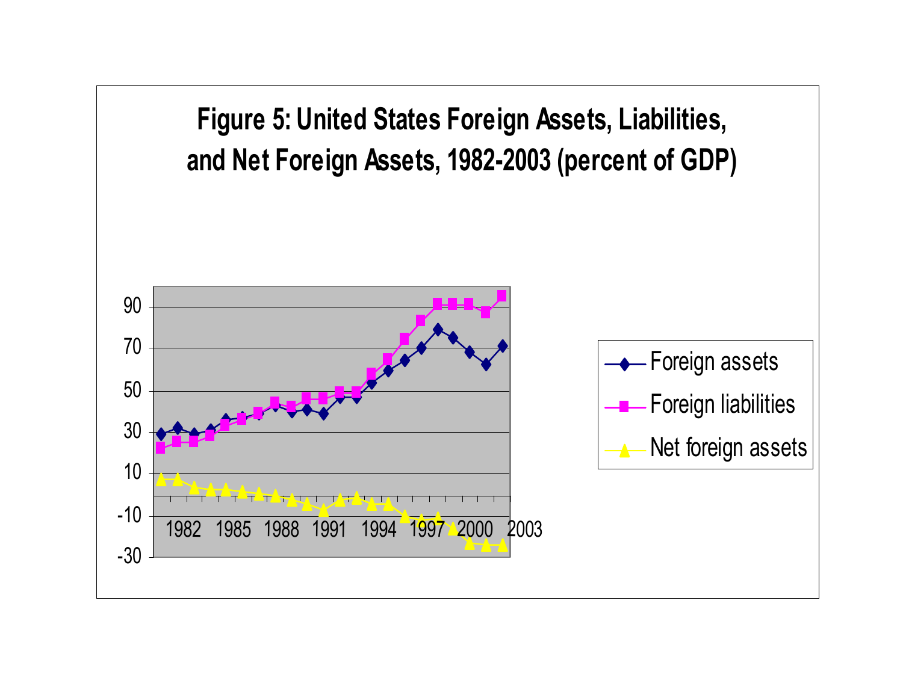**Figure 5: United States Foreign Assets, Liabilities, and Net Foreign Assets, 1982-2003 (percent of GDP)**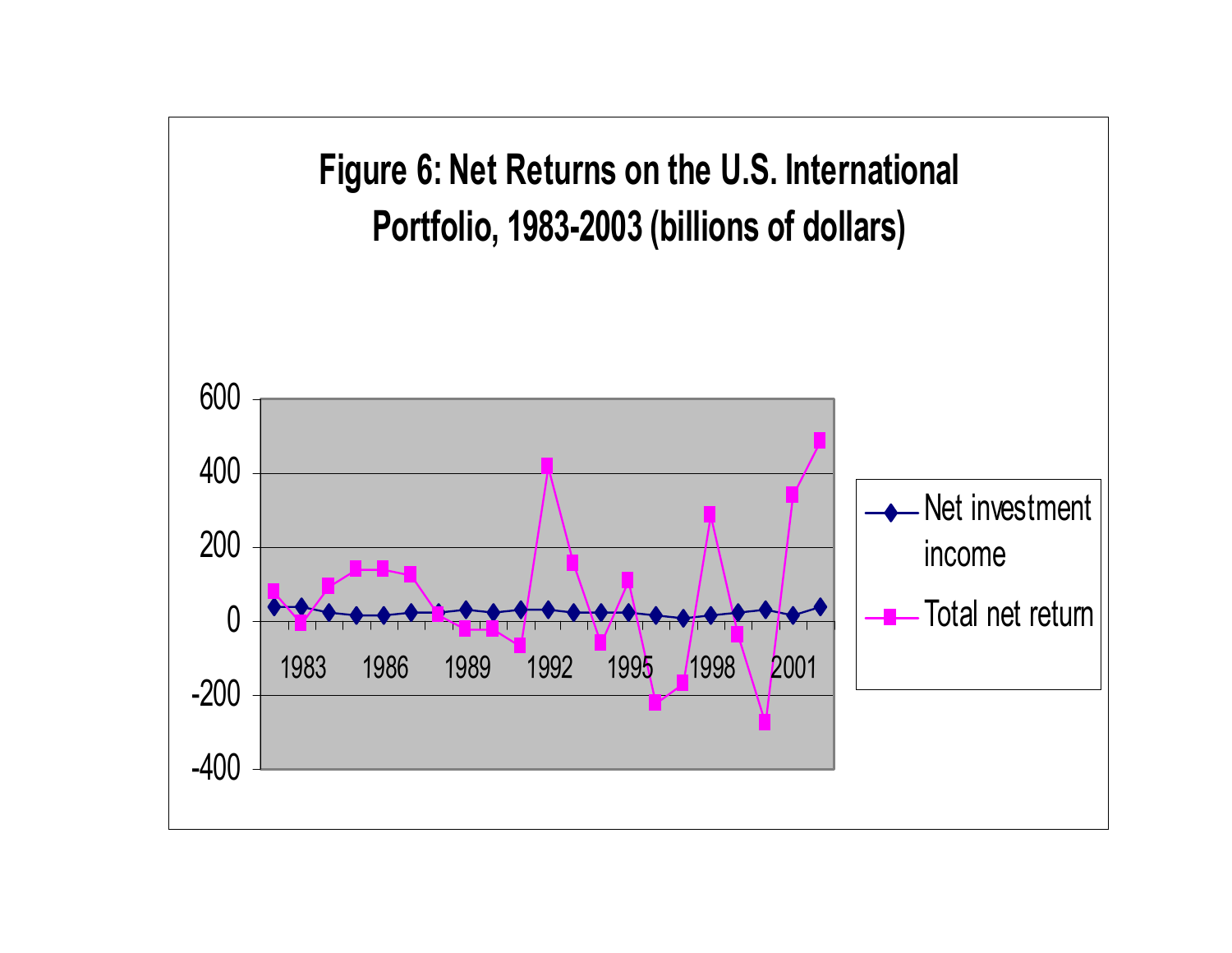**Figure 6: Net Returns on the U.S. International Portfolio, 1983-2003 (billions of dollars)**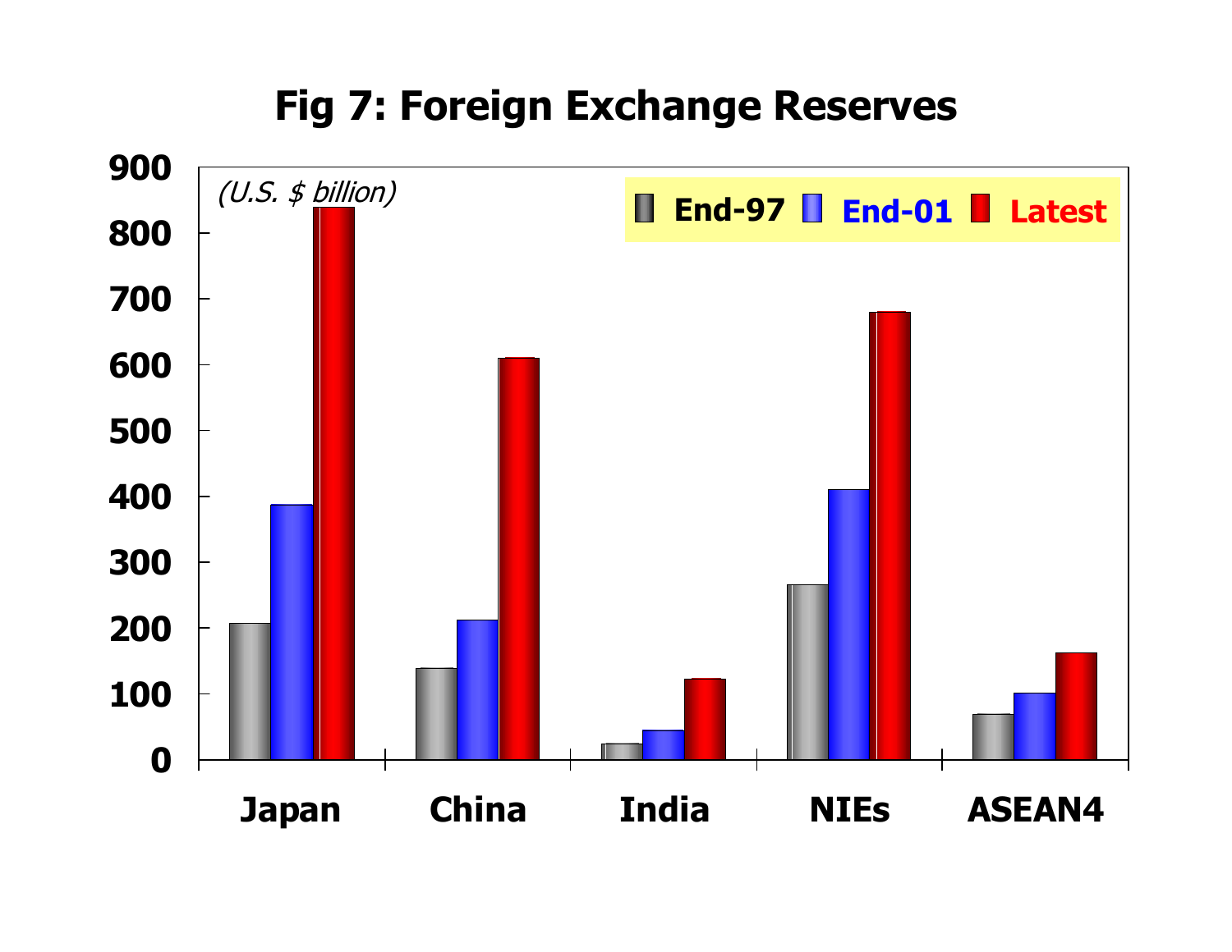# Fig 7: Foreign Exchange Reserves

(U.S. $ billion)

End-97 End-01 Latest

900
800
700
600
500
400
300
200
100
0

Japan China India NIEs ASEAN4